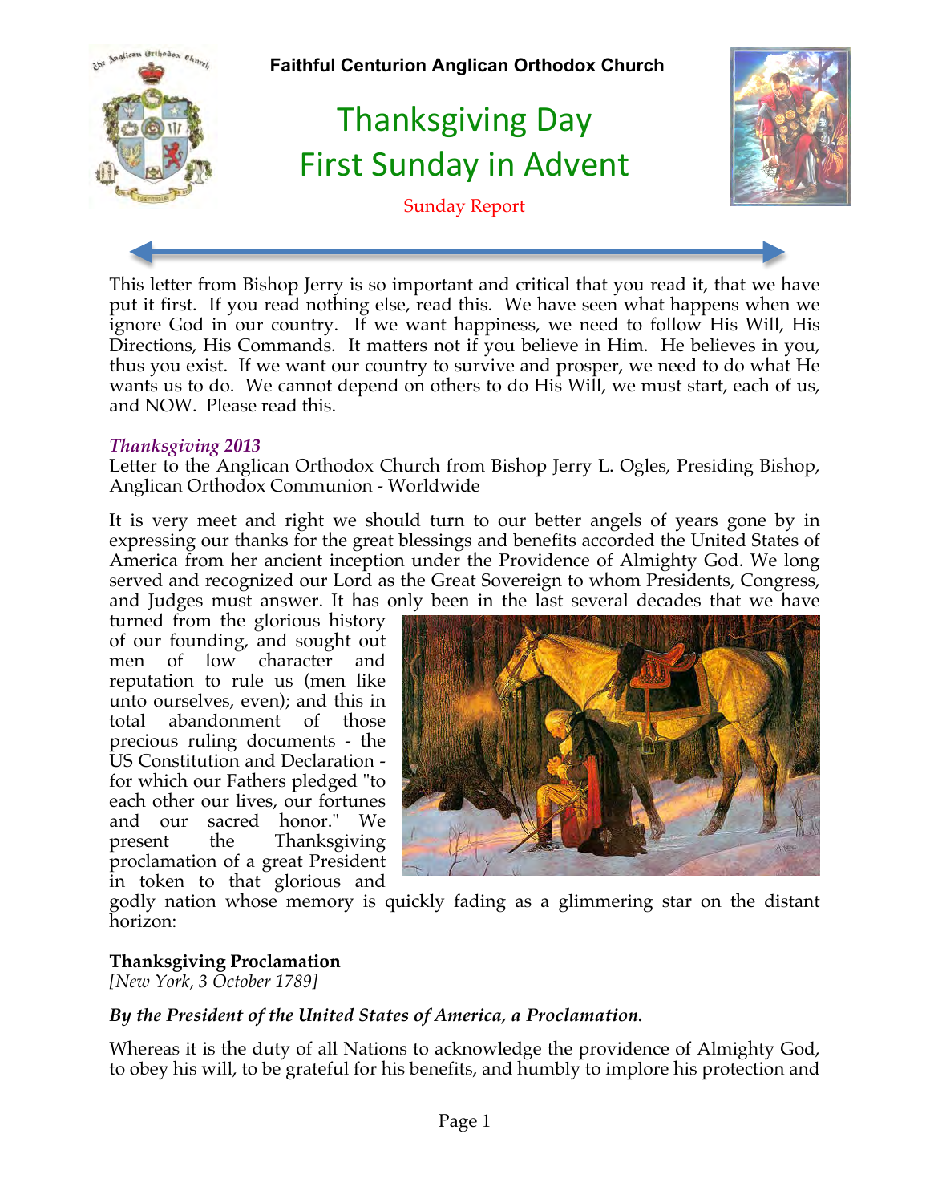**Faithful Centurion Anglican Orthodox Church**

# Thanksgiving Day
# First Sunday in Advent

Sunday Report

This letter from Bishop Jerry is so important and critical that you read it, that we have put it first. If you read nothing else, read this. We have seen what happens when we ignore God in our country. If we want happiness, we need to follow His Will, His Directions, His Commands. It matters not if you believe in Him. He believes in you, thus you exist. If we want our country to survive and prosper, we need to do what He wants us to do. We cannot depend on others to do His Will, we must start, each of us, and NOW. Please read this.

***Thanksgiving 2013***

Letter to the Anglican Orthodox Church from Bishop Jerry L. Ogles, Presiding Bishop, Anglican Orthodox Communion - Worldwide

It is very meet and right we should turn to our better angels of years gone by in expressing our thanks for the great blessings and benefits accorded the United States of America from her ancient inception under the Providence of Almighty God. We long served and recognized our Lord as the Great Sovereign to whom Presidents, Congress, and Judges must answer. It has only been in the last several decades that we have turned from the glorious history of our founding, and sought out men of low character and reputation to rule us (men like unto ourselves, even); and this in total abandonment of those precious ruling documents - the US Constitution and Declaration - for which our Fathers pledged "to each other our lives, our fortunes and our sacred honor." We present the Thanksgiving proclamation of a great President in token to that glorious and godly nation whose memory is quickly fading as a glimmering star on the distant horizon:

**Thanksgiving Proclamation**

*[New York, 3 October 1789]*

***By the President of the United States of America, a Proclamation.***

Whereas it is the duty of all Nations to acknowledge the providence of Almighty God, to obey his will, to be grateful for his benefits, and humbly to implore his protection and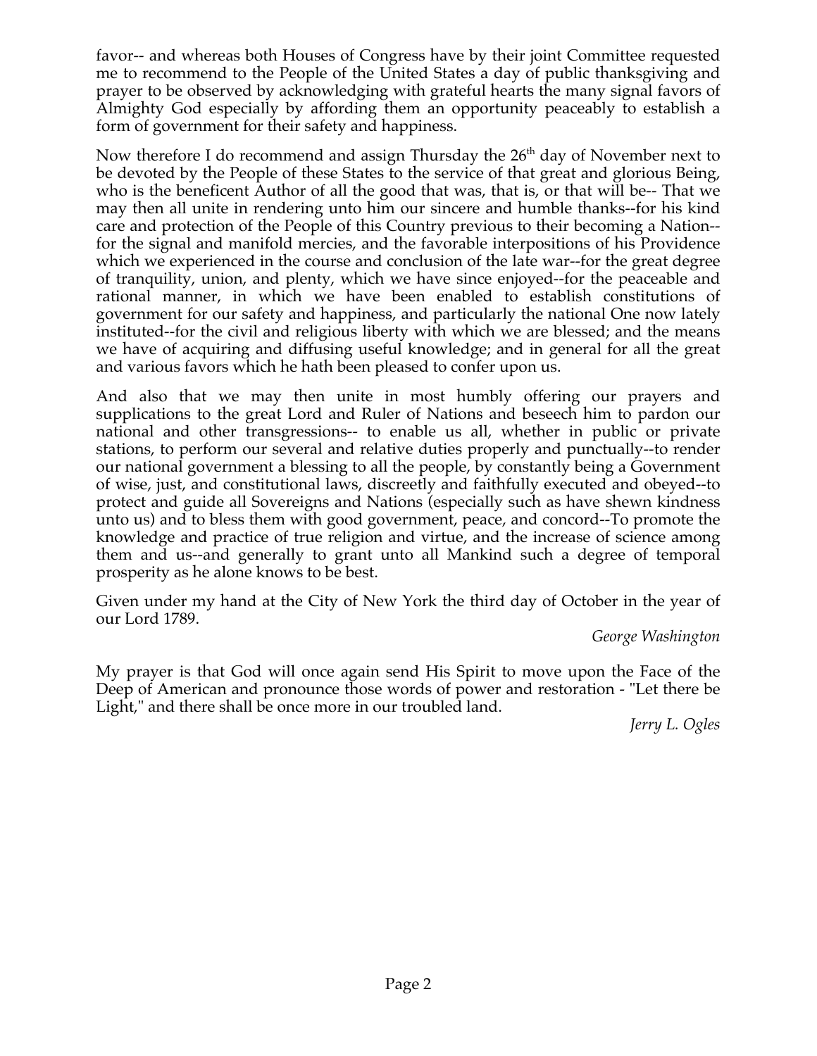favor-- and whereas both Houses of Congress have by their joint Committee requested me to recommend to the People of the United States a day of public thanksgiving and prayer to be observed by acknowledging with grateful hearts the many signal favors of Almighty God especially by affording them an opportunity peaceably to establish a form of government for their safety and happiness.

Now therefore I do recommend and assign Thursday the 26th day of November next to be devoted by the People of these States to the service of that great and glorious Being, who is the beneficent Author of all the good that was, that is, or that will be-- That we may then all unite in rendering unto him our sincere and humble thanks--for his kind care and protection of the People of this Country previous to their becoming a Nation-- for the signal and manifold mercies, and the favorable interpositions of his Providence which we experienced in the course and conclusion of the late war--for the great degree of tranquility, union, and plenty, which we have since enjoyed--for the peaceable and rational manner, in which we have been enabled to establish constitutions of government for our safety and happiness, and particularly the national One now lately instituted--for the civil and religious liberty with which we are blessed; and the means we have of acquiring and diffusing useful knowledge; and in general for all the great and various favors which he hath been pleased to confer upon us.

And also that we may then unite in most humbly offering our prayers and supplications to the great Lord and Ruler of Nations and beseech him to pardon our national and other transgressions-- to enable us all, whether in public or private stations, to perform our several and relative duties properly and punctually--to render our national government a blessing to all the people, by constantly being a Government of wise, just, and constitutional laws, discreetly and faithfully executed and obeyed--to protect and guide all Sovereigns and Nations (especially such as have shewn kindness unto us) and to bless them with good government, peace, and concord--To promote the knowledge and practice of true religion and virtue, and the increase of science among them and us--and generally to grant unto all Mankind such a degree of temporal prosperity as he alone knows to be best.

Given under my hand at the City of New York the third day of October in the year of our Lord 1789.

*George Washington*

My prayer is that God will once again send His Spirit to move upon the Face of the Deep of American and pronounce those words of power and restoration - "Let there be Light," and there shall be once more in our troubled land.

*Jerry L. Ogles*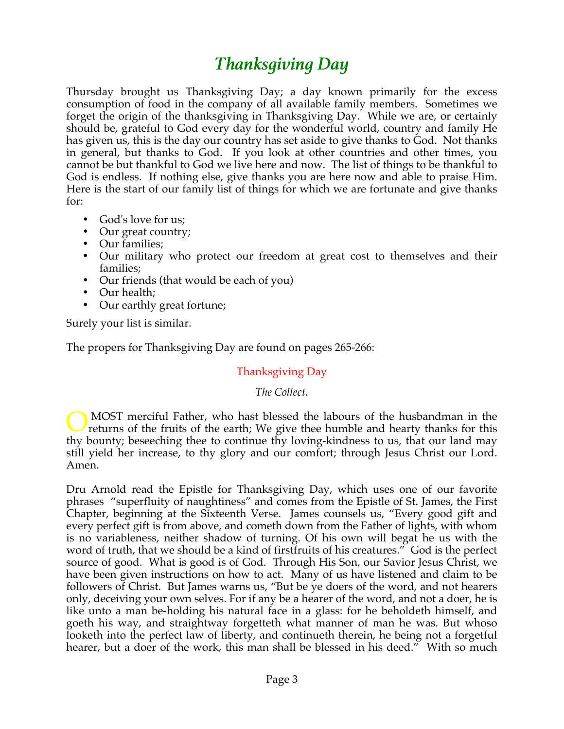# *Thanksgiving Day*

Thursday brought us Thanksgiving Day; a day known primarily for the excess consumption of food in the company of all available family members. Sometimes we forget the origin of the thanksgiving in Thanksgiving Day. While we are, or certainly should be, grateful to God every day for the wonderful world, country and family He has given us, this is the day our country has set aside to give thanks to God. Not thanks in general, but thanks to God. If you look at other countries and other times, you cannot be but thankful to God we live here and now. The list of things to be thankful to God is endless. If nothing else, give thanks you are here now and able to praise Him. Here is the start of our family list of things for which we are fortunate and give thanks for:

- God's love for us;
- Our great country;
- Our families;
- Our military who protect our freedom at great cost to themselves and their families;
- Our friends (that would be each of you)
- Our health;
- Our earthly great fortune;

Surely your list is similar.

The propers for Thanksgiving Day are found on pages 265-266:

### Thanksgiving Day

*The Collect.*

O MOST merciful Father, who hast blessed the labours of the husbandman in the returns of the fruits of the earth; We give thee humble and hearty thanks for this thy bounty; beseeching thee to continue thy loving-kindness to us, that our land may still yield her increase, to thy glory and our comfort; through Jesus Christ our Lord. Amen.

Dru Arnold read the Epistle for Thanksgiving Day, which uses one of our favorite phrases "superfluity of naughtiness" and comes from the Epistle of St. James, the First Chapter, beginning at the Sixteenth Verse. James counsels us, "Every good gift and every perfect gift is from above, and cometh down from the Father of lights, with whom is no variableness, neither shadow of turning. Of his own will begat he us with the word of truth, that we should be a kind of firstfruits of his creatures." God is the perfect source of good. What is good is of God. Through His Son, our Savior Jesus Christ, we have been given instructions on how to act. Many of us have listened and claim to be followers of Christ. But James warns us, "But be ye doers of the word, and not hearers only, deceiving your own selves. For if any be a hearer of the word, and not a doer, he is like unto a man be-holding his natural face in a glass: for he beholdeth himself, and goeth his way, and straightway forgetteth what manner of man he was. But whoso looketh into the perfect law of liberty, and continueth therein, he being not a forgetful hearer, but a doer of the work, this man shall be blessed in his deed." With so much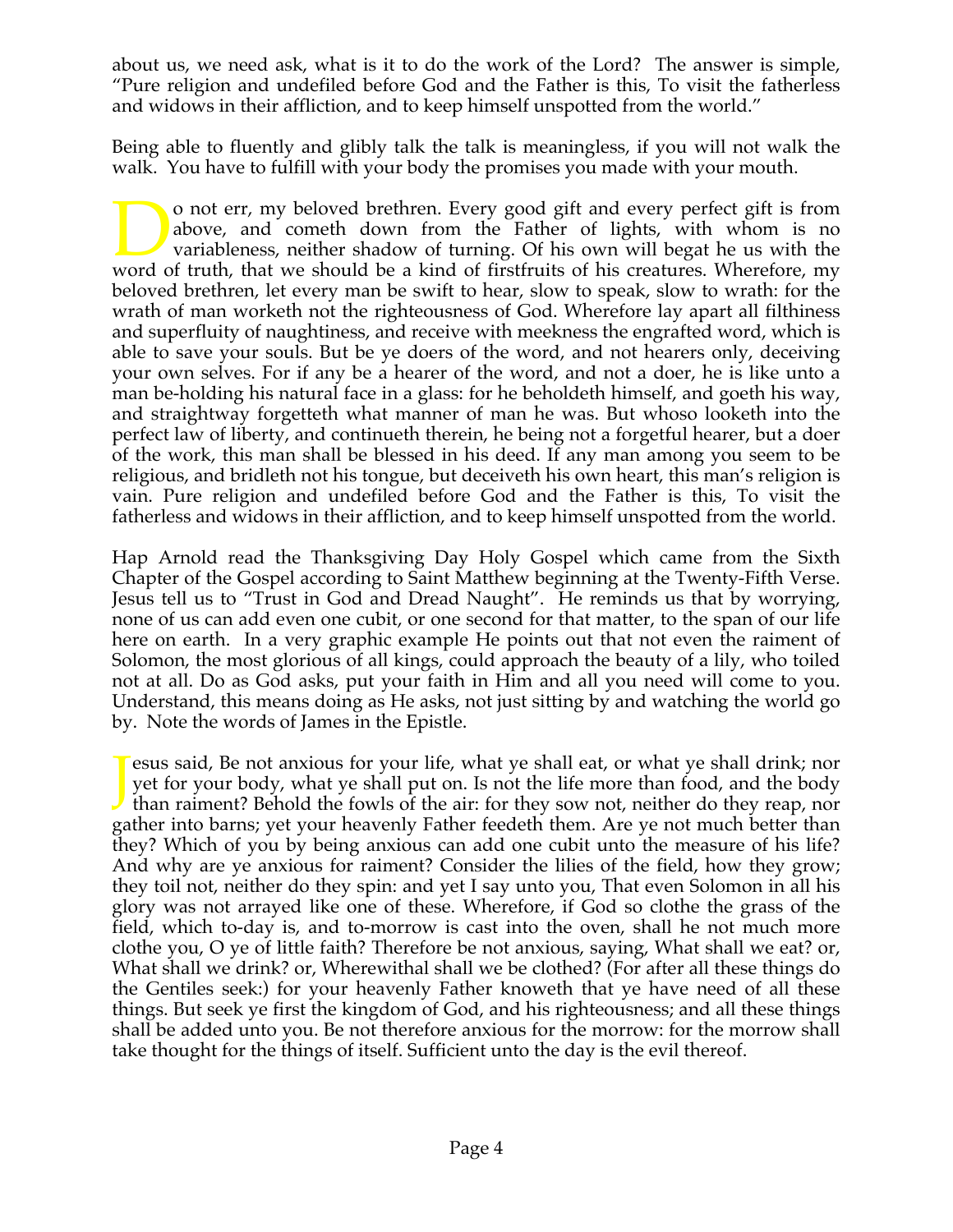about us, we need ask, what is it to do the work of the Lord? The answer is simple, "Pure religion and undefiled before God and the Father is this, To visit the fatherless and widows in their affliction, and to keep himself unspotted from the world."

Being able to fluently and glibly talk the talk is meaningless, if you will not walk the walk. You have to fulfill with your body the promises you made with your mouth.

Do not err, my beloved brethren. Every good gift and every perfect gift is from above, and cometh down from the Father of lights, with whom is no variableness, neither shadow of turning. Of his own will begat he us with the word of truth, that we should be a kind of firstfruits of his creatures. Wherefore, my beloved brethren, let every man be swift to hear, slow to speak, slow to wrath: for the wrath of man worketh not the righteousness of God. Wherefore lay apart all filthiness and superfluity of naughtiness, and receive with meekness the engrafted word, which is able to save your souls. But be ye doers of the word, and not hearers only, deceiving your own selves. For if any be a hearer of the word, and not a doer, he is like unto a man be-holding his natural face in a glass: for he beholdeth himself, and goeth his way, and straightway forgetteth what manner of man he was. But whoso looketh into the perfect law of liberty, and continueth therein, he being not a forgetful hearer, but a doer of the work, this man shall be blessed in his deed. If any man among you seem to be religious, and bridleth not his tongue, but deceiveth his own heart, this man's religion is vain. Pure religion and undefiled before God and the Father is this, To visit the fatherless and widows in their affliction, and to keep himself unspotted from the world.

Hap Arnold read the Thanksgiving Day Holy Gospel which came from the Sixth Chapter of the Gospel according to Saint Matthew beginning at the Twenty-Fifth Verse. Jesus tell us to "Trust in God and Dread Naught". He reminds us that by worrying, none of us can add even one cubit, or one second for that matter, to the span of our life here on earth. In a very graphic example He points out that not even the raiment of Solomon, the most glorious of all kings, could approach the beauty of a lily, who toiled not at all. Do as God asks, put your faith in Him and all you need will come to you. Understand, this means doing as He asks, not just sitting by and watching the world go by. Note the words of James in the Epistle.

Jesus said, Be not anxious for your life, what ye shall eat, or what ye shall drink; nor yet for your body, what ye shall put on. Is not the life more than food, and the body than raiment? Behold the fowls of the air: for they sow not, neither do they reap, nor gather into barns; yet your heavenly Father feedeth them. Are ye not much better than they? Which of you by being anxious can add one cubit unto the measure of his life? And why are ye anxious for raiment? Consider the lilies of the field, how they grow; they toil not, neither do they spin: and yet I say unto you, That even Solomon in all his glory was not arrayed like one of these. Wherefore, if God so clothe the grass of the field, which to-day is, and to-morrow is cast into the oven, shall he not much more clothe you, O ye of little faith? Therefore be not anxious, saying, What shall we eat? or, What shall we drink? or, Wherewithal shall we be clothed? (For after all these things do the Gentiles seek:) for your heavenly Father knoweth that ye have need of all these things. But seek ye first the kingdom of God, and his righteousness; and all these things shall be added unto you. Be not therefore anxious for the morrow: for the morrow shall take thought for the things of itself. Sufficient unto the day is the evil thereof.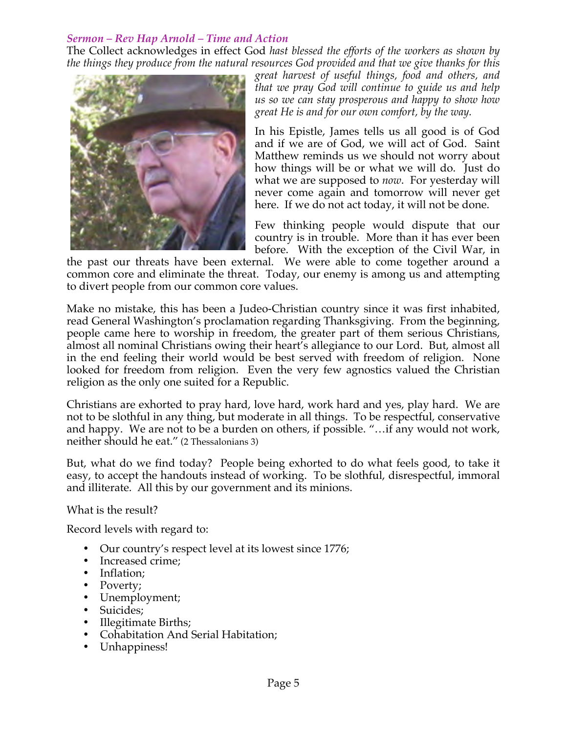### *Sermon – Rev Hap Arnold – Time and Action*

The Collect acknowledges in effect God *hast blessed the efforts of the workers as shown by the things they produce from the natural resources God provided and that we give thanks for this great harvest of useful things, food and others, and that we pray God will continue to guide us and help us so we can stay prosperous and happy to show how great He is and for our own comfort, by the way.*

In his Epistle, James tells us all good is of God and if we are of God, we will act of God. Saint Matthew reminds us we should not worry about how things will be or what we will do. Just do what we are supposed to *now*. For yesterday will never come again and tomorrow will never get here. If we do not act today, it will not be done.

Few thinking people would dispute that our country is in trouble. More than it has ever been before. With the exception of the Civil War, in the past our threats have been external. We were able to come together around a common core and eliminate the threat. Today, our enemy is among us and attempting to divert people from our common core values.

Make no mistake, this has been a Judeo-Christian country since it was first inhabited, read General Washington's proclamation regarding Thanksgiving. From the beginning, people came here to worship in freedom, the greater part of them serious Christians, almost all nominal Christians owing their heart's allegiance to our Lord. But, almost all in the end feeling their world would be best served with freedom of religion. None looked for freedom from religion. Even the very few agnostics valued the Christian religion as the only one suited for a Republic.

Christians are exhorted to pray hard, love hard, work hard and yes, play hard. We are not to be slothful in any thing, but moderate in all things. To be respectful, conservative and happy. We are not to be a burden on others, if possible. "…if any would not work, neither should he eat." (2 Thessalonians 3)

But, what do we find today? People being exhorted to do what feels good, to take it easy, to accept the handouts instead of working. To be slothful, disrespectful, immoral and illiterate. All this by our government and its minions.

What is the result?

Record levels with regard to:

- Our country's respect level at its lowest since 1776;
- Increased crime;
- Inflation;
- Poverty;
- Unemployment;
- Suicides;
- Illegitimate Births;
- Cohabitation And Serial Habitation;
- Unhappiness!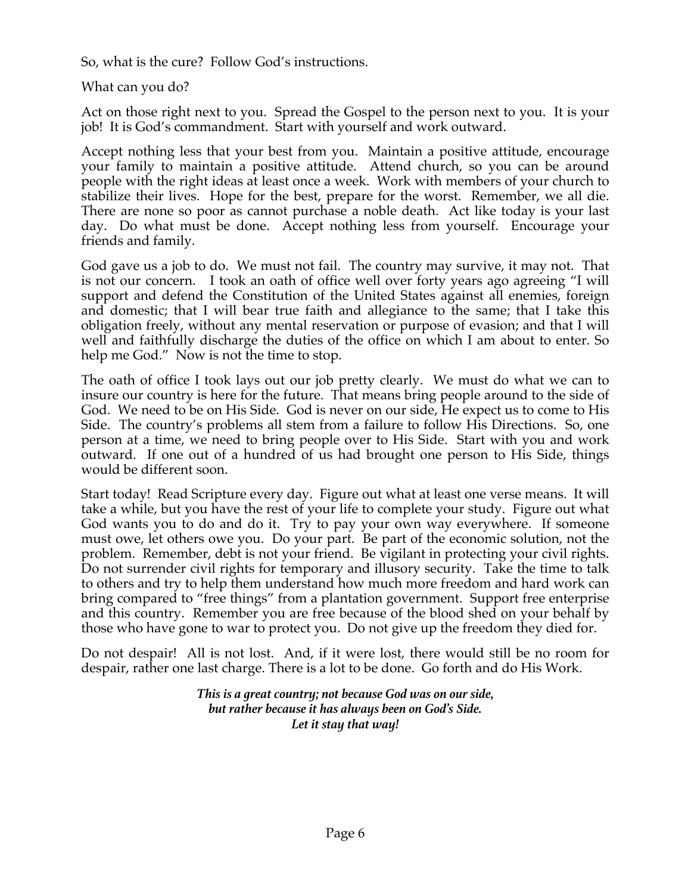So, what is the cure? Follow God's instructions.

What can you do?

Act on those right next to you. Spread the Gospel to the person next to you. It is your job! It is God's commandment. Start with yourself and work outward.

Accept nothing less that your best from you. Maintain a positive attitude, encourage your family to maintain a positive attitude. Attend church, so you can be around people with the right ideas at least once a week. Work with members of your church to stabilize their lives. Hope for the best, prepare for the worst. Remember, we all die. There are none so poor as cannot purchase a noble death. Act like today is your last day. Do what must be done. Accept nothing less from yourself. Encourage your friends and family.

God gave us a job to do. We must not fail. The country may survive, it may not. That is not our concern. I took an oath of office well over forty years ago agreeing "I will support and defend the Constitution of the United States against all enemies, foreign and domestic; that I will bear true faith and allegiance to the same; that I take this obligation freely, without any mental reservation or purpose of evasion; and that I will well and faithfully discharge the duties of the office on which I am about to enter. So help me God." Now is not the time to stop.

The oath of office I took lays out our job pretty clearly. We must do what we can to insure our country is here for the future. That means bring people around to the side of God. We need to be on His Side. God is never on our side, He expect us to come to His Side. The country's problems all stem from a failure to follow His Directions. So, one person at a time, we need to bring people over to His Side. Start with you and work outward. If one out of a hundred of us had brought one person to His Side, things would be different soon.

Start today! Read Scripture every day. Figure out what at least one verse means. It will take a while, but you have the rest of your life to complete your study. Figure out what God wants you to do and do it. Try to pay your own way everywhere. If someone must owe, let others owe you. Do your part. Be part of the economic solution, not the problem. Remember, debt is not your friend. Be vigilant in protecting your civil rights. Do not surrender civil rights for temporary and illusory security. Take the time to talk to others and try to help them understand how much more freedom and hard work can bring compared to "free things" from a plantation government. Support free enterprise and this country. Remember you are free because of the blood shed on your behalf by those who have gone to war to protect you. Do not give up the freedom they died for.

Do not despair! All is not lost. And, if it were lost, there would still be no room for despair, rather one last charge. There is a lot to be done. Go forth and do His Work.

***This is a great country; not because God was on our side,***
***but rather because it has always been on God's Side.***
***Let it stay that way!***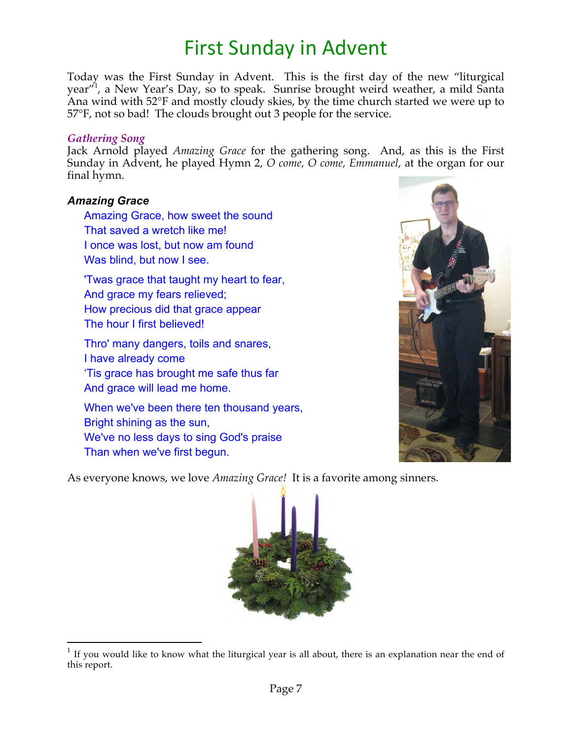# First Sunday in Advent

Today was the First Sunday in Advent. This is the first day of the new "liturgical year"[1], a New Year's Day, so to speak. Sunrise brought weird weather, a mild Santa Ana wind with 52°F and mostly cloudy skies, by the time church started we were up to 57°F, not so bad! The clouds brought out 3 people for the service.

*Gathering Song*

Jack Arnold played *Amazing Grace* for the gathering song. And, as this is the First Sunday in Advent, he played Hymn 2, *O come, O come, Emmanuel*, at the organ for our final hymn.

***Amazing Grace***

Amazing Grace, how sweet the sound
That saved a wretch like me!
I once was lost, but now am found
Was blind, but now I see.

'Twas grace that taught my heart to fear,
And grace my fears relieved;
How precious did that grace appear
The hour I first believed!

Thro' many dangers, toils and snares,
I have already come
'Tis grace has brought me safe thus far
And grace will lead me home.

When we've been there ten thousand years,
Bright shining as the sun,
We've no less days to sing God's praise
Than when we've first begun.

As everyone knows, we love *Amazing Grace!* It is a favorite among sinners.

[1] If you would like to know what the liturgical year is all about, there is an explanation near the end of this report.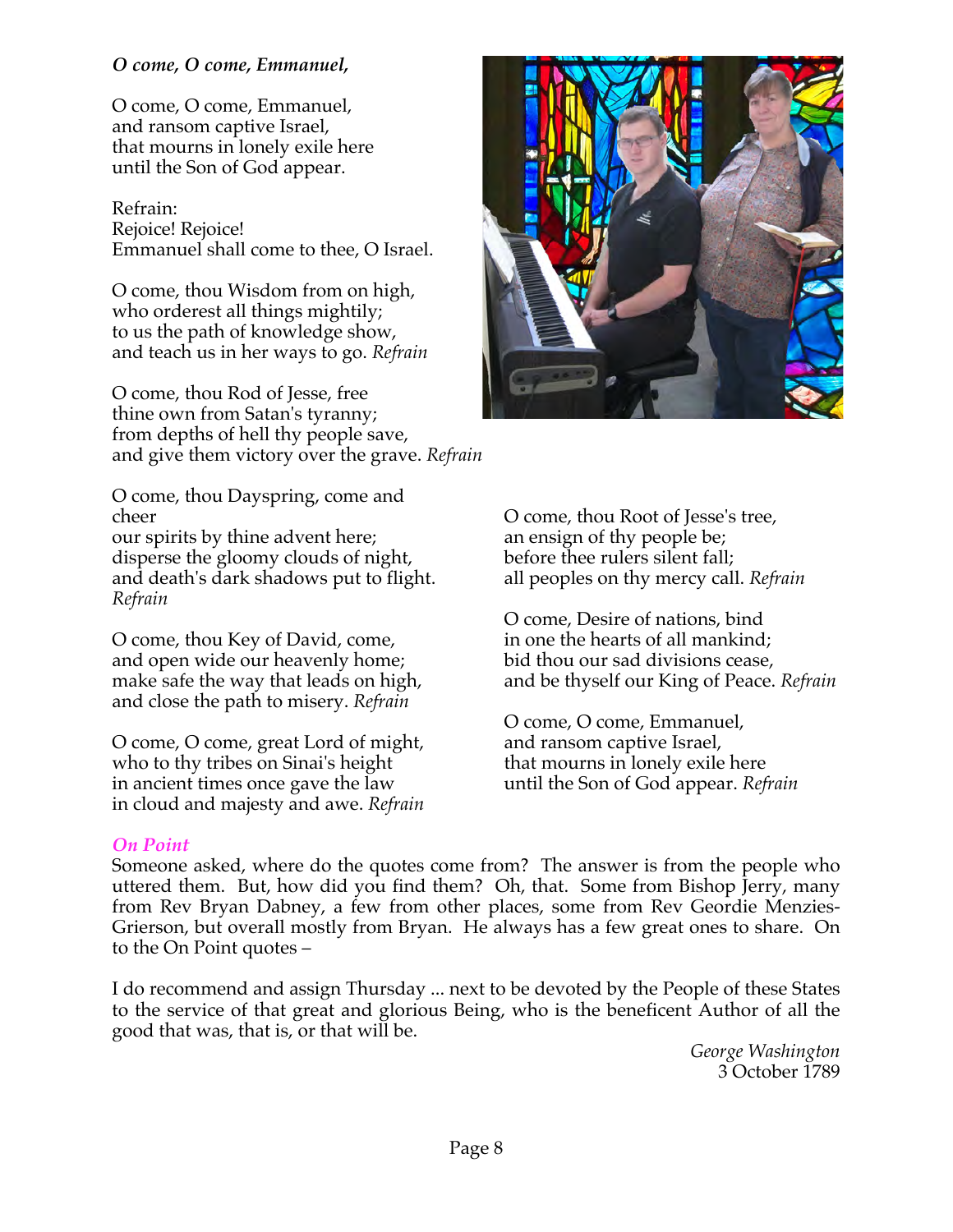***O come, O come, Emmanuel,***

O come, O come, Emmanuel,
and ransom captive Israel,
that mourns in lonely exile here
until the Son of God appear.

Refrain:
Rejoice! Rejoice!
Emmanuel shall come to thee, O Israel.

O come, thou Wisdom from on high,
who orderest all things mightily;
to us the path of knowledge show,
and teach us in her ways to go. *Refrain*

O come, thou Rod of Jesse, free
thine own from Satan's tyranny;
from depths of hell thy people save,
and give them victory over the grave. *Refrain*

O come, thou Dayspring, come and cheer
our spirits by thine advent here;
disperse the gloomy clouds of night,
and death's dark shadows put to flight. *Refrain*

O come, thou Key of David, come,
and open wide our heavenly home;
make safe the way that leads on high,
and close the path to misery. *Refrain*

O come, O come, great Lord of might,
who to thy tribes on Sinai's height
in ancient times once gave the law
in cloud and majesty and awe. *Refrain*

O come, thou Root of Jesse's tree,
an ensign of thy people be;
before thee rulers silent fall;
all peoples on thy mercy call. *Refrain*

O come, Desire of nations, bind
in one the hearts of all mankind;
bid thou our sad divisions cease,
and be thyself our King of Peace. *Refrain*

O come, O come, Emmanuel,
and ransom captive Israel,
that mourns in lonely exile here
until the Son of God appear. *Refrain*

***On Point***

Someone asked, where do the quotes come from? The answer is from the people who uttered them. But, how did you find them? Oh, that. Some from Bishop Jerry, many from Rev Bryan Dabney, a few from other places, some from Rev Geordie Menzies-Grierson, but overall mostly from Bryan. He always has a few great ones to share. On to the On Point quotes –

I do recommend and assign Thursday ... next to be devoted by the People of these States to the service of that great and glorious Being, who is the beneficent Author of all the good that was, that is, or that will be.

*George Washington*
3 October 1789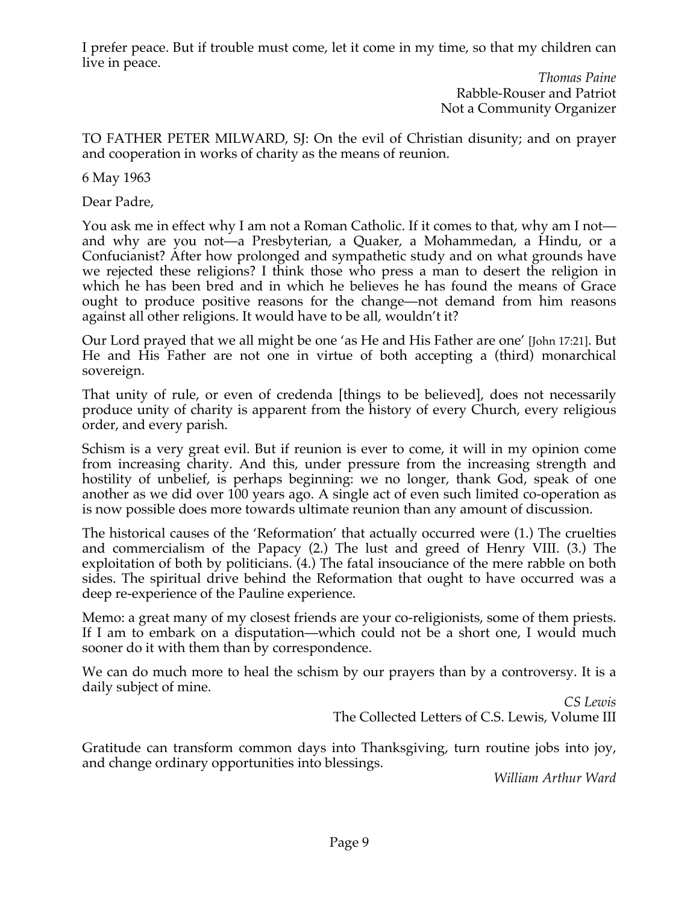I prefer peace. But if trouble must come, let it come in my time, so that my children can live in peace.

*Thomas Paine*
Rabble-Rouser and Patriot
Not a Community Organizer

TO FATHER PETER MILWARD, SJ: On the evil of Christian disunity; and on prayer and cooperation in works of charity as the means of reunion.

6 May 1963

Dear Padre,

You ask me in effect why I am not a Roman Catholic. If it comes to that, why am I not—and why are you not—a Presbyterian, a Quaker, a Mohammedan, a Hindu, or a Confucianist? After how prolonged and sympathetic study and on what grounds have we rejected these religions? I think those who press a man to desert the religion in which he has been bred and in which he believes he has found the means of Grace ought to produce positive reasons for the change—not demand from him reasons against all other religions. It would have to be all, wouldn't it?

Our Lord prayed that we all might be one 'as He and His Father are one' [John 17:21]. But He and His Father are not one in virtue of both accepting a (third) monarchical sovereign.

That unity of rule, or even of credenda [things to be believed], does not necessarily produce unity of charity is apparent from the history of every Church, every religious order, and every parish.

Schism is a very great evil. But if reunion is ever to come, it will in my opinion come from increasing charity. And this, under pressure from the increasing strength and hostility of unbelief, is perhaps beginning: we no longer, thank God, speak of one another as we did over 100 years ago. A single act of even such limited co-operation as is now possible does more towards ultimate reunion than any amount of discussion.

The historical causes of the 'Reformation' that actually occurred were (1.) The cruelties and commercialism of the Papacy (2.) The lust and greed of Henry VIII. (3.) The exploitation of both by politicians. (4.) The fatal insouciance of the mere rabble on both sides. The spiritual drive behind the Reformation that ought to have occurred was a deep re-experience of the Pauline experience.

Memo: a great many of my closest friends are your co-religionists, some of them priests. If I am to embark on a disputation—which could not be a short one, I would much sooner do it with them than by correspondence.

We can do much more to heal the schism by our prayers than by a controversy. It is a daily subject of mine.

*CS Lewis*
The Collected Letters of C.S. Lewis, Volume III

Gratitude can transform common days into Thanksgiving, turn routine jobs into joy, and change ordinary opportunities into blessings.

*William Arthur Ward*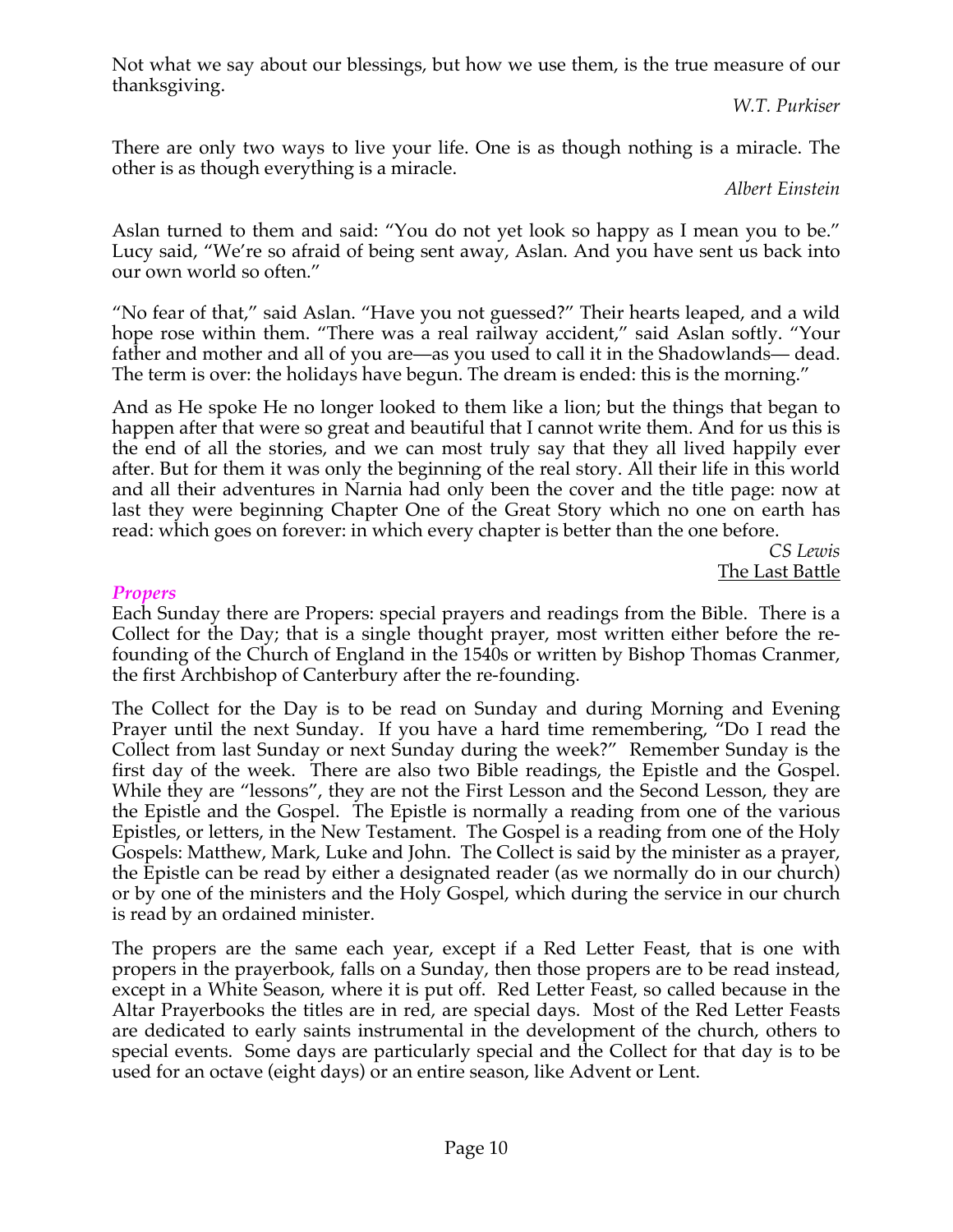Not what we say about our blessings, but how we use them, is the true measure of our thanksgiving.

*W.T. Purkiser*

There are only two ways to live your life. One is as though nothing is a miracle. The other is as though everything is a miracle.

*Albert Einstein*

Aslan turned to them and said: "You do not yet look so happy as I mean you to be." Lucy said, "We're so afraid of being sent away, Aslan. And you have sent us back into our own world so often."

"No fear of that," said Aslan. "Have you not guessed?" Their hearts leaped, and a wild hope rose within them. "There was a real railway accident," said Aslan softly. "Your father and mother and all of you are—as you used to call it in the Shadowlands— dead. The term is over: the holidays have begun. The dream is ended: this is the morning."

And as He spoke He no longer looked to them like a lion; but the things that began to happen after that were so great and beautiful that I cannot write them. And for us this is the end of all the stories, and we can most truly say that they all lived happily ever after. But for them it was only the beginning of the real story. All their life in this world and all their adventures in Narnia had only been the cover and the title page: now at last they were beginning Chapter One of the Great Story which no one on earth has read: which goes on forever: in which every chapter is better than the one before.

*CS Lewis*
The Last Battle

### *Propers*

Each Sunday there are Propers: special prayers and readings from the Bible. There is a Collect for the Day; that is a single thought prayer, most written either before the re-founding of the Church of England in the 1540s or written by Bishop Thomas Cranmer, the first Archbishop of Canterbury after the re-founding.

The Collect for the Day is to be read on Sunday and during Morning and Evening Prayer until the next Sunday. If you have a hard time remembering, "Do I read the Collect from last Sunday or next Sunday during the week?" Remember Sunday is the first day of the week. There are also two Bible readings, the Epistle and the Gospel. While they are "lessons", they are not the First Lesson and the Second Lesson, they are the Epistle and the Gospel. The Epistle is normally a reading from one of the various Epistles, or letters, in the New Testament. The Gospel is a reading from one of the Holy Gospels: Matthew, Mark, Luke and John. The Collect is said by the minister as a prayer, the Epistle can be read by either a designated reader (as we normally do in our church) or by one of the ministers and the Holy Gospel, which during the service in our church is read by an ordained minister.

The propers are the same each year, except if a Red Letter Feast, that is one with propers in the prayerbook, falls on a Sunday, then those propers are to be read instead, except in a White Season, where it is put off. Red Letter Feast, so called because in the Altar Prayerbooks the titles are in red, are special days. Most of the Red Letter Feasts are dedicated to early saints instrumental in the development of the church, others to special events. Some days are particularly special and the Collect for that day is to be used for an octave (eight days) or an entire season, like Advent or Lent.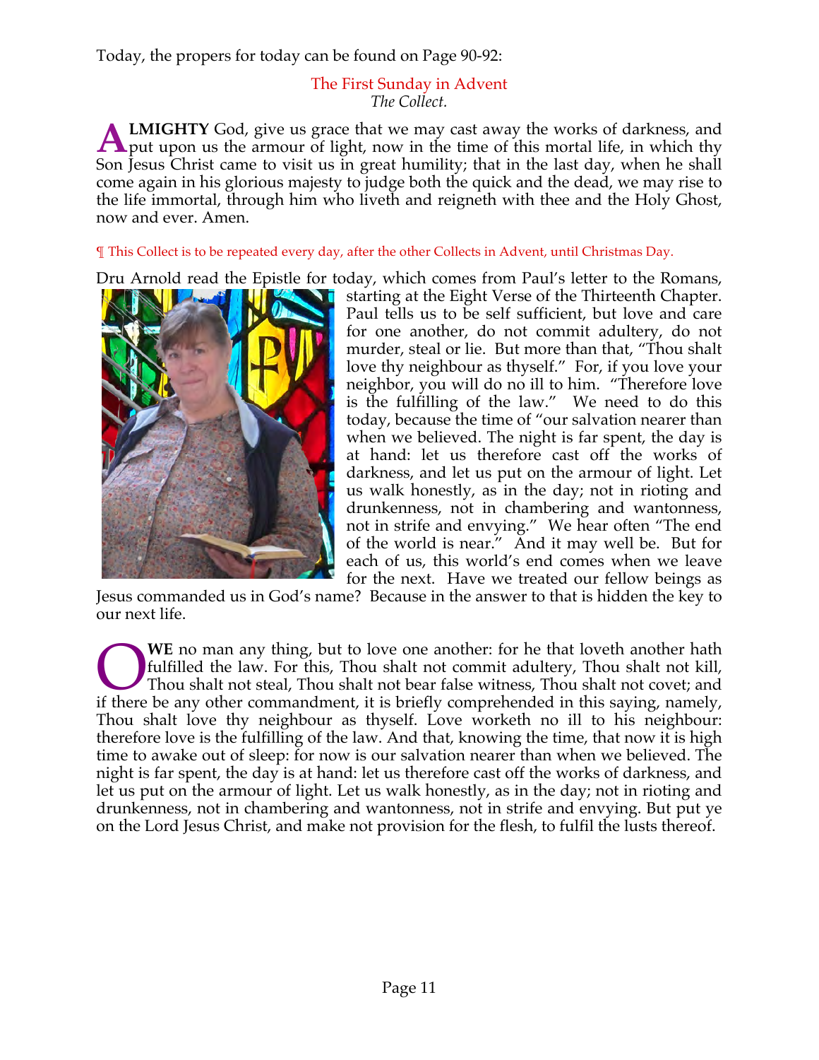Today, the propers for today can be found on Page 90-92:

## The First Sunday in Advent

*The Collect.*

**ALMIGHTY** God, give us grace that we may cast away the works of darkness, and put upon us the armour of light, now in the time of this mortal life, in which thy Son Jesus Christ came to visit us in great humility; that in the last day, when he shall come again in his glorious majesty to judge both the quick and the dead, we may rise to the life immortal, through him who liveth and reigneth with thee and the Holy Ghost, now and ever. Amen.

¶ This Collect is to be repeated every day, after the other Collects in Advent, until Christmas Day.

Dru Arnold read the Epistle for today, which comes from Paul's letter to the Romans, starting at the Eight Verse of the Thirteenth Chapter. Paul tells us to be self sufficient, but love and care for one another, do not commit adultery, do not murder, steal or lie. But more than that, "Thou shalt love thy neighbour as thyself." For, if you love your neighbor, you will do no ill to him. "Therefore love is the fulfilling of the law." We need to do this today, because the time of "our salvation nearer than when we believed. The night is far spent, the day is at hand: let us therefore cast off the works of darkness, and let us put on the armour of light. Let us walk honestly, as in the day; not in rioting and drunkenness, not in chambering and wantonness, not in strife and envying." We hear often "The end of the world is near." And it may well be. But for each of us, this world's end comes when we leave for the next. Have we treated our fellow beings as Jesus commanded us in God's name? Because in the answer to that is hidden the key to our next life.

**OWE** no man any thing, but to love one another: for he that loveth another hath fulfilled the law. For this, Thou shalt not commit adultery, Thou shalt not kill, Thou shalt not steal, Thou shalt not bear false witness, Thou shalt not covet; and if there be any other commandment, it is briefly comprehended in this saying, namely, Thou shalt love thy neighbour as thyself. Love worketh no ill to his neighbour: therefore love is the fulfilling of the law. And that, knowing the time, that now it is high time to awake out of sleep: for now is our salvation nearer than when we believed. The night is far spent, the day is at hand: let us therefore cast off the works of darkness, and let us put on the armour of light. Let us walk honestly, as in the day; not in rioting and drunkenness, not in chambering and wantonness, not in strife and envying. But put ye on the Lord Jesus Christ, and make not provision for the flesh, to fulfil the lusts thereof.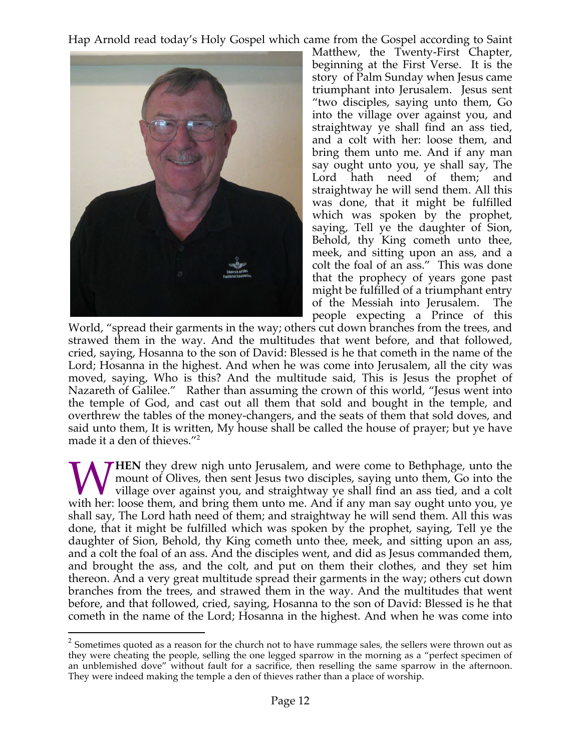Hap Arnold read today's Holy Gospel which came from the Gospel according to Saint Matthew, the Twenty-First Chapter, beginning at the First Verse. It is the story of Palm Sunday when Jesus came triumphant into Jerusalem. Jesus sent "two disciples, saying unto them, Go into the village over against you, and straightway ye shall find an ass tied, and a colt with her: loose them, and bring them unto me. And if any man say ought unto you, ye shall say, The Lord hath need of them; and straightway he will send them. All this was done, that it might be fulfilled which was spoken by the prophet, saying, Tell ye the daughter of Sion, Behold, thy King cometh unto thee, meek, and sitting upon an ass, and a colt the foal of an ass." This was done that the prophecy of years gone past might be fulfilled of a triumphant entry of the Messiah into Jerusalem. The people expecting a Prince of this World, "spread their garments in the way; others cut down branches from the trees, and strawed them in the way. And the multitudes that went before, and that followed, cried, saying, Hosanna to the son of David: Blessed is he that cometh in the name of the Lord; Hosanna in the highest. And when he was come into Jerusalem, all the city was moved, saying, Who is this? And the multitude said, This is Jesus the prophet of Nazareth of Galilee." Rather than assuming the crown of this world, "Jesus went into the temple of God, and cast out all them that sold and bought in the temple, and overthrew the tables of the money-changers, and the seats of them that sold doves, and said unto them, It is written, My house shall be called the house of prayer; but ye have made it a den of thieves."[2]

**WHEN** they drew nigh unto Jerusalem, and were come to Bethphage, unto the mount of Olives, then sent Jesus two disciples, saying unto them, Go into the village over against you, and straightway ye shall find an ass tied, and a colt with her: loose them, and bring them unto me. And if any man say ought unto you, ye shall say, The Lord hath need of them; and straightway he will send them. All this was done, that it might be fulfilled which was spoken by the prophet, saying, Tell ye the daughter of Sion, Behold, thy King cometh unto thee, meek, and sitting upon an ass, and a colt the foal of an ass. And the disciples went, and did as Jesus commanded them, and brought the ass, and the colt, and put on them their clothes, and they set him thereon. And a very great multitude spread their garments in the way; others cut down branches from the trees, and strawed them in the way. And the multitudes that went before, and that followed, cried, saying, Hosanna to the son of David: Blessed is he that cometh in the name of the Lord; Hosanna in the highest. And when he was come into

[2] Sometimes quoted as a reason for the church not to have rummage sales, the sellers were thrown out as they were cheating the people, selling the one legged sparrow in the morning as a "perfect specimen of an unblemished dove" without fault for a sacrifice, then reselling the same sparrow in the afternoon. They were indeed making the temple a den of thieves rather than a place of worship.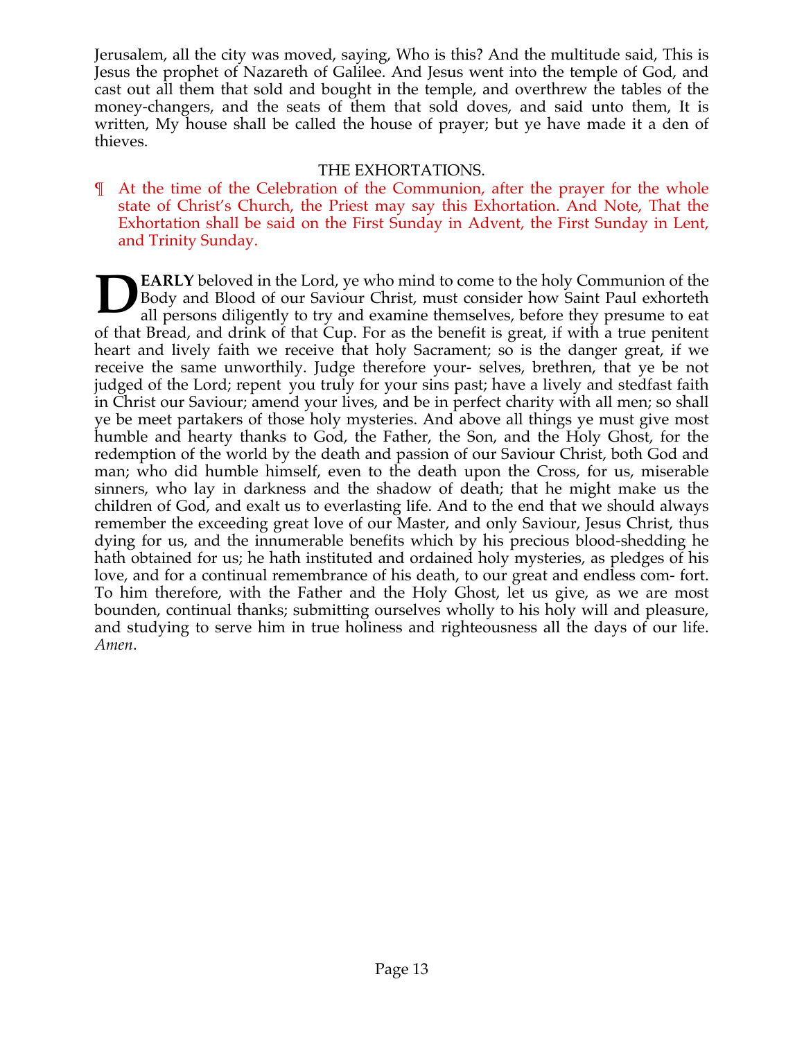Jerusalem, all the city was moved, saying, Who is this? And the multitude said, This is Jesus the prophet of Nazareth of Galilee. And Jesus went into the temple of God, and cast out all them that sold and bought in the temple, and overthrew the tables of the money-changers, and the seats of them that sold doves, and said unto them, It is written, My house shall be called the house of prayer; but ye have made it a den of thieves.

## THE EXHORTATIONS.

¶ At the time of the Celebration of the Communion, after the prayer for the whole state of Christ's Church, the Priest may say this Exhortation. And Note, That the Exhortation shall be said on the First Sunday in Advent, the First Sunday in Lent, and Trinity Sunday.

**DEARLY** beloved in the Lord, ye who mind to come to the holy Communion of the Body and Blood of our Saviour Christ, must consider how Saint Paul exhorteth all persons diligently to try and examine themselves, before they presume to eat of that Bread, and drink of that Cup. For as the benefit is great, if with a true penitent heart and lively faith we receive that holy Sacrament; so is the danger great, if we receive the same unworthily. Judge therefore your- selves, brethren, that ye be not judged of the Lord; repent you truly for your sins past; have a lively and stedfast faith in Christ our Saviour; amend your lives, and be in perfect charity with all men; so shall ye be meet partakers of those holy mysteries. And above all things ye must give most humble and hearty thanks to God, the Father, the Son, and the Holy Ghost, for the redemption of the world by the death and passion of our Saviour Christ, both God and man; who did humble himself, even to the death upon the Cross, for us, miserable sinners, who lay in darkness and the shadow of death; that he might make us the children of God, and exalt us to everlasting life. And to the end that we should always remember the exceeding great love of our Master, and only Saviour, Jesus Christ, thus dying for us, and the innumerable benefits which by his precious blood-shedding he hath obtained for us; he hath instituted and ordained holy mysteries, as pledges of his love, and for a continual remembrance of his death, to our great and endless com- fort. To him therefore, with the Father and the Holy Ghost, let us give, as we are most bounden, continual thanks; submitting ourselves wholly to his holy will and pleasure, and studying to serve him in true holiness and righteousness all the days of our life. *Amen*.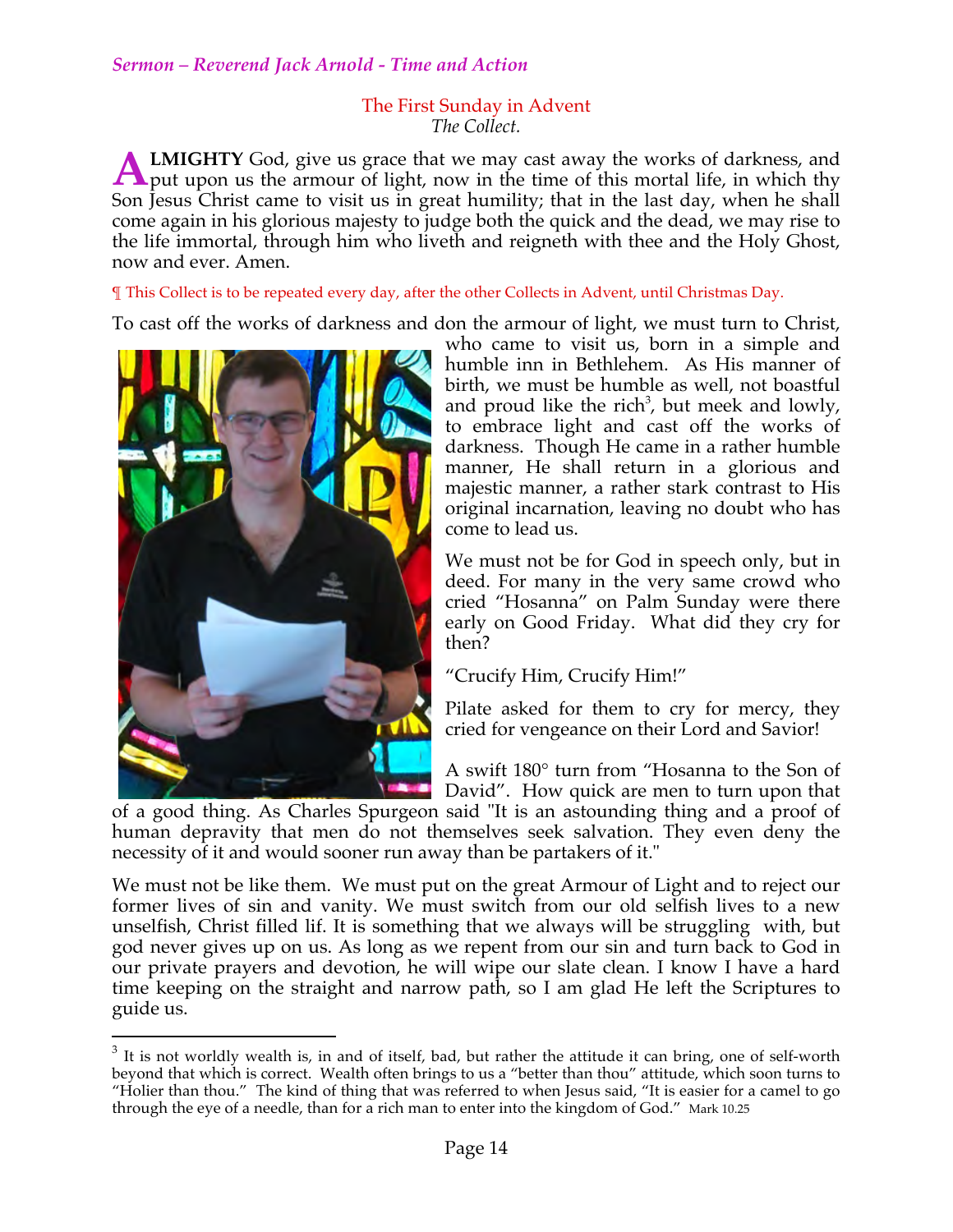*Sermon – Reverend Jack Arnold - Time and Action*

## The First Sunday in Advent

*The Collect.*

**ALMIGHTY** God, give us grace that we may cast away the works of darkness, and put upon us the armour of light, now in the time of this mortal life, in which thy Son Jesus Christ came to visit us in great humility; that in the last day, when he shall come again in his glorious majesty to judge both the quick and the dead, we may rise to the life immortal, through him who liveth and reigneth with thee and the Holy Ghost, now and ever. Amen.

¶ This Collect is to be repeated every day, after the other Collects in Advent, until Christmas Day.

To cast off the works of darkness and don the armour of light, we must turn to Christ, who came to visit us, born in a simple and humble inn in Bethlehem. As His manner of birth, we must be humble as well, not boastful and proud like the rich[3], but meek and lowly, to embrace light and cast off the works of darkness. Though He came in a rather humble manner, He shall return in a glorious and majestic manner, a rather stark contrast to His original incarnation, leaving no doubt who has come to lead us.

We must not be for God in speech only, but in deed. For many in the very same crowd who cried "Hosanna" on Palm Sunday were there early on Good Friday. What did they cry for then?

"Crucify Him, Crucify Him!"

Pilate asked for them to cry for mercy, they cried for vengeance on their Lord and Savior!

A swift 180° turn from "Hosanna to the Son of David". How quick are men to turn upon that of a good thing. As Charles Spurgeon said "It is an astounding thing and a proof of human depravity that men do not themselves seek salvation. They even deny the necessity of it and would sooner run away than be partakers of it."

We must not be like them. We must put on the great Armour of Light and to reject our former lives of sin and vanity. We must switch from our old selfish lives to a new unselfish, Christ filled lif. It is something that we always will be struggling with, but god never gives up on us. As long as we repent from our sin and turn back to God in our private prayers and devotion, he will wipe our slate clean. I know I have a hard time keeping on the straight and narrow path, so I am glad He left the Scriptures to guide us.

---

[3] It is not worldly wealth is, in and of itself, bad, but rather the attitude it can bring, one of self-worth beyond that which is correct. Wealth often brings to us a "better than thou" attitude, which soon turns to "Holier than thou." The kind of thing that was referred to when Jesus said, "It is easier for a camel to go through the eye of a needle, than for a rich man to enter into the kingdom of God." Mark 10.25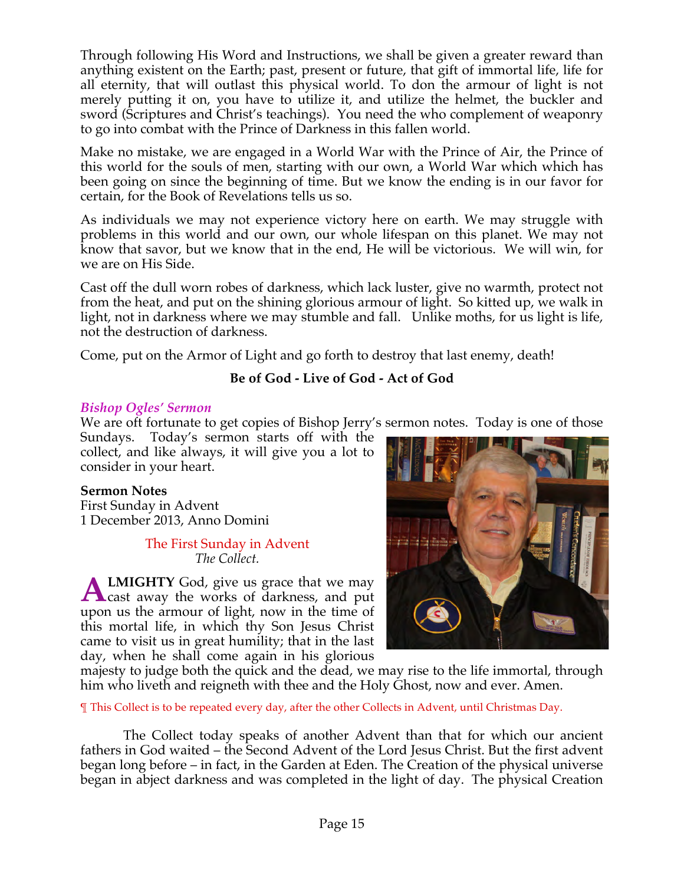Through following His Word and Instructions, we shall be given a greater reward than anything existent on the Earth; past, present or future, that gift of immortal life, life for all eternity, that will outlast this physical world. To don the armour of light is not merely putting it on, you have to utilize it, and utilize the helmet, the buckler and sword (Scriptures and Christ's teachings). You need the who complement of weaponry to go into combat with the Prince of Darkness in this fallen world.

Make no mistake, we are engaged in a World War with the Prince of Air, the Prince of this world for the souls of men, starting with our own, a World War which which has been going on since the beginning of time. But we know the ending is in our favor for certain, for the Book of Revelations tells us so.

As individuals we may not experience victory here on earth. We may struggle with problems in this world and our own, our whole lifespan on this planet. We may not know that savor, but we know that in the end, He will be victorious. We will win, for we are on His Side.

Cast off the dull worn robes of darkness, which lack luster, give no warmth, protect not from the heat, and put on the shining glorious armour of light. So kitted up, we walk in light, not in darkness where we may stumble and fall. Unlike moths, for us light is life, not the destruction of darkness.

Come, put on the Armor of Light and go forth to destroy that last enemy, death!

**Be of God - Live of God - Act of God**

### *Bishop Ogles' Sermon*

We are oft fortunate to get copies of Bishop Jerry's sermon notes. Today is one of those Sundays. Today's sermon starts off with the collect, and like always, it will give you a lot to consider in your heart.

**Sermon Notes**
First Sunday in Advent
1 December 2013, Anno Domini

The First Sunday in Advent
*The Collect.*

**ALMIGHTY** God, give us grace that we may cast away the works of darkness, and put upon us the armour of light, now in the time of this mortal life, in which thy Son Jesus Christ came to visit us in great humility; that in the last day, when he shall come again in his glorious majesty to judge both the quick and the dead, we may rise to the life immortal, through him who liveth and reigneth with thee and the Holy Ghost, now and ever. Amen.

¶ This Collect is to be repeated every day, after the other Collects in Advent, until Christmas Day.

The Collect today speaks of another Advent than that for which our ancient fathers in God waited – the Second Advent of the Lord Jesus Christ. But the first advent began long before – in fact, in the Garden at Eden. The Creation of the physical universe began in abject darkness and was completed in the light of day. The physical Creation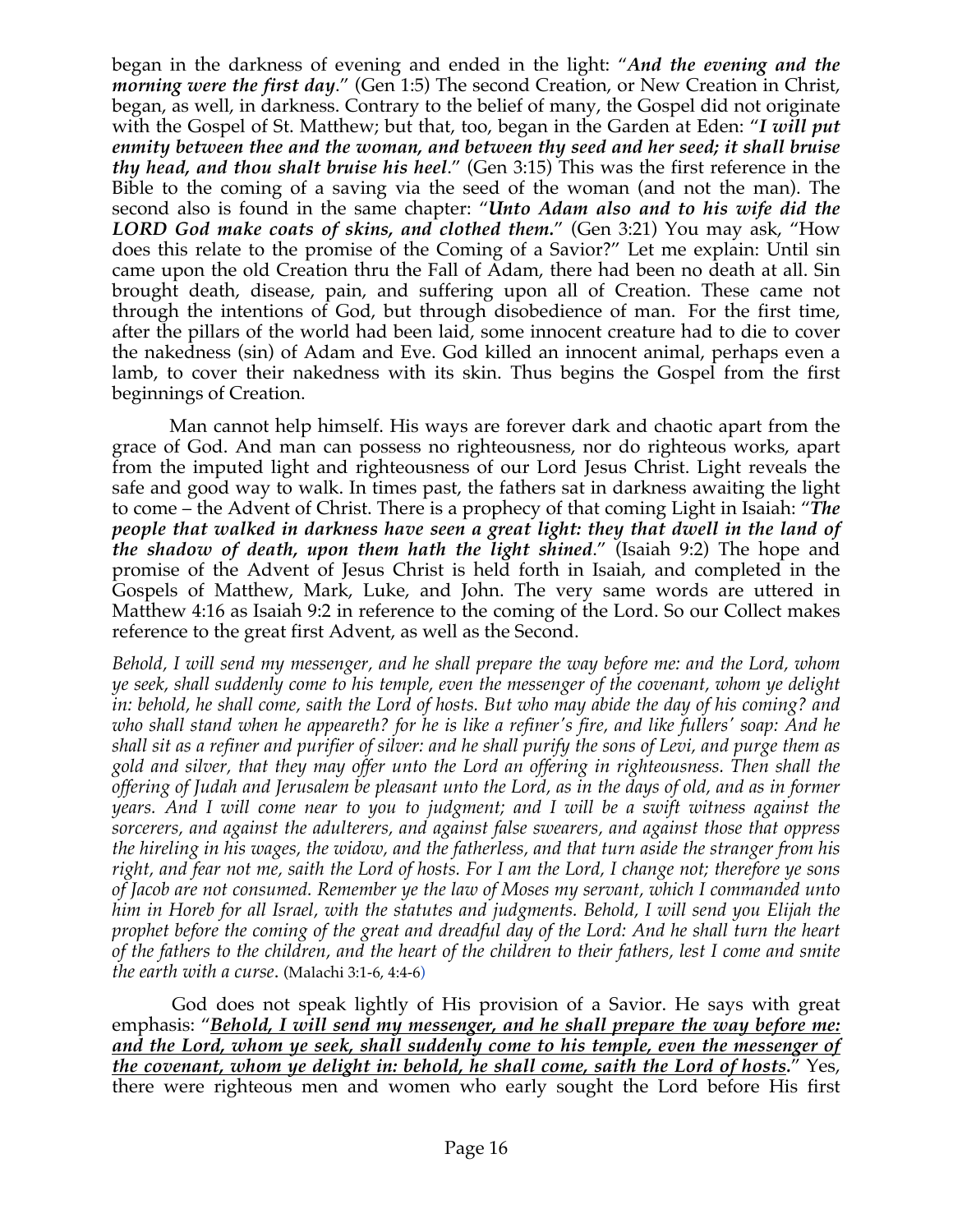began in the darkness of evening and ended in the light: "***And the evening and the morning were the first day***." (Gen 1:5) The second Creation, or New Creation in Christ, began, as well, in darkness. Contrary to the belief of many, the Gospel did not originate with the Gospel of St. Matthew; but that, too, began in the Garden at Eden: "***I will put enmity between thee and the woman, and between thy seed and her seed; it shall bruise thy head, and thou shalt bruise his heel***." (Gen 3:15) This was the first reference in the Bible to the coming of a saving via the seed of the woman (and not the man). The second also is found in the same chapter: "***Unto Adam also and to his wife did the LORD God make coats of skins, and clothed them.***" (Gen 3:21) You may ask, "How does this relate to the promise of the Coming of a Savior?" Let me explain: Until sin came upon the old Creation thru the Fall of Adam, there had been no death at all. Sin brought death, disease, pain, and suffering upon all of Creation. These came not through the intentions of God, but through disobedience of man. For the first time, after the pillars of the world had been laid, some innocent creature had to die to cover the nakedness (sin) of Adam and Eve. God killed an innocent animal, perhaps even a lamb, to cover their nakedness with its skin. Thus begins the Gospel from the first beginnings of Creation.

Man cannot help himself. His ways are forever dark and chaotic apart from the grace of God. And man can possess no righteousness, nor do righteous works, apart from the imputed light and righteousness of our Lord Jesus Christ. Light reveals the safe and good way to walk. In times past, the fathers sat in darkness awaiting the light to come – the Advent of Christ. There is a prophecy of that coming Light in Isaiah: "***The people that walked in darkness have seen a great light: they that dwell in the land of the shadow of death, upon them hath the light shined***." (Isaiah 9:2) The hope and promise of the Advent of Jesus Christ is held forth in Isaiah, and completed in the Gospels of Matthew, Mark, Luke, and John. The very same words are uttered in Matthew 4:16 as Isaiah 9:2 in reference to the coming of the Lord. So our Collect makes reference to the great first Advent, as well as the Second.

*Behold, I will send my messenger, and he shall prepare the way before me: and the Lord, whom ye seek, shall suddenly come to his temple, even the messenger of the covenant, whom ye delight in: behold, he shall come, saith the Lord of hosts. But who may abide the day of his coming? and who shall stand when he appeareth? for he is like a refiner's fire, and like fullers' soap: And he shall sit as a refiner and purifier of silver: and he shall purify the sons of Levi, and purge them as gold and silver, that they may offer unto the Lord an offering in righteousness. Then shall the offering of Judah and Jerusalem be pleasant unto the Lord, as in the days of old, and as in former years. And I will come near to you to judgment; and I will be a swift witness against the sorcerers, and against the adulterers, and against false swearers, and against those that oppress the hireling in his wages, the widow, and the fatherless, and that turn aside the stranger from his right, and fear not me, saith the Lord of hosts. For I am the Lord, I change not; therefore ye sons of Jacob are not consumed. Remember ye the law of Moses my servant, which I commanded unto him in Horeb for all Israel, with the statutes and judgments. Behold, I will send you Elijah the prophet before the coming of the great and dreadful day of the Lord: And he shall turn the heart of the fathers to the children, and the heart of the children to their fathers, lest I come and smite the earth with a curse*. (Malachi 3:1-6, 4:4-6)

God does not speak lightly of His provision of a Savior. He says with great emphasis: "***<u>Behold, I will send my messenger, and he shall prepare the way before me: and the Lord, whom ye seek, shall suddenly come to his temple, even the messenger of the covenant, whom ye delight in: behold, he shall come, saith the Lord of hosts</u>.***" Yes, there were righteous men and women who early sought the Lord before His first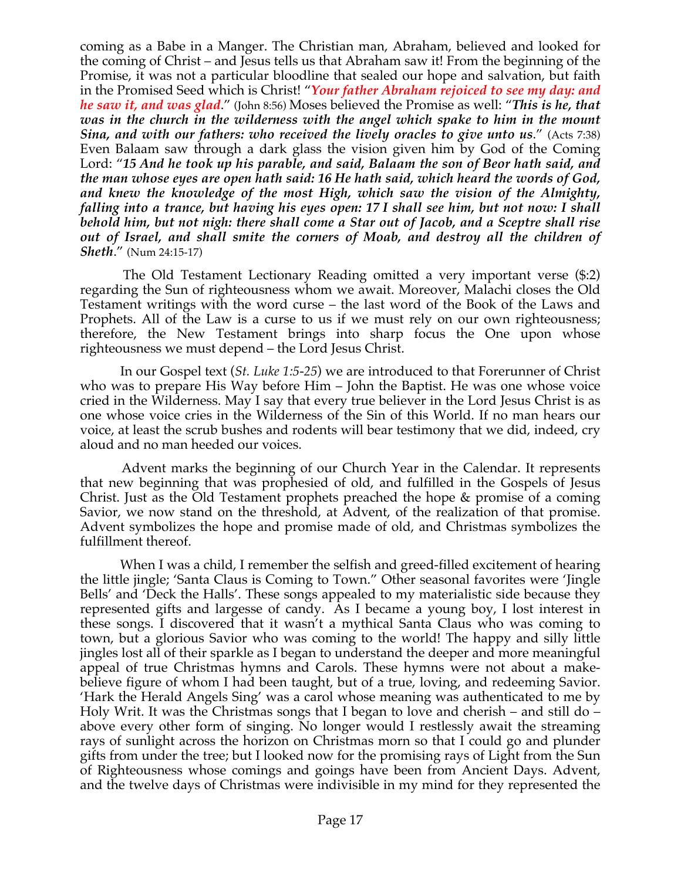coming as a Babe in a Manger. The Christian man, Abraham, believed and looked for the coming of Christ – and Jesus tells us that Abraham saw it! From the beginning of the Promise, it was not a particular bloodline that sealed our hope and salvation, but faith in the Promised Seed which is Christ! "***Your father Abraham rejoiced to see my day: and he saw it, and was glad***." (John 8:56) Moses believed the Promise as well: "***This is he, that was in the church in the wilderness with the angel which spake to him in the mount Sina, and with our fathers: who received the lively oracles to give unto us***." (Acts 7:38) Even Balaam saw through a dark glass the vision given him by God of the Coming Lord: "***15 And he took up his parable, and said, Balaam the son of Beor hath said, and the man whose eyes are open hath said: 16 He hath said, which heard the words of God, and knew the knowledge of the most High, which saw the vision of the Almighty, falling into a trance, but having his eyes open: 17 I shall see him, but not now: I shall behold him, but not nigh: there shall come a Star out of Jacob, and a Sceptre shall rise out of Israel, and shall smite the corners of Moab, and destroy all the children of Sheth***." (Num 24:15-17)

The Old Testament Lectionary Reading omitted a very important verse ($:2) regarding the Sun of righteousness whom we await. Moreover, Malachi closes the Old Testament writings with the word curse – the last word of the Book of the Laws and Prophets. All of the Law is a curse to us if we must rely on our own righteousness; therefore, the New Testament brings into sharp focus the One upon whose righteousness we must depend – the Lord Jesus Christ.

In our Gospel text (*St. Luke 1:5-25*) we are introduced to that Forerunner of Christ who was to prepare His Way before Him – John the Baptist. He was one whose voice cried in the Wilderness. May I say that every true believer in the Lord Jesus Christ is as one whose voice cries in the Wilderness of the Sin of this World. If no man hears our voice, at least the scrub bushes and rodents will bear testimony that we did, indeed, cry aloud and no man heeded our voices.

Advent marks the beginning of our Church Year in the Calendar. It represents that new beginning that was prophesied of old, and fulfilled in the Gospels of Jesus Christ. Just as the Old Testament prophets preached the hope & promise of a coming Savior, we now stand on the threshold, at Advent, of the realization of that promise. Advent symbolizes the hope and promise made of old, and Christmas symbolizes the fulfillment thereof.

When I was a child, I remember the selfish and greed-filled excitement of hearing the little jingle; 'Santa Claus is Coming to Town." Other seasonal favorites were 'Jingle Bells' and 'Deck the Halls'. These songs appealed to my materialistic side because they represented gifts and largesse of candy. As I became a young boy, I lost interest in these songs. I discovered that it wasn't a mythical Santa Claus who was coming to town, but a glorious Savior who was coming to the world! The happy and silly little jingles lost all of their sparkle as I began to understand the deeper and more meaningful appeal of true Christmas hymns and Carols. These hymns were not about a make-believe figure of whom I had been taught, but of a true, loving, and redeeming Savior. 'Hark the Herald Angels Sing' was a carol whose meaning was authenticated to me by Holy Writ. It was the Christmas songs that I began to love and cherish – and still do – above every other form of singing. No longer would I restlessly await the streaming rays of sunlight across the horizon on Christmas morn so that I could go and plunder gifts from under the tree; but I looked now for the promising rays of Light from the Sun of Righteousness whose comings and goings have been from Ancient Days. Advent, and the twelve days of Christmas were indivisible in my mind for they represented the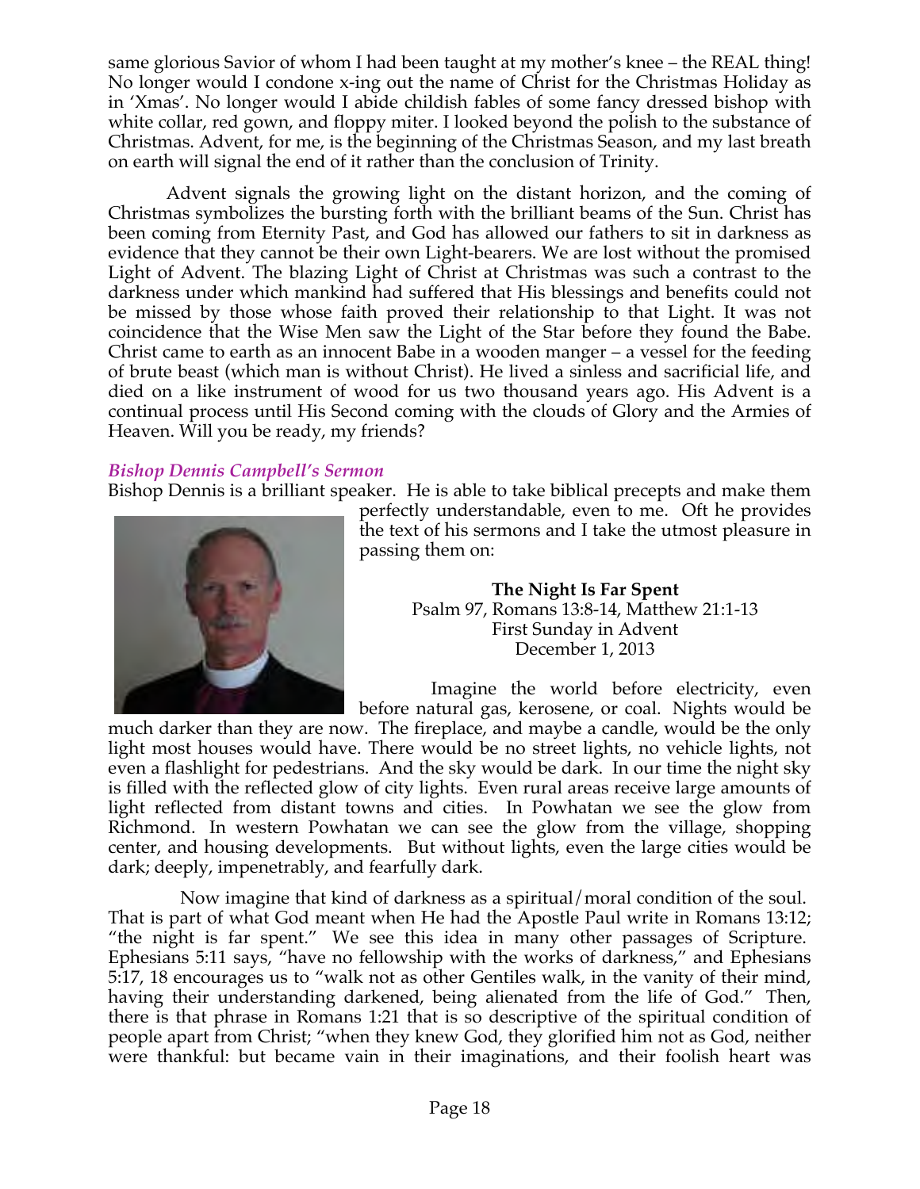same glorious Savior of whom I had been taught at my mother's knee – the REAL thing! No longer would I condone x-ing out the name of Christ for the Christmas Holiday as in 'Xmas'. No longer would I abide childish fables of some fancy dressed bishop with white collar, red gown, and floppy miter. I looked beyond the polish to the substance of Christmas. Advent, for me, is the beginning of the Christmas Season, and my last breath on earth will signal the end of it rather than the conclusion of Trinity.

Advent signals the growing light on the distant horizon, and the coming of Christmas symbolizes the bursting forth with the brilliant beams of the Sun. Christ has been coming from Eternity Past, and God has allowed our fathers to sit in darkness as evidence that they cannot be their own Light-bearers. We are lost without the promised Light of Advent. The blazing Light of Christ at Christmas was such a contrast to the darkness under which mankind had suffered that His blessings and benefits could not be missed by those whose faith proved their relationship to that Light. It was not coincidence that the Wise Men saw the Light of the Star before they found the Babe. Christ came to earth as an innocent Babe in a wooden manger – a vessel for the feeding of brute beast (which man is without Christ). He lived a sinless and sacrificial life, and died on a like instrument of wood for us two thousand years ago. His Advent is a continual process until His Second coming with the clouds of Glory and the Armies of Heaven. Will you be ready, my friends?

### *Bishop Dennis Campbell's Sermon*

Bishop Dennis is a brilliant speaker. He is able to take biblical precepts and make them perfectly understandable, even to me. Oft he provides the text of his sermons and I take the utmost pleasure in passing them on:

**The Night Is Far Spent**
Psalm 97, Romans 13:8-14, Matthew 21:1-13
First Sunday in Advent
December 1, 2013

Imagine the world before electricity, even before natural gas, kerosene, or coal. Nights would be much darker than they are now. The fireplace, and maybe a candle, would be the only light most houses would have. There would be no street lights, no vehicle lights, not even a flashlight for pedestrians. And the sky would be dark. In our time the night sky is filled with the reflected glow of city lights. Even rural areas receive large amounts of light reflected from distant towns and cities. In Powhatan we see the glow from Richmond. In western Powhatan we can see the glow from the village, shopping center, and housing developments. But without lights, even the large cities would be dark; deeply, impenetrably, and fearfully dark.

Now imagine that kind of darkness as a spiritual/moral condition of the soul. That is part of what God meant when He had the Apostle Paul write in Romans 13:12; "the night is far spent." We see this idea in many other passages of Scripture. Ephesians 5:11 says, "have no fellowship with the works of darkness," and Ephesians 5:17, 18 encourages us to "walk not as other Gentiles walk, in the vanity of their mind, having their understanding darkened, being alienated from the life of God." Then, there is that phrase in Romans 1:21 that is so descriptive of the spiritual condition of people apart from Christ; "when they knew God, they glorified him not as God, neither were thankful: but became vain in their imaginations, and their foolish heart was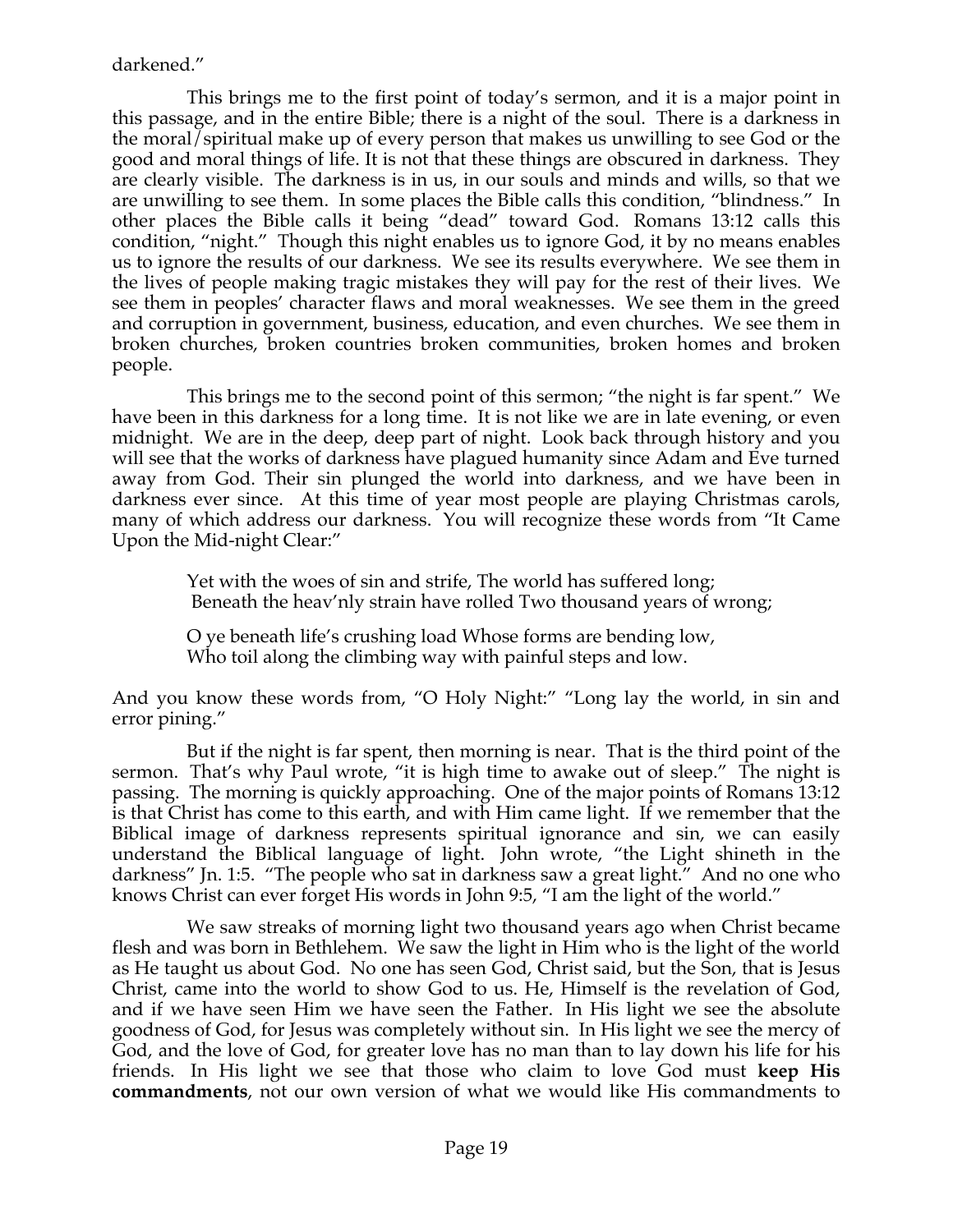darkened."

This brings me to the first point of today's sermon, and it is a major point in this passage, and in the entire Bible; there is a night of the soul. There is a darkness in the moral/spiritual make up of every person that makes us unwilling to see God or the good and moral things of life. It is not that these things are obscured in darkness. They are clearly visible. The darkness is in us, in our souls and minds and wills, so that we are unwilling to see them. In some places the Bible calls this condition, "blindness." In other places the Bible calls it being "dead" toward God. Romans 13:12 calls this condition, "night." Though this night enables us to ignore God, it by no means enables us to ignore the results of our darkness. We see its results everywhere. We see them in the lives of people making tragic mistakes they will pay for the rest of their lives. We see them in peoples' character flaws and moral weaknesses. We see them in the greed and corruption in government, business, education, and even churches. We see them in broken churches, broken countries broken communities, broken homes and broken people.

This brings me to the second point of this sermon; "the night is far spent." We have been in this darkness for a long time. It is not like we are in late evening, or even midnight. We are in the deep, deep part of night. Look back through history and you will see that the works of darkness have plagued humanity since Adam and Eve turned away from God. Their sin plunged the world into darkness, and we have been in darkness ever since. At this time of year most people are playing Christmas carols, many of which address our darkness. You will recognize these words from "It Came Upon the Mid-night Clear:"

> Yet with the woes of sin and strife, The world has suffered long;
> Beneath the heav'nly strain have rolled Two thousand years of wrong;
>
> O ye beneath life's crushing load Whose forms are bending low,
> Who toil along the climbing way with painful steps and low.

And you know these words from, "O Holy Night:" "Long lay the world, in sin and error pining."

But if the night is far spent, then morning is near. That is the third point of the sermon. That's why Paul wrote, "it is high time to awake out of sleep." The night is passing. The morning is quickly approaching. One of the major points of Romans 13:12 is that Christ has come to this earth, and with Him came light. If we remember that the Biblical image of darkness represents spiritual ignorance and sin, we can easily understand the Biblical language of light. John wrote, "the Light shineth in the darkness" Jn. 1:5. "The people who sat in darkness saw a great light." And no one who knows Christ can ever forget His words in John 9:5, "I am the light of the world."

We saw streaks of morning light two thousand years ago when Christ became flesh and was born in Bethlehem. We saw the light in Him who is the light of the world as He taught us about God. No one has seen God, Christ said, but the Son, that is Jesus Christ, came into the world to show God to us. He, Himself is the revelation of God, and if we have seen Him we have seen the Father. In His light we see the absolute goodness of God, for Jesus was completely without sin. In His light we see the mercy of God, and the love of God, for greater love has no man than to lay down his life for his friends. In His light we see that those who claim to love God must **keep His commandments**, not our own version of what we would like His commandments to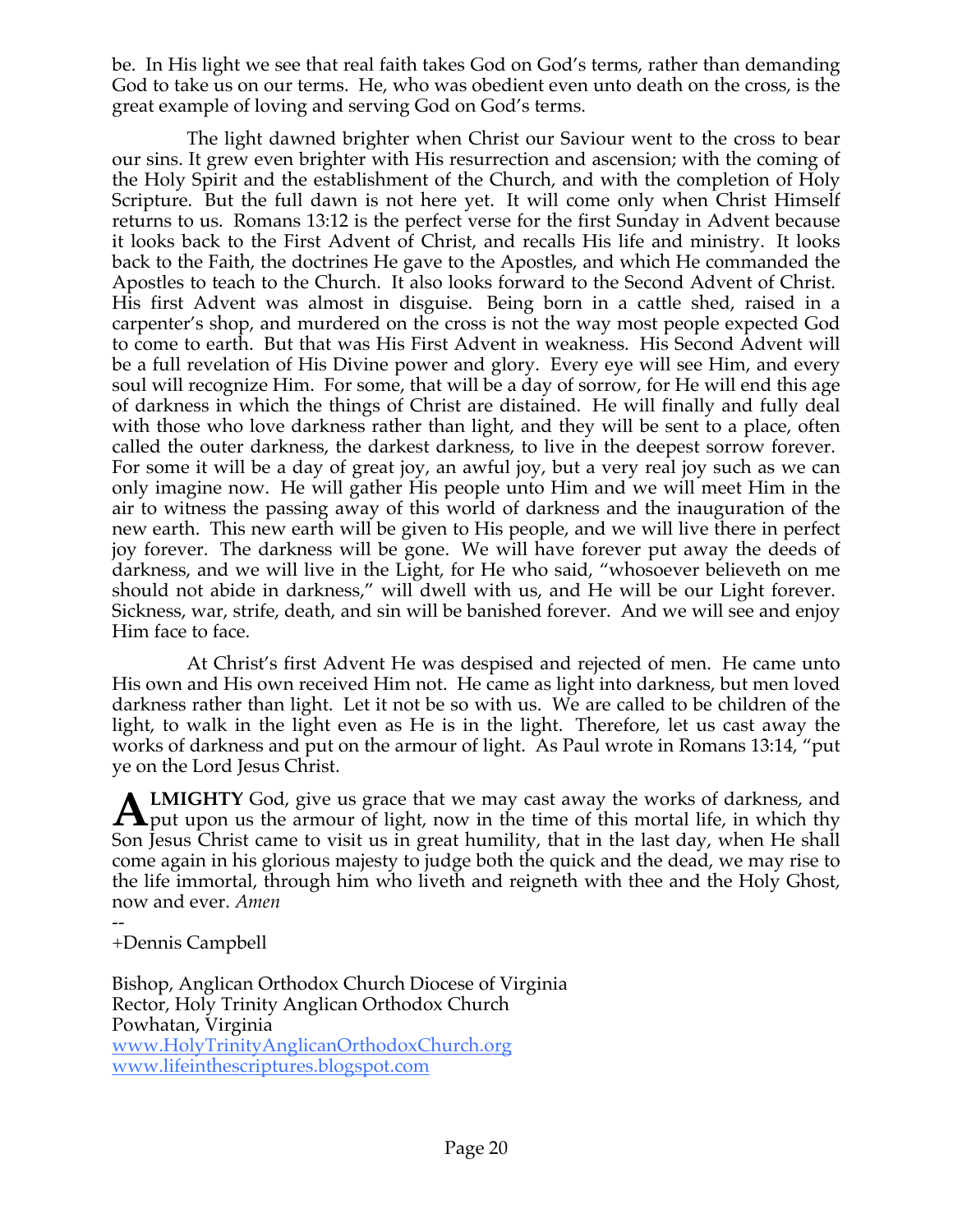be. In His light we see that real faith takes God on God's terms, rather than demanding God to take us on our terms. He, who was obedient even unto death on the cross, is the great example of loving and serving God on God's terms.

The light dawned brighter when Christ our Saviour went to the cross to bear our sins. It grew even brighter with His resurrection and ascension; with the coming of the Holy Spirit and the establishment of the Church, and with the completion of Holy Scripture. But the full dawn is not here yet. It will come only when Christ Himself returns to us. Romans 13:12 is the perfect verse for the first Sunday in Advent because it looks back to the First Advent of Christ, and recalls His life and ministry. It looks back to the Faith, the doctrines He gave to the Apostles, and which He commanded the Apostles to teach to the Church. It also looks forward to the Second Advent of Christ. His first Advent was almost in disguise. Being born in a cattle shed, raised in a carpenter's shop, and murdered on the cross is not the way most people expected God to come to earth. But that was His First Advent in weakness. His Second Advent will be a full revelation of His Divine power and glory. Every eye will see Him, and every soul will recognize Him. For some, that will be a day of sorrow, for He will end this age of darkness in which the things of Christ are distained. He will finally and fully deal with those who love darkness rather than light, and they will be sent to a place, often called the outer darkness, the darkest darkness, to live in the deepest sorrow forever. For some it will be a day of great joy, an awful joy, but a very real joy such as we can only imagine now. He will gather His people unto Him and we will meet Him in the air to witness the passing away of this world of darkness and the inauguration of the new earth. This new earth will be given to His people, and we will live there in perfect joy forever. The darkness will be gone. We will have forever put away the deeds of darkness, and we will live in the Light, for He who said, "whosoever believeth on me should not abide in darkness," will dwell with us, and He will be our Light forever. Sickness, war, strife, death, and sin will be banished forever. And we will see and enjoy Him face to face.

At Christ's first Advent He was despised and rejected of men. He came unto His own and His own received Him not. He came as light into darkness, but men loved darkness rather than light. Let it not be so with us. We are called to be children of the light, to walk in the light even as He is in the light. Therefore, let us cast away the works of darkness and put on the armour of light. As Paul wrote in Romans 13:14, "put ye on the Lord Jesus Christ.

**ALMIGHTY** God, give us grace that we may cast away the works of darkness, and put upon us the armour of light, now in the time of this mortal life, in which thy Son Jesus Christ came to visit us in great humility, that in the last day, when He shall come again in his glorious majesty to judge both the quick and the dead, we may rise to the life immortal, through him who liveth and reigneth with thee and the Holy Ghost, now and ever. *Amen*

--
+Dennis Campbell

Bishop, Anglican Orthodox Church Diocese of Virginia
Rector, Holy Trinity Anglican Orthodox Church
Powhatan, Virginia
www.HolyTrinityAnglicanOrthodoxChurch.org
www.lifeinthescriptures.blogspot.com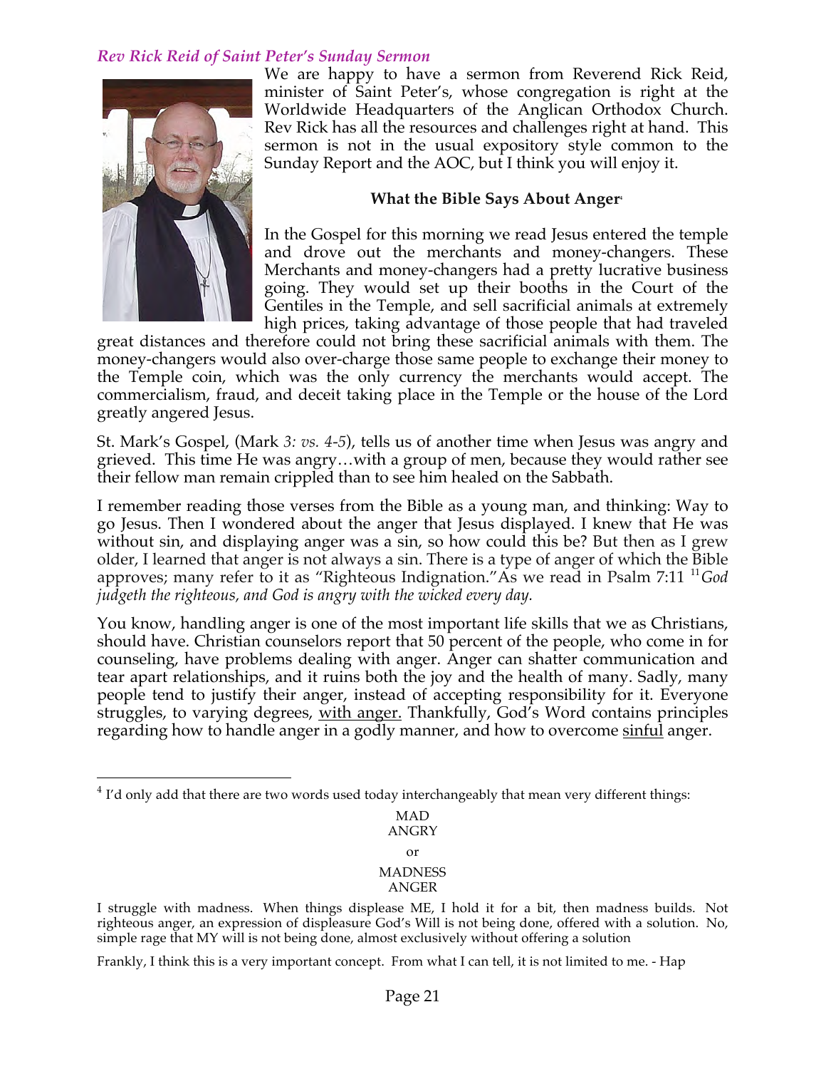## *Rev Rick Reid of Saint Peter's Sunday Sermon*

We are happy to have a sermon from Reverend Rick Reid, minister of Saint Peter's, whose congregation is right at the Worldwide Headquarters of the Anglican Orthodox Church. Rev Rick has all the resources and challenges right at hand. This sermon is not in the usual expository style common to the Sunday Report and the AOC, but I think you will enjoy it.

### What the Bible Says About Anger[4]

In the Gospel for this morning we read Jesus entered the temple and drove out the merchants and money-changers. These Merchants and money-changers had a pretty lucrative business going. They would set up their booths in the Court of the Gentiles in the Temple, and sell sacrificial animals at extremely high prices, taking advantage of those people that had traveled great distances and therefore could not bring these sacrificial animals with them. The money-changers would also over-charge those same people to exchange their money to the Temple coin, which was the only currency the merchants would accept. The commercialism, fraud, and deceit taking place in the Temple or the house of the Lord greatly angered Jesus.

St. Mark's Gospel, (Mark *3: vs. 4-5*), tells us of another time when Jesus was angry and grieved. This time He was angry…with a group of men, because they would rather see their fellow man remain crippled than to see him healed on the Sabbath.

I remember reading those verses from the Bible as a young man, and thinking: Way to go Jesus. Then I wondered about the anger that Jesus displayed. I knew that He was without sin, and displaying anger was a sin, so how could this be? But then as I grew older, I learned that anger is not always a sin. There is a type of anger of which the Bible approves; many refer to it as "Righteous Indignation."As we read in Psalm 7:11 [11]*God judgeth the righteous, and God is angry with the wicked every day.*

You know, handling anger is one of the most important life skills that we as Christians, should have. Christian counselors report that 50 percent of the people, who come in for counseling, have problems dealing with anger. Anger can shatter communication and tear apart relationships, and it ruins both the joy and the health of many. Sadly, many people tend to justify their anger, instead of accepting responsibility for it. Everyone struggles, to varying degrees, <u>with anger.</u> Thankfully, God's Word contains principles regarding how to handle anger in a godly manner, and how to overcome <u>sinful</u> anger.

---

[4] I'd only add that there are two words used today interchangeably that mean very different things:

MAD
ANGRY

or

MADNESS
ANGER

I struggle with madness. When things displease ME, I hold it for a bit, then madness builds. Not righteous anger, an expression of displeasure God's Will is not being done, offered with a solution. No, simple rage that MY will is not being done, almost exclusively without offering a solution

Frankly, I think this is a very important concept. From what I can tell, it is not limited to me. - Hap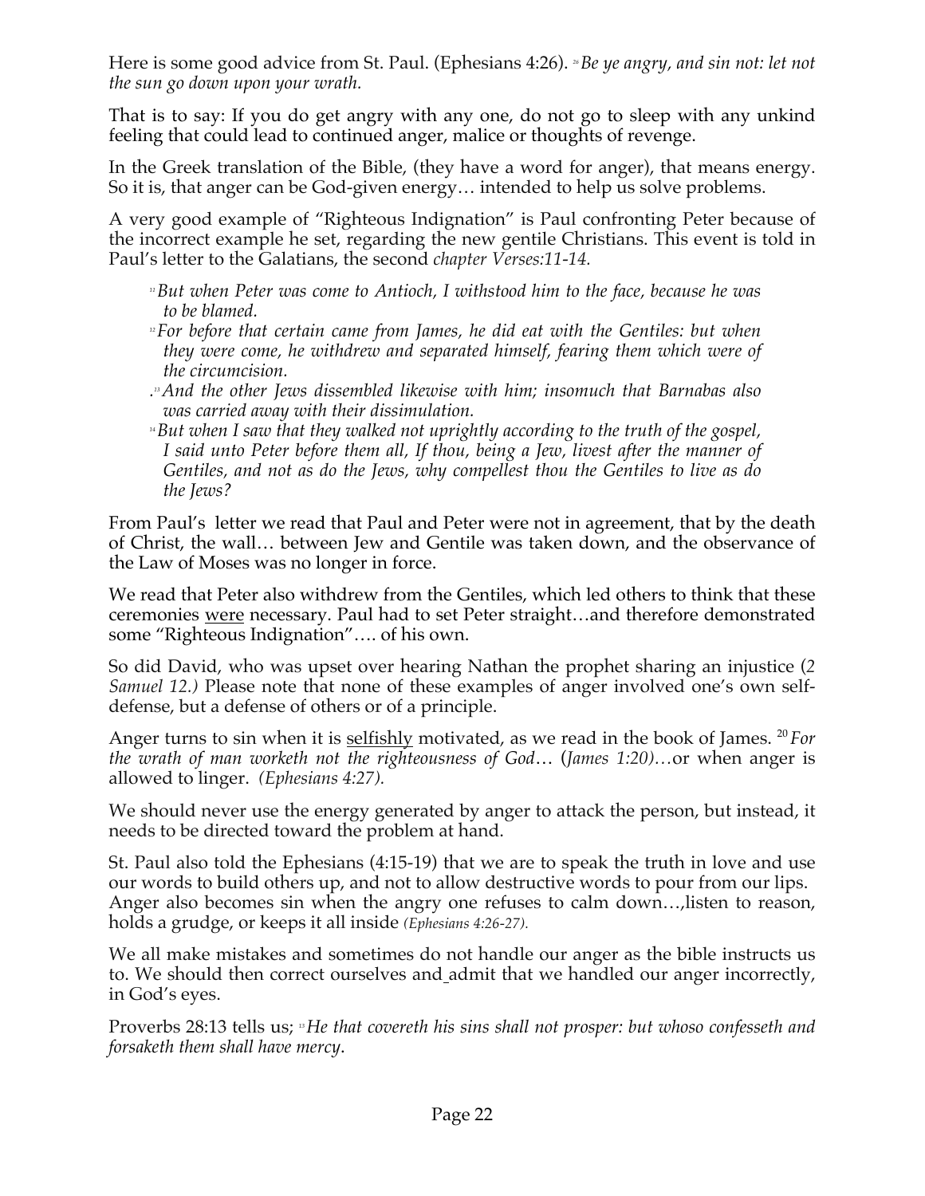Here is some good advice from St. Paul. (Ephesians 4:26). [26]*Be ye angry, and sin not: let not the sun go down upon your wrath.*

That is to say: If you do get angry with any one, do not go to sleep with any unkind feeling that could lead to continued anger, malice or thoughts of revenge.

In the Greek translation of the Bible, (they have a word for anger), that means energy. So it is, that anger can be God-given energy… intended to help us solve problems.

A very good example of "Righteous Indignation" is Paul confronting Peter because of the incorrect example he set, regarding the new gentile Christians. This event is told in Paul's letter to the Galatians, the second *chapter Verses:11-14.*

> [11]*But when Peter was come to Antioch, I withstood him to the face, because he was to be blamed.*
> [12]*For before that certain came from James, he did eat with the Gentiles: but when they were come, he withdrew and separated himself, fearing them which were of the circumcision.*
> .[13]*And the other Jews dissembled likewise with him; insomuch that Barnabas also was carried away with their dissimulation.*
> [14]*But when I saw that they walked not uprightly according to the truth of the gospel, I said unto Peter before them all, If thou, being a Jew, livest after the manner of Gentiles, and not as do the Jews, why compellest thou the Gentiles to live as do the Jews?*

From Paul's letter we read that Paul and Peter were not in agreement, that by the death of Christ, the wall… between Jew and Gentile was taken down, and the observance of the Law of Moses was no longer in force.

We read that Peter also withdrew from the Gentiles, which led others to think that these ceremonies <u>were</u> necessary. Paul had to set Peter straight…and therefore demonstrated some "Righteous Indignation"…. of his own.

So did David, who was upset over hearing Nathan the prophet sharing an injustice (*2 Samuel 12.)* Please note that none of these examples of anger involved one's own self-defense, but a defense of others or of a principle.

Anger turns to sin when it is <u>selfishly</u> motivated, as we read in the book of James. [20]*For the wrath of man worketh not the righteousness of God*… (*James 1:20)…*or when anger is allowed to linger. *(Ephesians 4:27).*

We should never use the energy generated by anger to attack the person, but instead, it needs to be directed toward the problem at hand.

St. Paul also told the Ephesians (4:15-19) that we are to speak the truth in love and use our words to build others up, and not to allow destructive words to pour from our lips. Anger also becomes sin when the angry one refuses to calm down…,listen to reason, holds a grudge, or keeps it all inside *(Ephesians 4:26-27).*

We all make mistakes and sometimes do not handle our anger as the bible instructs us to. We should then correct ourselves and admit that we handled our anger incorrectly, in God's eyes.

Proverbs 28:13 tells us; [13]*He that covereth his sins shall not prosper: but whoso confesseth and forsaketh them shall have mercy*.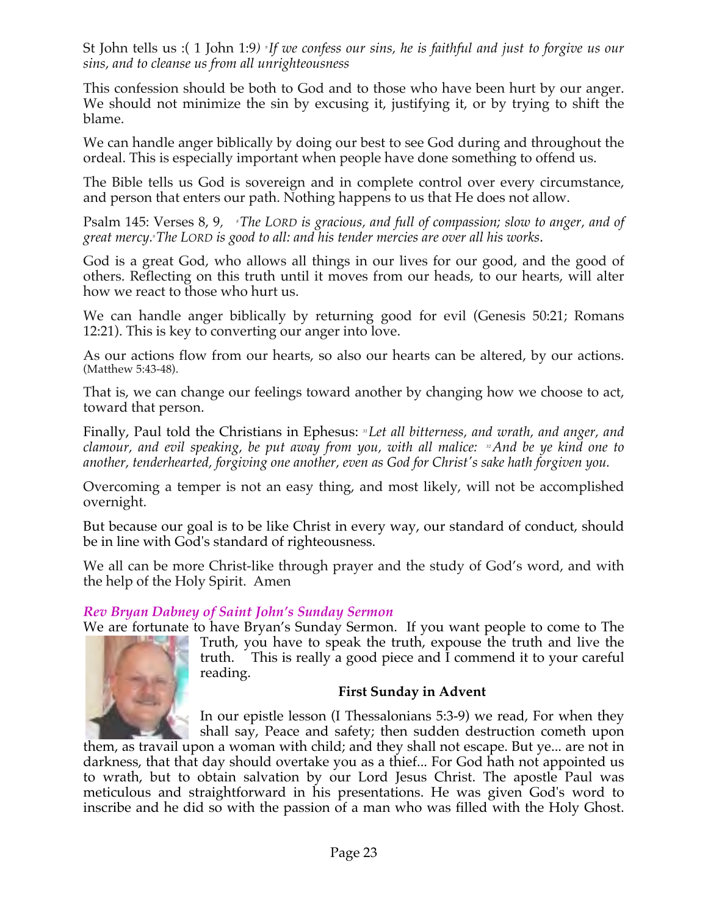St John tells us :( 1 John 1:9*) [9]If we confess our sins, he is faithful and just to forgive us our sins, and to cleanse us from all unrighteousness*

This confession should be both to God and to those who have been hurt by our anger. We should not minimize the sin by excusing it, justifying it, or by trying to shift the blame.

We can handle anger biblically by doing our best to see God during and throughout the ordeal. This is especially important when people have done something to offend us.

The Bible tells us God is sovereign and in complete control over every circumstance, and person that enters our path. Nothing happens to us that He does not allow.

Psalm 145: Verses 8, 9, *[8]The LORD is gracious, and full of compassion; slow to anger, and of great mercy.[9]The LORD is good to all: and his tender mercies are over all his works*.

God is a great God, who allows all things in our lives for our good, and the good of others. Reflecting on this truth until it moves from our heads, to our hearts, will alter how we react to those who hurt us.

We can handle anger biblically by returning good for evil (Genesis 50:21; Romans 12:21). This is key to converting our anger into love.

As our actions flow from our hearts, so also our hearts can be altered, by our actions. (Matthew 5:43-48).

That is, we can change our feelings toward another by changing how we choose to act, toward that person.

Finally, Paul told the Christians in Ephesus: *[31]Let all bitterness, and wrath, and anger, and clamour, and evil speaking, be put away from you, with all malice: [32]And be ye kind one to another, tenderhearted, forgiving one another, even as God for Christ's sake hath forgiven you.*

Overcoming a temper is not an easy thing, and most likely, will not be accomplished overnight.

But because our goal is to be like Christ in every way, our standard of conduct, should be in line with God's standard of righteousness.

We all can be more Christ-like through prayer and the study of God's word, and with the help of the Holy Spirit. Amen

***Rev Bryan Dabney of Saint John's Sunday Sermon***

We are fortunate to have Bryan's Sunday Sermon. If you want people to come to The Truth, you have to speak the truth, expouse the truth and live the truth. This is really a good piece and I commend it to your careful reading.

**First Sunday in Advent**

In our epistle lesson (I Thessalonians 5:3-9) we read, For when they shall say, Peace and safety; then sudden destruction cometh upon them, as travail upon a woman with child; and they shall not escape. But ye... are not in darkness, that that day should overtake you as a thief... For God hath not appointed us to wrath, but to obtain salvation by our Lord Jesus Christ. The apostle Paul was meticulous and straightforward in his presentations. He was given God's word to inscribe and he did so with the passion of a man who was filled with the Holy Ghost.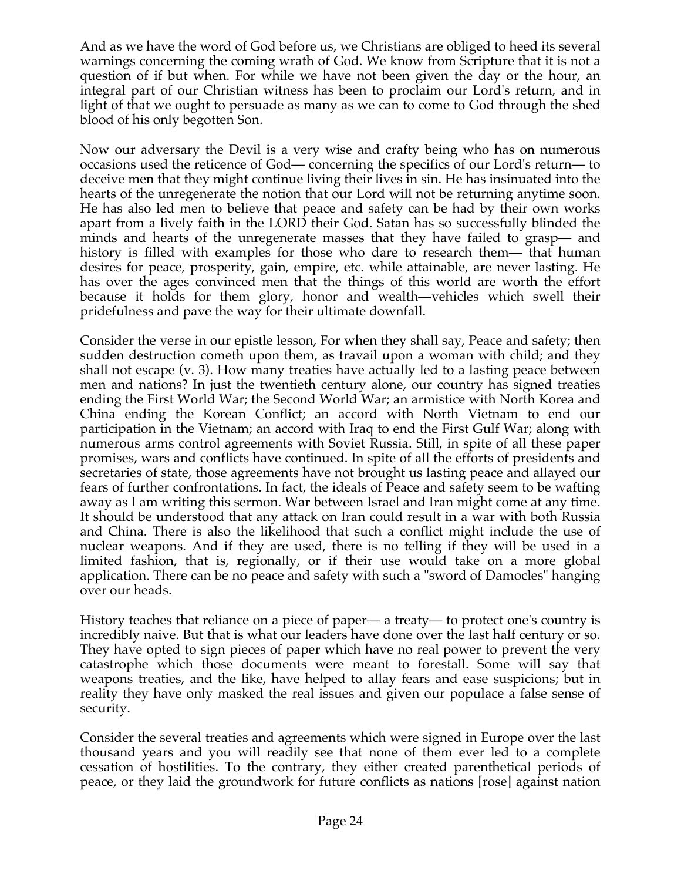And as we have the word of God before us, we Christians are obliged to heed its several warnings concerning the coming wrath of God. We know from Scripture that it is not a question of if but when. For while we have not been given the day or the hour, an integral part of our Christian witness has been to proclaim our Lord's return, and in light of that we ought to persuade as many as we can to come to God through the shed blood of his only begotten Son.

Now our adversary the Devil is a very wise and crafty being who has on numerous occasions used the reticence of God— concerning the specifics of our Lord's return— to deceive men that they might continue living their lives in sin. He has insinuated into the hearts of the unregenerate the notion that our Lord will not be returning anytime soon. He has also led men to believe that peace and safety can be had by their own works apart from a lively faith in the LORD their God. Satan has so successfully blinded the minds and hearts of the unregenerate masses that they have failed to grasp— and history is filled with examples for those who dare to research them— that human desires for peace, prosperity, gain, empire, etc. while attainable, are never lasting. He has over the ages convinced men that the things of this world are worth the effort because it holds for them glory, honor and wealth—vehicles which swell their pridefulness and pave the way for their ultimate downfall.

Consider the verse in our epistle lesson, For when they shall say, Peace and safety; then sudden destruction cometh upon them, as travail upon a woman with child; and they shall not escape (v. 3). How many treaties have actually led to a lasting peace between men and nations? In just the twentieth century alone, our country has signed treaties ending the First World War; the Second World War; an armistice with North Korea and China ending the Korean Conflict; an accord with North Vietnam to end our participation in the Vietnam; an accord with Iraq to end the First Gulf War; along with numerous arms control agreements with Soviet Russia. Still, in spite of all these paper promises, wars and conflicts have continued. In spite of all the efforts of presidents and secretaries of state, those agreements have not brought us lasting peace and allayed our fears of further confrontations. In fact, the ideals of Peace and safety seem to be wafting away as I am writing this sermon. War between Israel and Iran might come at any time. It should be understood that any attack on Iran could result in a war with both Russia and China. There is also the likelihood that such a conflict might include the use of nuclear weapons. And if they are used, there is no telling if they will be used in a limited fashion, that is, regionally, or if their use would take on a more global application. There can be no peace and safety with such a "sword of Damocles" hanging over our heads.

History teaches that reliance on a piece of paper— a treaty— to protect one's country is incredibly naive. But that is what our leaders have done over the last half century or so. They have opted to sign pieces of paper which have no real power to prevent the very catastrophe which those documents were meant to forestall. Some will say that weapons treaties, and the like, have helped to allay fears and ease suspicions; but in reality they have only masked the real issues and given our populace a false sense of security.

Consider the several treaties and agreements which were signed in Europe over the last thousand years and you will readily see that none of them ever led to a complete cessation of hostilities. To the contrary, they either created parenthetical periods of peace, or they laid the groundwork for future conflicts as nations [rose] against nation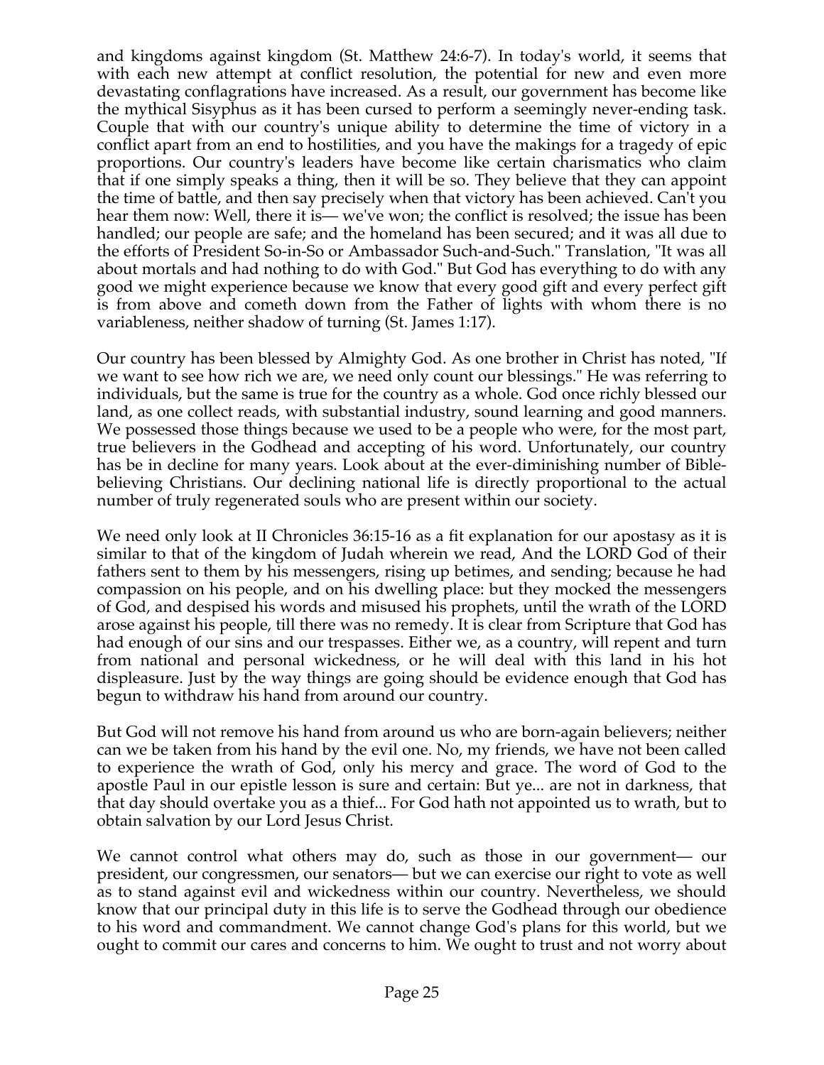and kingdoms against kingdom (St. Matthew 24:6-7). In today's world, it seems that with each new attempt at conflict resolution, the potential for new and even more devastating conflagrations have increased. As a result, our government has become like the mythical Sisyphus as it has been cursed to perform a seemingly never-ending task. Couple that with our country's unique ability to determine the time of victory in a conflict apart from an end to hostilities, and you have the makings for a tragedy of epic proportions. Our country's leaders have become like certain charismatics who claim that if one simply speaks a thing, then it will be so. They believe that they can appoint the time of battle, and then say precisely when that victory has been achieved. Can't you hear them now: Well, there it is— we've won; the conflict is resolved; the issue has been handled; our people are safe; and the homeland has been secured; and it was all due to the efforts of President So-in-So or Ambassador Such-and-Such." Translation, "It was all about mortals and had nothing to do with God." But God has everything to do with any good we might experience because we know that every good gift and every perfect gift is from above and cometh down from the Father of lights with whom there is no variableness, neither shadow of turning (St. James 1:17).

Our country has been blessed by Almighty God. As one brother in Christ has noted, "If we want to see how rich we are, we need only count our blessings." He was referring to individuals, but the same is true for the country as a whole. God once richly blessed our land, as one collect reads, with substantial industry, sound learning and good manners. We possessed those things because we used to be a people who were, for the most part, true believers in the Godhead and accepting of his word. Unfortunately, our country has be in decline for many years. Look about at the ever-diminishing number of Bible-believing Christians. Our declining national life is directly proportional to the actual number of truly regenerated souls who are present within our society.

We need only look at II Chronicles 36:15-16 as a fit explanation for our apostasy as it is similar to that of the kingdom of Judah wherein we read, And the LORD God of their fathers sent to them by his messengers, rising up betimes, and sending; because he had compassion on his people, and on his dwelling place: but they mocked the messengers of God, and despised his words and misused his prophets, until the wrath of the LORD arose against his people, till there was no remedy. It is clear from Scripture that God has had enough of our sins and our trespasses. Either we, as a country, will repent and turn from national and personal wickedness, or he will deal with this land in his hot displeasure. Just by the way things are going should be evidence enough that God has begun to withdraw his hand from around our country.

But God will not remove his hand from around us who are born-again believers; neither can we be taken from his hand by the evil one. No, my friends, we have not been called to experience the wrath of God, only his mercy and grace. The word of God to the apostle Paul in our epistle lesson is sure and certain: But ye... are not in darkness, that that day should overtake you as a thief... For God hath not appointed us to wrath, but to obtain salvation by our Lord Jesus Christ.

We cannot control what others may do, such as those in our government— our president, our congressmen, our senators— but we can exercise our right to vote as well as to stand against evil and wickedness within our country. Nevertheless, we should know that our principal duty in this life is to serve the Godhead through our obedience to his word and commandment. We cannot change God's plans for this world, but we ought to commit our cares and concerns to him. We ought to trust and not worry about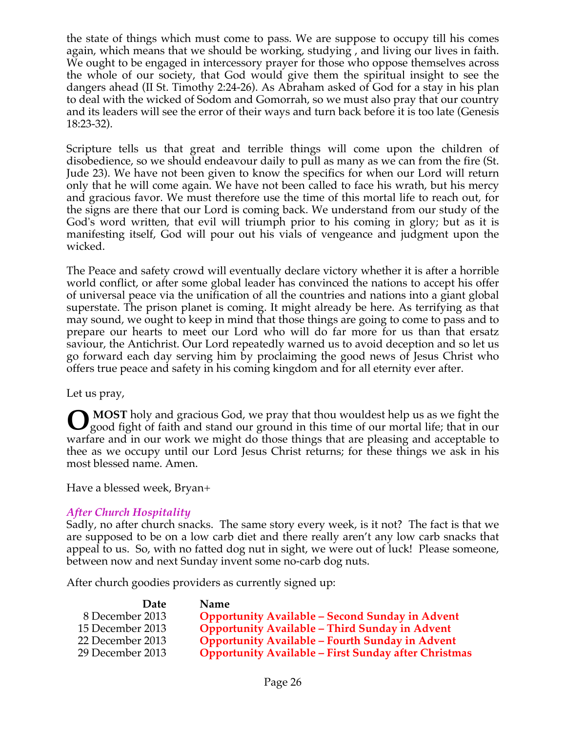the state of things which must come to pass. We are suppose to occupy till his comes again, which means that we should be working, studying , and living our lives in faith. We ought to be engaged in intercessory prayer for those who oppose themselves across the whole of our society, that God would give them the spiritual insight to see the dangers ahead (II St. Timothy 2:24-26). As Abraham asked of God for a stay in his plan to deal with the wicked of Sodom and Gomorrah, so we must also pray that our country and its leaders will see the error of their ways and turn back before it is too late (Genesis 18:23-32).

Scripture tells us that great and terrible things will come upon the children of disobedience, so we should endeavour daily to pull as many as we can from the fire (St. Jude 23). We have not been given to know the specifics for when our Lord will return only that he will come again. We have not been called to face his wrath, but his mercy and gracious favor. We must therefore use the time of this mortal life to reach out, for the signs are there that our Lord is coming back. We understand from our study of the God's word written, that evil will triumph prior to his coming in glory; but as it is manifesting itself, God will pour out his vials of vengeance and judgment upon the wicked.

The Peace and safety crowd will eventually declare victory whether it is after a horrible world conflict, or after some global leader has convinced the nations to accept his offer of universal peace via the unification of all the countries and nations into a giant global superstate. The prison planet is coming. It might already be here. As terrifying as that may sound, we ought to keep in mind that those things are going to come to pass and to prepare our hearts to meet our Lord who will do far more for us than that ersatz saviour, the Antichrist. Our Lord repeatedly warned us to avoid deception and so let us go forward each day serving him by proclaiming the good news of Jesus Christ who offers true peace and safety in his coming kingdom and for all eternity ever after.

Let us pray,

**O MOST** holy and gracious God, we pray that thou wouldest help us as we fight the good fight of faith and stand our ground in this time of our mortal life; that in our warfare and in our work we might do those things that are pleasing and acceptable to thee as we occupy until our Lord Jesus Christ returns; for these things we ask in his most blessed name. Amen.

Have a blessed week, Bryan+

### *After Church Hospitality*

Sadly, no after church snacks. The same story every week, is it not? The fact is that we are supposed to be on a low carb diet and there really aren't any low carb snacks that appeal to us. So, with no fatted dog nut in sight, we were out of luck! Please someone, between now and next Sunday invent some no-carb dog nuts.

After church goodies providers as currently signed up:

| Date | Name |
|---|---|
| 8 December 2013 | **Opportunity Available – Second Sunday in Advent** |
| 15 December 2013 | **Opportunity Available – Third Sunday in Advent** |
| 22 December 2013 | **Opportunity Available – Fourth Sunday in Advent** |
| 29 December 2013 | **Opportunity Available – First Sunday after Christmas** |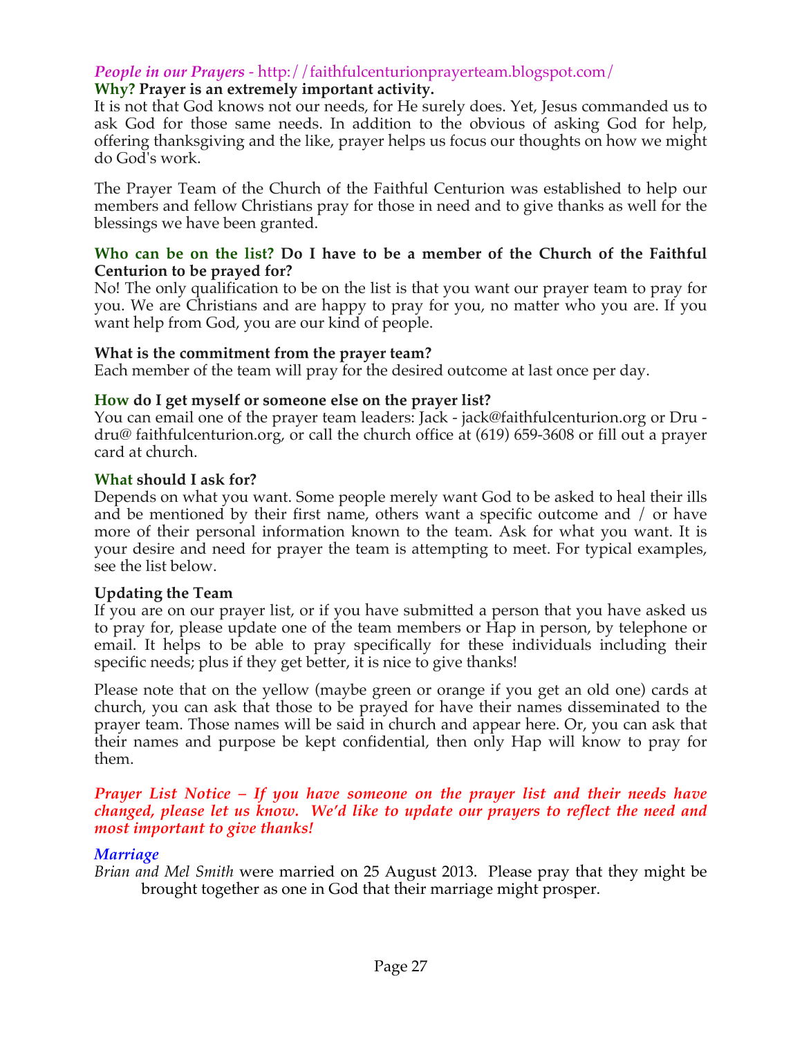*People in our Prayers* - http://faithfulcenturionprayerteam.blogspot.com/

**Why? Prayer is an extremely important activity.**

It is not that God knows not our needs, for He surely does. Yet, Jesus commanded us to ask God for those same needs. In addition to the obvious of asking God for help, offering thanksgiving and the like, prayer helps us focus our thoughts on how we might do God's work.

The Prayer Team of the Church of the Faithful Centurion was established to help our members and fellow Christians pray for those in need and to give thanks as well for the blessings we have been granted.

**Who can be on the list? Do I have to be a member of the Church of the Faithful Centurion to be prayed for?**

No! The only qualification to be on the list is that you want our prayer team to pray for you. We are Christians and are happy to pray for you, no matter who you are. If you want help from God, you are our kind of people.

**What is the commitment from the prayer team?**

Each member of the team will pray for the desired outcome at last once per day.

**How do I get myself or someone else on the prayer list?**

You can email one of the prayer team leaders: Jack - jack@faithfulcenturion.org or Dru - dru@ faithfulcenturion.org, or call the church office at (619) 659-3608 or fill out a prayer card at church.

**What should I ask for?**

Depends on what you want. Some people merely want God to be asked to heal their ills and be mentioned by their first name, others want a specific outcome and / or have more of their personal information known to the team. Ask for what you want. It is your desire and need for prayer the team is attempting to meet. For typical examples, see the list below.

**Updating the Team**

If you are on our prayer list, or if you have submitted a person that you have asked us to pray for, please update one of the team members or Hap in person, by telephone or email. It helps to be able to pray specifically for these individuals including their specific needs; plus if they get better, it is nice to give thanks!

Please note that on the yellow (maybe green or orange if you get an old one) cards at church, you can ask that those to be prayed for have their names disseminated to the prayer team. Those names will be said in church and appear here. Or, you can ask that their names and purpose be kept confidential, then only Hap will know to pray for them.

***Prayer List Notice – If you have someone on the prayer list and their needs have changed, please let us know. We'd like to update our prayers to reflect the need and most important to give thanks!***

*Marriage*

*Brian and Mel Smith* were married on 25 August 2013. Please pray that they might be brought together as one in God that their marriage might prosper.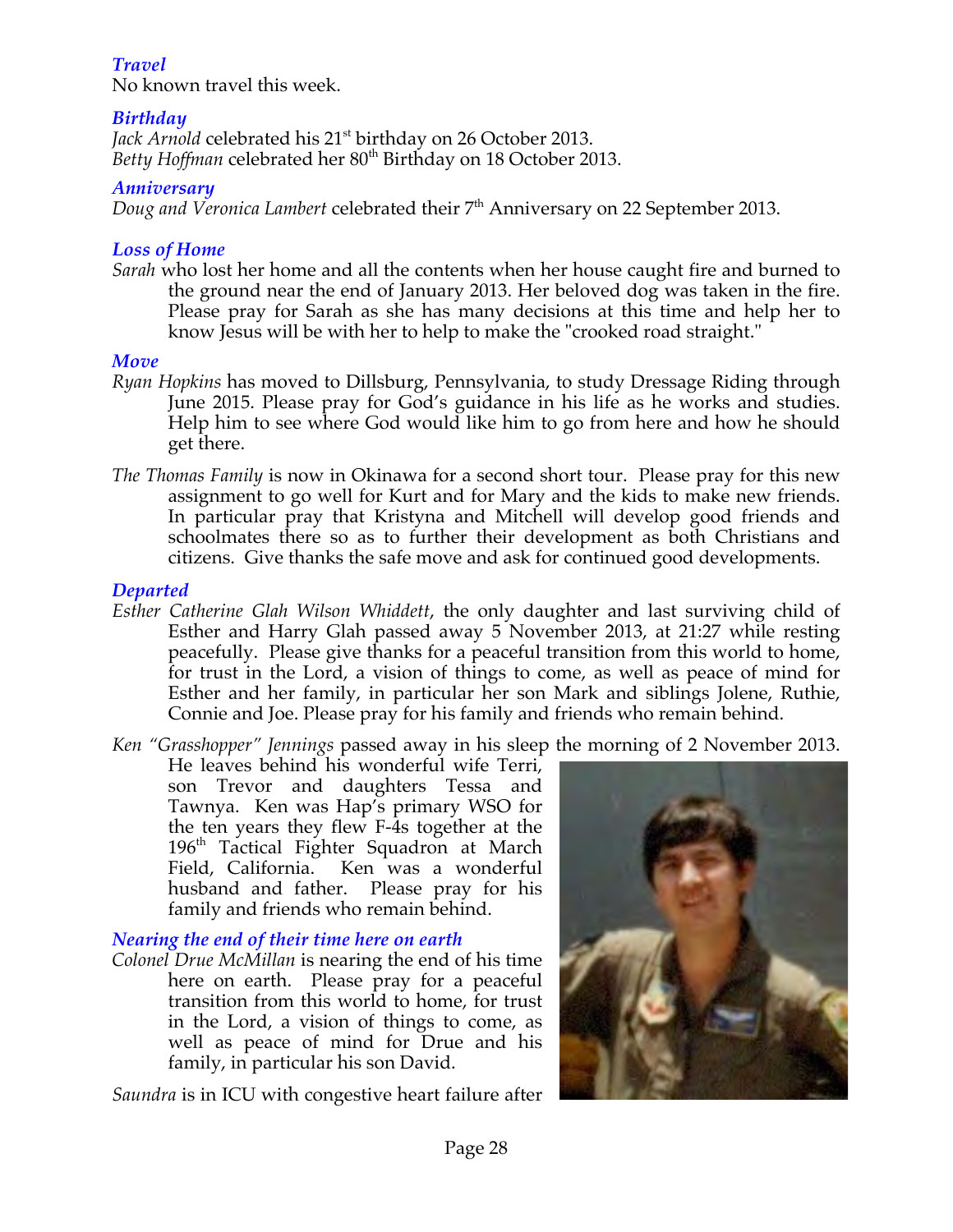### *Travel*

No known travel this week.

### *Birthday*

*Jack Arnold* celebrated his 21st birthday on 26 October 2013.
*Betty Hoffman* celebrated her 80th Birthday on 18 October 2013.

### *Anniversary*

*Doug and Veronica Lambert* celebrated their 7th Anniversary on 22 September 2013.

### *Loss of Home*

*Sarah* who lost her home and all the contents when her house caught fire and burned to the ground near the end of January 2013. Her beloved dog was taken in the fire. Please pray for Sarah as she has many decisions at this time and help her to know Jesus will be with her to help to make the "crooked road straight."

### *Move*

*Ryan Hopkins* has moved to Dillsburg, Pennsylvania, to study Dressage Riding through June 2015. Please pray for God's guidance in his life as he works and studies. Help him to see where God would like him to go from here and how he should get there.

*The Thomas Family* is now in Okinawa for a second short tour. Please pray for this new assignment to go well for Kurt and for Mary and the kids to make new friends. In particular pray that Kristyna and Mitchell will develop good friends and schoolmates there so as to further their development as both Christians and citizens. Give thanks the safe move and ask for continued good developments.

### *Departed*

*Esther Catherine Glah Wilson Whiddett*, the only daughter and last surviving child of Esther and Harry Glah passed away 5 November 2013, at 21:27 while resting peacefully. Please give thanks for a peaceful transition from this world to home, for trust in the Lord, a vision of things to come, as well as peace of mind for Esther and her family, in particular her son Mark and siblings Jolene, Ruthie, Connie and Joe. Please pray for his family and friends who remain behind.

*Ken "Grasshopper" Jennings* passed away in his sleep the morning of 2 November 2013. He leaves behind his wonderful wife Terri, son Trevor and daughters Tessa and Tawnya. Ken was Hap's primary WSO for the ten years they flew F-4s together at the 196th Tactical Fighter Squadron at March Field, California. Ken was a wonderful husband and father. Please pray for his family and friends who remain behind.

### *Nearing the end of their time here on earth*

*Colonel Drue McMillan* is nearing the end of his time here on earth. Please pray for a peaceful transition from this world to home, for trust in the Lord, a vision of things to come, as well as peace of mind for Drue and his family, in particular his son David.

*Saundra* is in ICU with congestive heart failure after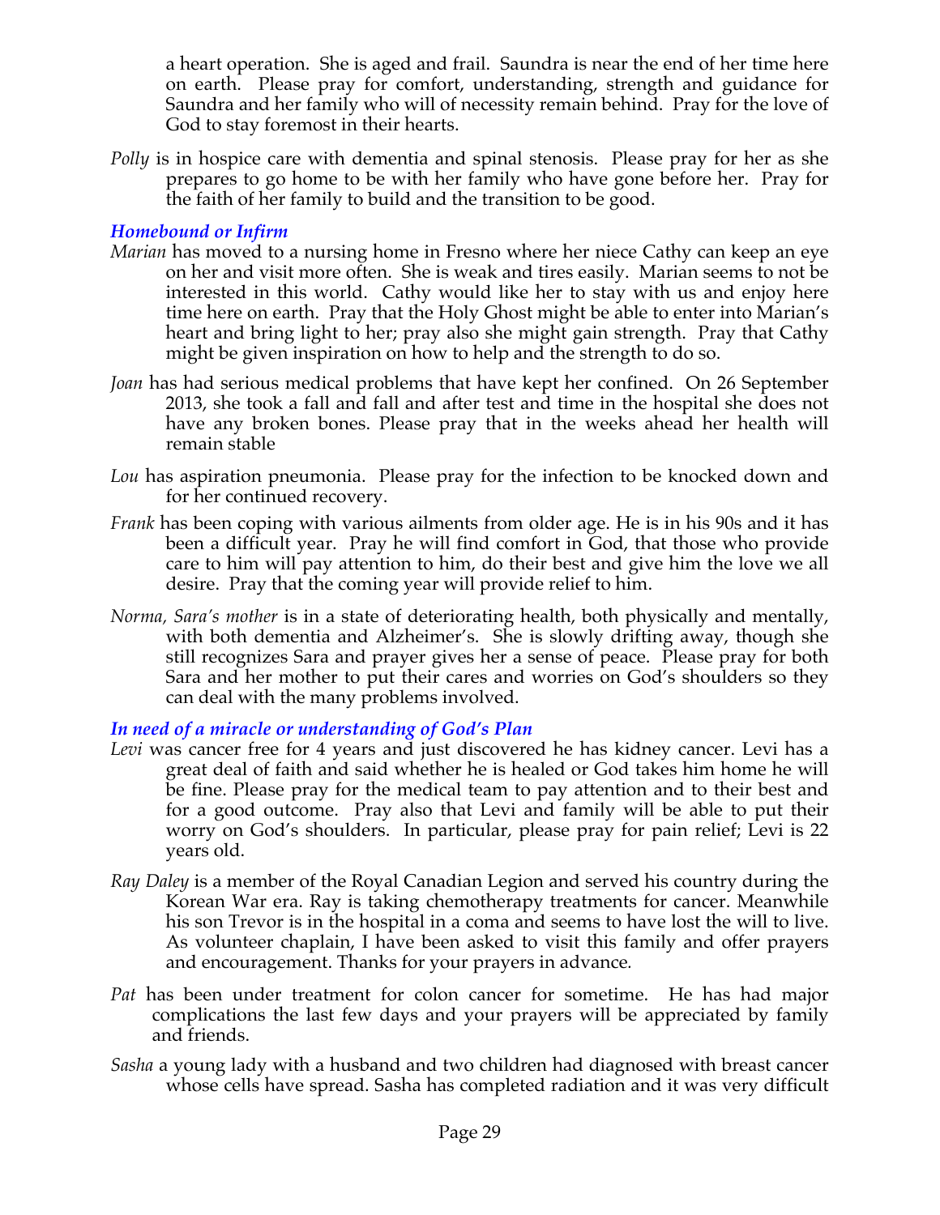a heart operation. She is aged and frail. Saundra is near the end of her time here on earth. Please pray for comfort, understanding, strength and guidance for Saundra and her family who will of necessity remain behind. Pray for the love of God to stay foremost in their hearts.

*Polly* is in hospice care with dementia and spinal stenosis. Please pray for her as she prepares to go home to be with her family who have gone before her. Pray for the faith of her family to build and the transition to be good.

### *Homebound or Infirm*

*Marian* has moved to a nursing home in Fresno where her niece Cathy can keep an eye on her and visit more often. She is weak and tires easily. Marian seems to not be interested in this world. Cathy would like her to stay with us and enjoy here time here on earth. Pray that the Holy Ghost might be able to enter into Marian's heart and bring light to her; pray also she might gain strength. Pray that Cathy might be given inspiration on how to help and the strength to do so.

*Joan* has had serious medical problems that have kept her confined. On 26 September 2013, she took a fall and fall and after test and time in the hospital she does not have any broken bones. Please pray that in the weeks ahead her health will remain stable

*Lou* has aspiration pneumonia. Please pray for the infection to be knocked down and for her continued recovery.

*Frank* has been coping with various ailments from older age. He is in his 90s and it has been a difficult year. Pray he will find comfort in God, that those who provide care to him will pay attention to him, do their best and give him the love we all desire. Pray that the coming year will provide relief to him.

*Norma, Sara's mother* is in a state of deteriorating health, both physically and mentally, with both dementia and Alzheimer's. She is slowly drifting away, though she still recognizes Sara and prayer gives her a sense of peace. Please pray for both Sara and her mother to put their cares and worries on God's shoulders so they can deal with the many problems involved.

### *In need of a miracle or understanding of God's Plan*

*Levi* was cancer free for 4 years and just discovered he has kidney cancer. Levi has a great deal of faith and said whether he is healed or God takes him home he will be fine. Please pray for the medical team to pay attention and to their best and for a good outcome. Pray also that Levi and family will be able to put their worry on God's shoulders. In particular, please pray for pain relief; Levi is 22 years old.

*Ray Daley* is a member of the Royal Canadian Legion and served his country during the Korean War era. Ray is taking chemotherapy treatments for cancer. Meanwhile his son Trevor is in the hospital in a coma and seems to have lost the will to live. As volunteer chaplain, I have been asked to visit this family and offer prayers and encouragement. Thanks for your prayers in advance.

*Pat* has been under treatment for colon cancer for sometime. He has had major complications the last few days and your prayers will be appreciated by family and friends.

*Sasha* a young lady with a husband and two children had diagnosed with breast cancer whose cells have spread. Sasha has completed radiation and it was very difficult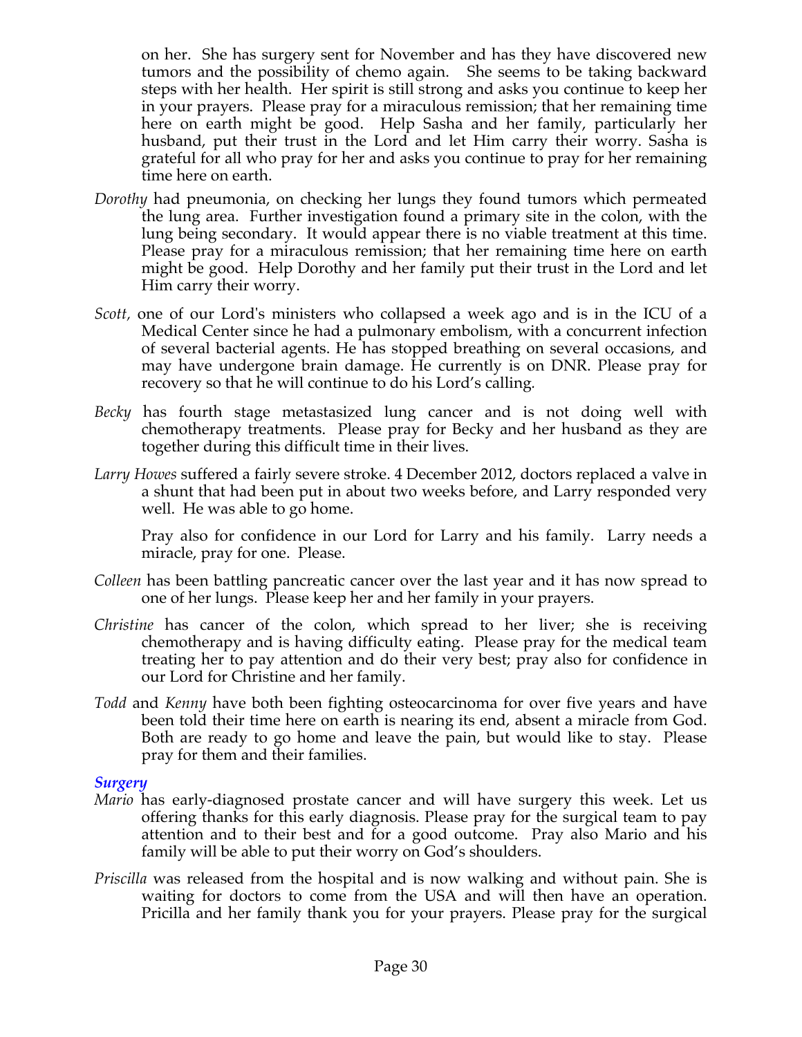on her. She has surgery sent for November and has they have discovered new tumors and the possibility of chemo again. She seems to be taking backward steps with her health. Her spirit is still strong and asks you continue to keep her in your prayers. Please pray for a miraculous remission; that her remaining time here on earth might be good. Help Sasha and her family, particularly her husband, put their trust in the Lord and let Him carry their worry. Sasha is grateful for all who pray for her and asks you continue to pray for her remaining time here on earth.

*Dorothy* had pneumonia, on checking her lungs they found tumors which permeated the lung area. Further investigation found a primary site in the colon, with the lung being secondary. It would appear there is no viable treatment at this time. Please pray for a miraculous remission; that her remaining time here on earth might be good. Help Dorothy and her family put their trust in the Lord and let Him carry their worry.

*Scott,* one of our Lord's ministers who collapsed a week ago and is in the ICU of a Medical Center since he had a pulmonary embolism, with a concurrent infection of several bacterial agents. He has stopped breathing on several occasions, and may have undergone brain damage. He currently is on DNR. Please pray for recovery so that he will continue to do his Lord's calling.

*Becky* has fourth stage metastasized lung cancer and is not doing well with chemotherapy treatments. Please pray for Becky and her husband as they are together during this difficult time in their lives.

*Larry Howes* suffered a fairly severe stroke. 4 December 2012, doctors replaced a valve in a shunt that had been put in about two weeks before, and Larry responded very well. He was able to go home.

Pray also for confidence in our Lord for Larry and his family. Larry needs a miracle, pray for one. Please.

*Colleen* has been battling pancreatic cancer over the last year and it has now spread to one of her lungs. Please keep her and her family in your prayers.

*Christine* has cancer of the colon, which spread to her liver; she is receiving chemotherapy and is having difficulty eating. Please pray for the medical team treating her to pay attention and do their very best; pray also for confidence in our Lord for Christine and her family.

*Todd* and *Kenny* have both been fighting osteocarcinoma for over five years and have been told their time here on earth is nearing its end, absent a miracle from God. Both are ready to go home and leave the pain, but would like to stay. Please pray for them and their families.

### *Surgery*

*Mario* has early-diagnosed prostate cancer and will have surgery this week. Let us offering thanks for this early diagnosis. Please pray for the surgical team to pay attention and to their best and for a good outcome. Pray also Mario and his family will be able to put their worry on God's shoulders.

*Priscilla* was released from the hospital and is now walking and without pain. She is waiting for doctors to come from the USA and will then have an operation. Pricilla and her family thank you for your prayers. Please pray for the surgical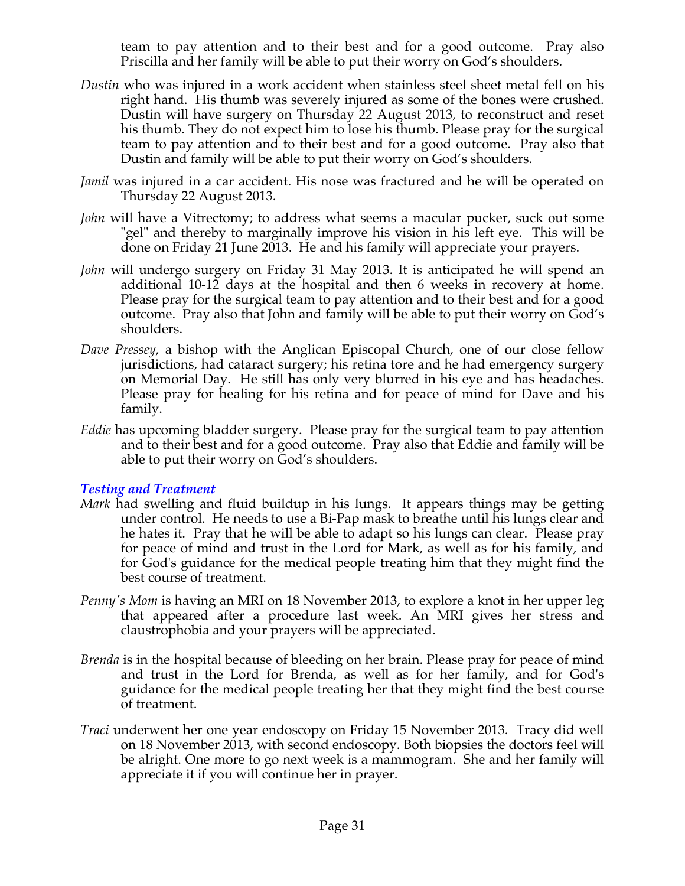team to pay attention and to their best and for a good outcome. Pray also Priscilla and her family will be able to put their worry on God's shoulders.

*Dustin* who was injured in a work accident when stainless steel sheet metal fell on his right hand. His thumb was severely injured as some of the bones were crushed. Dustin will have surgery on Thursday 22 August 2013, to reconstruct and reset his thumb. They do not expect him to lose his thumb. Please pray for the surgical team to pay attention and to their best and for a good outcome. Pray also that Dustin and family will be able to put their worry on God's shoulders.

*Jamil* was injured in a car accident. His nose was fractured and he will be operated on Thursday 22 August 2013.

*John* will have a Vitrectomy; to address what seems a macular pucker, suck out some "gel" and thereby to marginally improve his vision in his left eye. This will be done on Friday 21 June 2013. He and his family will appreciate your prayers.

*John* will undergo surgery on Friday 31 May 2013. It is anticipated he will spend an additional 10-12 days at the hospital and then 6 weeks in recovery at home. Please pray for the surgical team to pay attention and to their best and for a good outcome. Pray also that John and family will be able to put their worry on God's shoulders.

*Dave Pressey*, a bishop with the Anglican Episcopal Church, one of our close fellow jurisdictions, had cataract surgery; his retina tore and he had emergency surgery on Memorial Day. He still has only very blurred in his eye and has headaches. Please pray for healing for his retina and for peace of mind for Dave and his family.

*Eddie* has upcoming bladder surgery. Please pray for the surgical team to pay attention and to their best and for a good outcome. Pray also that Eddie and family will be able to put their worry on God's shoulders.

### *Testing and Treatment*

*Mark* had swelling and fluid buildup in his lungs. It appears things may be getting under control. He needs to use a Bi-Pap mask to breathe until his lungs clear and he hates it. Pray that he will be able to adapt so his lungs can clear. Please pray for peace of mind and trust in the Lord for Mark, as well as for his family, and for God's guidance for the medical people treating him that they might find the best course of treatment.

*Penny's Mom* is having an MRI on 18 November 2013, to explore a knot in her upper leg that appeared after a procedure last week. An MRI gives her stress and claustrophobia and your prayers will be appreciated.

*Brenda* is in the hospital because of bleeding on her brain. Please pray for peace of mind and trust in the Lord for Brenda, as well as for her family, and for God's guidance for the medical people treating her that they might find the best course of treatment.

*Traci* underwent her one year endoscopy on Friday 15 November 2013. Tracy did well on 18 November 2013, with second endoscopy. Both biopsies the doctors feel will be alright. One more to go next week is a mammogram. She and her family will appreciate it if you will continue her in prayer.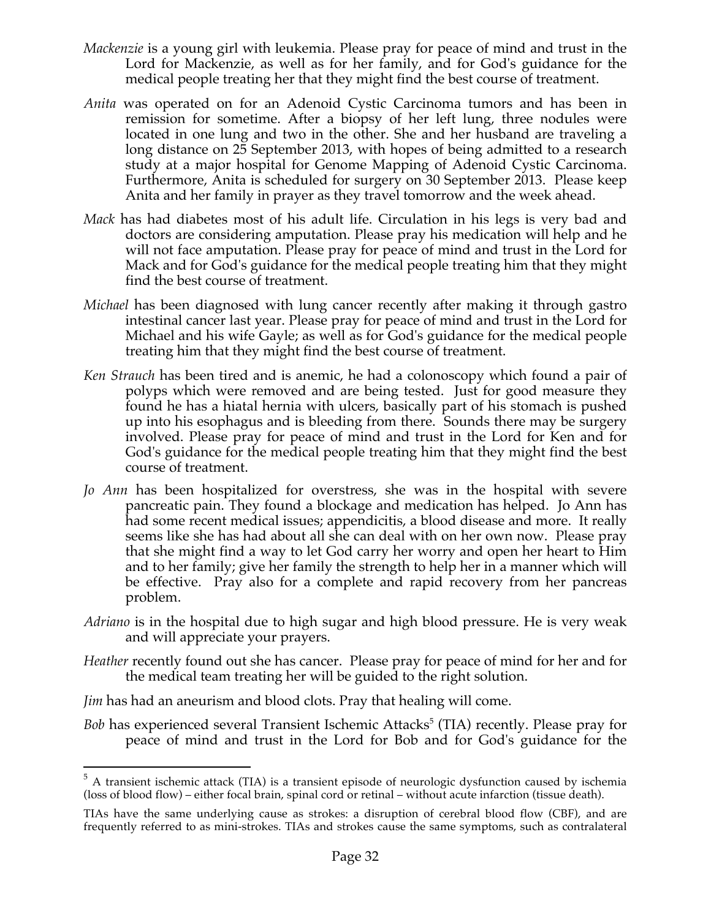*Mackenzie* is a young girl with leukemia. Please pray for peace of mind and trust in the Lord for Mackenzie, as well as for her family, and for God's guidance for the medical people treating her that they might find the best course of treatment.

*Anita* was operated on for an Adenoid Cystic Carcinoma tumors and has been in remission for sometime. After a biopsy of her left lung, three nodules were located in one lung and two in the other. She and her husband are traveling a long distance on 25 September 2013, with hopes of being admitted to a research study at a major hospital for Genome Mapping of Adenoid Cystic Carcinoma. Furthermore, Anita is scheduled for surgery on 30 September 2013. Please keep Anita and her family in prayer as they travel tomorrow and the week ahead.

*Mack* has had diabetes most of his adult life. Circulation in his legs is very bad and doctors are considering amputation. Please pray his medication will help and he will not face amputation. Please pray for peace of mind and trust in the Lord for Mack and for God's guidance for the medical people treating him that they might find the best course of treatment.

*Michael* has been diagnosed with lung cancer recently after making it through gastro intestinal cancer last year. Please pray for peace of mind and trust in the Lord for Michael and his wife Gayle; as well as for God's guidance for the medical people treating him that they might find the best course of treatment.

*Ken Strauch* has been tired and is anemic, he had a colonoscopy which found a pair of polyps which were removed and are being tested. Just for good measure they found he has a hiatal hernia with ulcers, basically part of his stomach is pushed up into his esophagus and is bleeding from there. Sounds there may be surgery involved. Please pray for peace of mind and trust in the Lord for Ken and for God's guidance for the medical people treating him that they might find the best course of treatment.

*Jo Ann* has been hospitalized for overstress, she was in the hospital with severe pancreatic pain. They found a blockage and medication has helped. Jo Ann has had some recent medical issues; appendicitis, a blood disease and more. It really seems like she has had about all she can deal with on her own now. Please pray that she might find a way to let God carry her worry and open her heart to Him and to her family; give her family the strength to help her in a manner which will be effective. Pray also for a complete and rapid recovery from her pancreas problem.

*Adriano* is in the hospital due to high sugar and high blood pressure. He is very weak and will appreciate your prayers.

*Heather* recently found out she has cancer. Please pray for peace of mind for her and for the medical team treating her will be guided to the right solution.

*Jim* has had an aneurism and blood clots. Pray that healing will come.

*Bob* has experienced several Transient Ischemic Attacks[5] (TIA) recently. Please pray for peace of mind and trust in the Lord for Bob and for God's guidance for the

---

[5] A transient ischemic attack (TIA) is a transient episode of neurologic dysfunction caused by ischemia (loss of blood flow) – either focal brain, spinal cord or retinal – without acute infarction (tissue death).

TIAs have the same underlying cause as strokes: a disruption of cerebral blood flow (CBF), and are frequently referred to as mini-strokes. TIAs and strokes cause the same symptoms, such as contralateral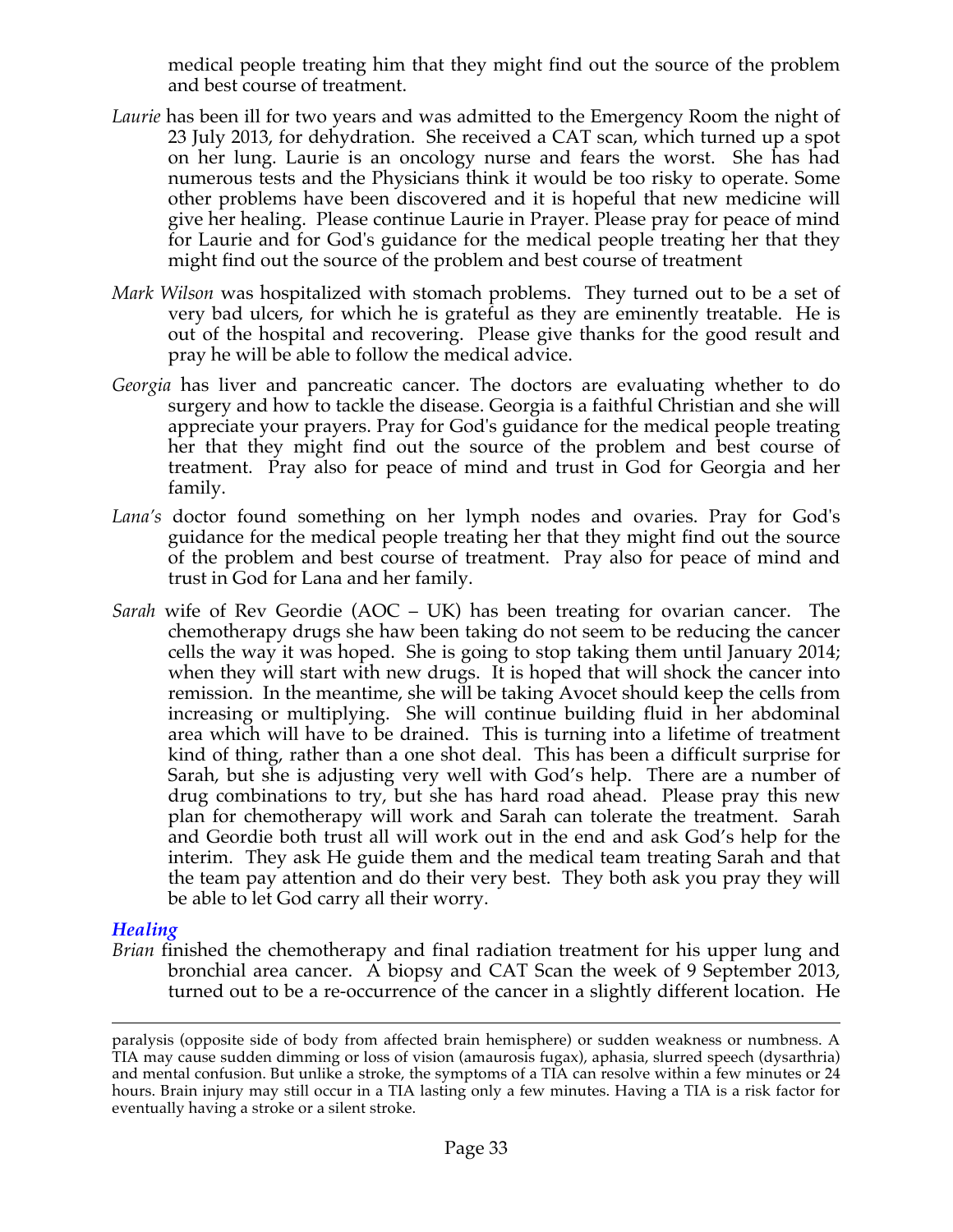medical people treating him that they might find out the source of the problem and best course of treatment.

*Laurie* has been ill for two years and was admitted to the Emergency Room the night of 23 July 2013, for dehydration. She received a CAT scan, which turned up a spot on her lung. Laurie is an oncology nurse and fears the worst. She has had numerous tests and the Physicians think it would be too risky to operate. Some other problems have been discovered and it is hopeful that new medicine will give her healing. Please continue Laurie in Prayer. Please pray for peace of mind for Laurie and for God's guidance for the medical people treating her that they might find out the source of the problem and best course of treatment

*Mark Wilson* was hospitalized with stomach problems. They turned out to be a set of very bad ulcers, for which he is grateful as they are eminently treatable. He is out of the hospital and recovering. Please give thanks for the good result and pray he will be able to follow the medical advice.

*Georgia* has liver and pancreatic cancer. The doctors are evaluating whether to do surgery and how to tackle the disease. Georgia is a faithful Christian and she will appreciate your prayers. Pray for God's guidance for the medical people treating her that they might find out the source of the problem and best course of treatment. Pray also for peace of mind and trust in God for Georgia and her family.

*Lana's* doctor found something on her lymph nodes and ovaries. Pray for God's guidance for the medical people treating her that they might find out the source of the problem and best course of treatment. Pray also for peace of mind and trust in God for Lana and her family.

*Sarah* wife of Rev Geordie (AOC – UK) has been treating for ovarian cancer. The chemotherapy drugs she haw been taking do not seem to be reducing the cancer cells the way it was hoped. She is going to stop taking them until January 2014; when they will start with new drugs. It is hoped that will shock the cancer into remission. In the meantime, she will be taking Avocet should keep the cells from increasing or multiplying. She will continue building fluid in her abdominal area which will have to be drained. This is turning into a lifetime of treatment kind of thing, rather than a one shot deal. This has been a difficult surprise for Sarah, but she is adjusting very well with God's help. There are a number of drug combinations to try, but she has hard road ahead. Please pray this new plan for chemotherapy will work and Sarah can tolerate the treatment. Sarah and Geordie both trust all will work out in the end and ask God's help for the interim. They ask He guide them and the medical team treating Sarah and that the team pay attention and do their very best. They both ask you pray they will be able to let God carry all their worry.

### *Healing*

*Brian* finished the chemotherapy and final radiation treatment for his upper lung and bronchial area cancer. A biopsy and CAT Scan the week of 9 September 2013, turned out to be a re-occurrence of the cancer in a slightly different location. He

---

paralysis (opposite side of body from affected brain hemisphere) or sudden weakness or numbness. A TIA may cause sudden dimming or loss of vision (amaurosis fugax), aphasia, slurred speech (dysarthria) and mental confusion. But unlike a stroke, the symptoms of a TIA can resolve within a few minutes or 24 hours. Brain injury may still occur in a TIA lasting only a few minutes. Having a TIA is a risk factor for eventually having a stroke or a silent stroke.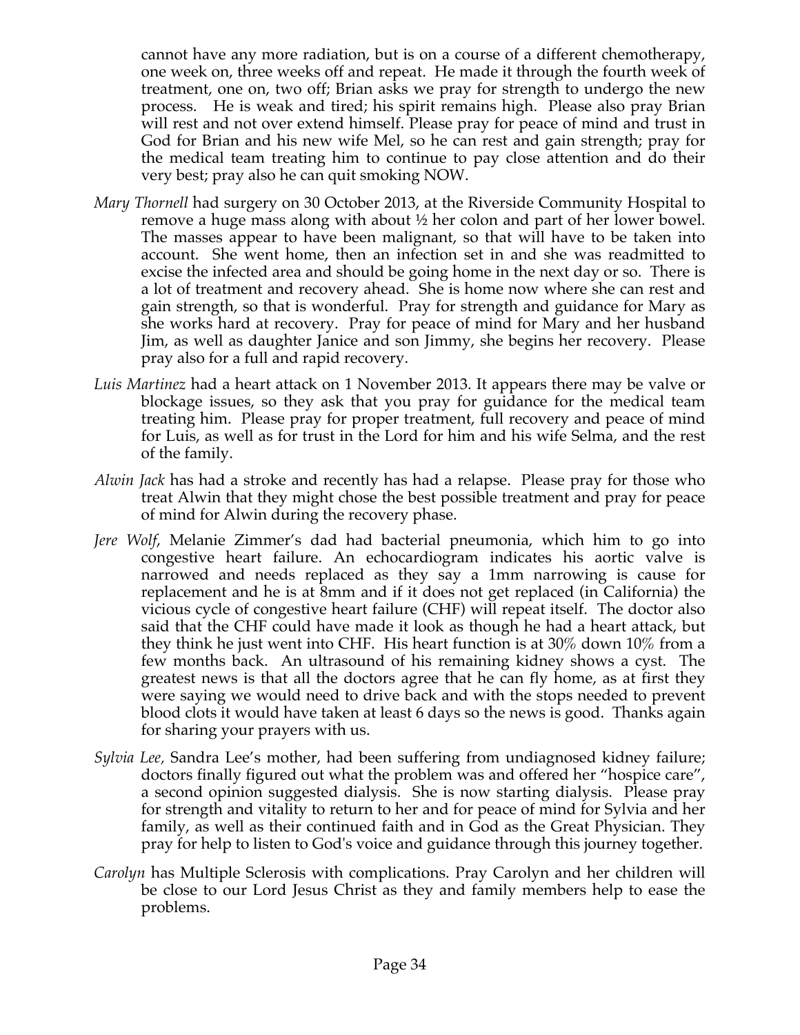cannot have any more radiation, but is on a course of a different chemotherapy, one week on, three weeks off and repeat. He made it through the fourth week of treatment, one on, two off; Brian asks we pray for strength to undergo the new process. He is weak and tired; his spirit remains high. Please also pray Brian will rest and not over extend himself. Please pray for peace of mind and trust in God for Brian and his new wife Mel, so he can rest and gain strength; pray for the medical team treating him to continue to pay close attention and do their very best; pray also he can quit smoking NOW.

*Mary Thornell* had surgery on 30 October 2013, at the Riverside Community Hospital to remove a huge mass along with about ½ her colon and part of her lower bowel. The masses appear to have been malignant, so that will have to be taken into account. She went home, then an infection set in and she was readmitted to excise the infected area and should be going home in the next day or so. There is a lot of treatment and recovery ahead. She is home now where she can rest and gain strength, so that is wonderful. Pray for strength and guidance for Mary as she works hard at recovery. Pray for peace of mind for Mary and her husband Jim, as well as daughter Janice and son Jimmy, she begins her recovery. Please pray also for a full and rapid recovery.

*Luis Martinez* had a heart attack on 1 November 2013. It appears there may be valve or blockage issues, so they ask that you pray for guidance for the medical team treating him. Please pray for proper treatment, full recovery and peace of mind for Luis, as well as for trust in the Lord for him and his wife Selma, and the rest of the family.

*Alwin Jack* has had a stroke and recently has had a relapse. Please pray for those who treat Alwin that they might chose the best possible treatment and pray for peace of mind for Alwin during the recovery phase.

*Jere Wolf*, Melanie Zimmer's dad had bacterial pneumonia, which him to go into congestive heart failure. An echocardiogram indicates his aortic valve is narrowed and needs replaced as they say a 1mm narrowing is cause for replacement and he is at 8mm and if it does not get replaced (in California) the vicious cycle of congestive heart failure (CHF) will repeat itself. The doctor also said that the CHF could have made it look as though he had a heart attack, but they think he just went into CHF. His heart function is at 30% down 10% from a few months back. An ultrasound of his remaining kidney shows a cyst. The greatest news is that all the doctors agree that he can fly home, as at first they were saying we would need to drive back and with the stops needed to prevent blood clots it would have taken at least 6 days so the news is good. Thanks again for sharing your prayers with us.

*Sylvia Lee*, Sandra Lee's mother, had been suffering from undiagnosed kidney failure; doctors finally figured out what the problem was and offered her "hospice care", a second opinion suggested dialysis. She is now starting dialysis. Please pray for strength and vitality to return to her and for peace of mind for Sylvia and her family, as well as their continued faith and in God as the Great Physician. They pray for help to listen to God's voice and guidance through this journey together.

*Carolyn* has Multiple Sclerosis with complications. Pray Carolyn and her children will be close to our Lord Jesus Christ as they and family members help to ease the problems.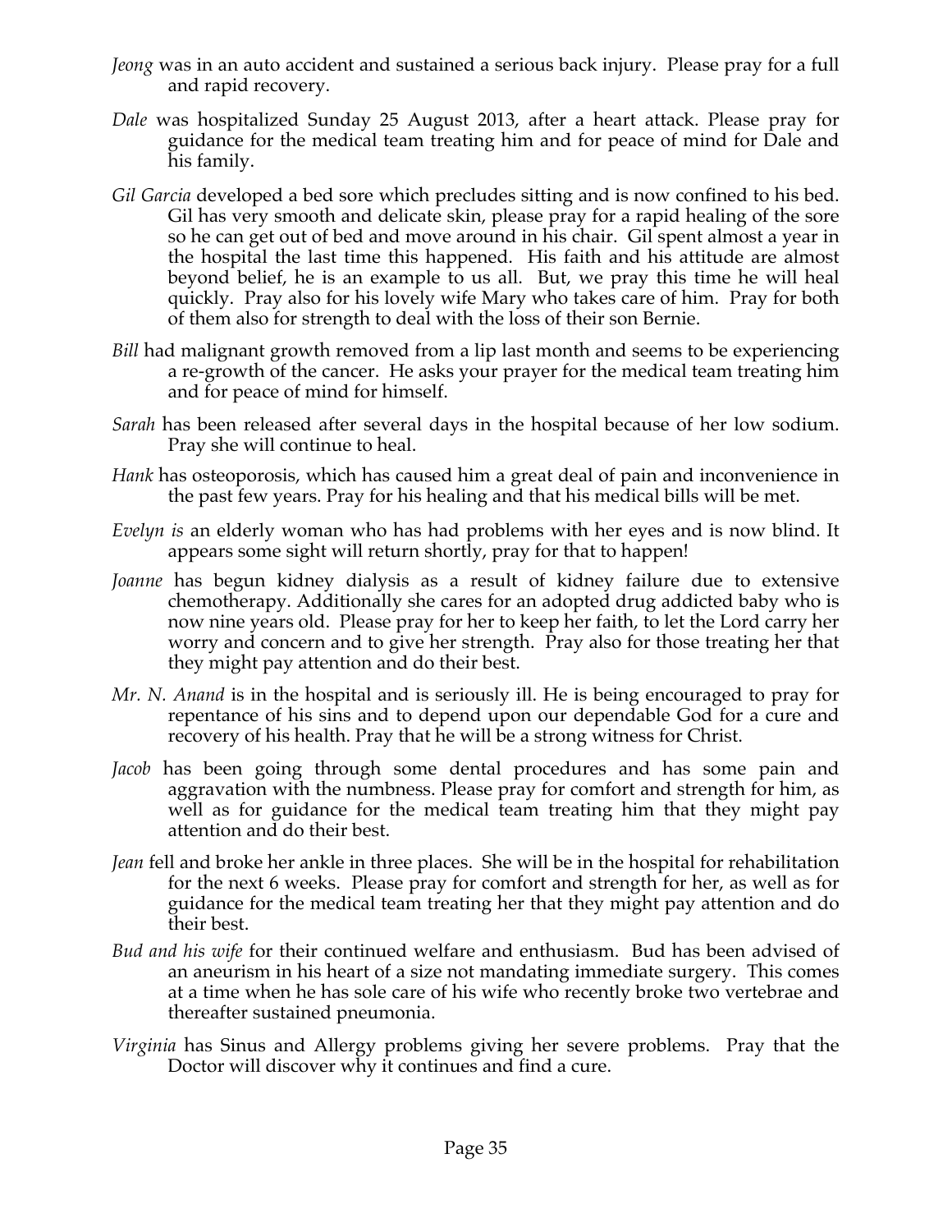*Jeong* was in an auto accident and sustained a serious back injury. Please pray for a full and rapid recovery.

*Dale* was hospitalized Sunday 25 August 2013, after a heart attack. Please pray for guidance for the medical team treating him and for peace of mind for Dale and his family.

*Gil Garcia* developed a bed sore which precludes sitting and is now confined to his bed. Gil has very smooth and delicate skin, please pray for a rapid healing of the sore so he can get out of bed and move around in his chair. Gil spent almost a year in the hospital the last time this happened. His faith and his attitude are almost beyond belief, he is an example to us all. But, we pray this time he will heal quickly. Pray also for his lovely wife Mary who takes care of him. Pray for both of them also for strength to deal with the loss of their son Bernie.

*Bill* had malignant growth removed from a lip last month and seems to be experiencing a re-growth of the cancer. He asks your prayer for the medical team treating him and for peace of mind for himself.

*Sarah* has been released after several days in the hospital because of her low sodium. Pray she will continue to heal.

*Hank* has osteoporosis, which has caused him a great deal of pain and inconvenience in the past few years. Pray for his healing and that his medical bills will be met.

*Evelyn is* an elderly woman who has had problems with her eyes and is now blind. It appears some sight will return shortly, pray for that to happen!

*Joanne* has begun kidney dialysis as a result of kidney failure due to extensive chemotherapy. Additionally she cares for an adopted drug addicted baby who is now nine years old. Please pray for her to keep her faith, to let the Lord carry her worry and concern and to give her strength. Pray also for those treating her that they might pay attention and do their best.

*Mr. N. Anand* is in the hospital and is seriously ill. He is being encouraged to pray for repentance of his sins and to depend upon our dependable God for a cure and recovery of his health. Pray that he will be a strong witness for Christ.

*Jacob* has been going through some dental procedures and has some pain and aggravation with the numbness. Please pray for comfort and strength for him, as well as for guidance for the medical team treating him that they might pay attention and do their best.

*Jean* fell and broke her ankle in three places. She will be in the hospital for rehabilitation for the next 6 weeks. Please pray for comfort and strength for her, as well as for guidance for the medical team treating her that they might pay attention and do their best.

*Bud and his wife* for their continued welfare and enthusiasm. Bud has been advised of an aneurism in his heart of a size not mandating immediate surgery. This comes at a time when he has sole care of his wife who recently broke two vertebrae and thereafter sustained pneumonia.

*Virginia* has Sinus and Allergy problems giving her severe problems. Pray that the Doctor will discover why it continues and find a cure.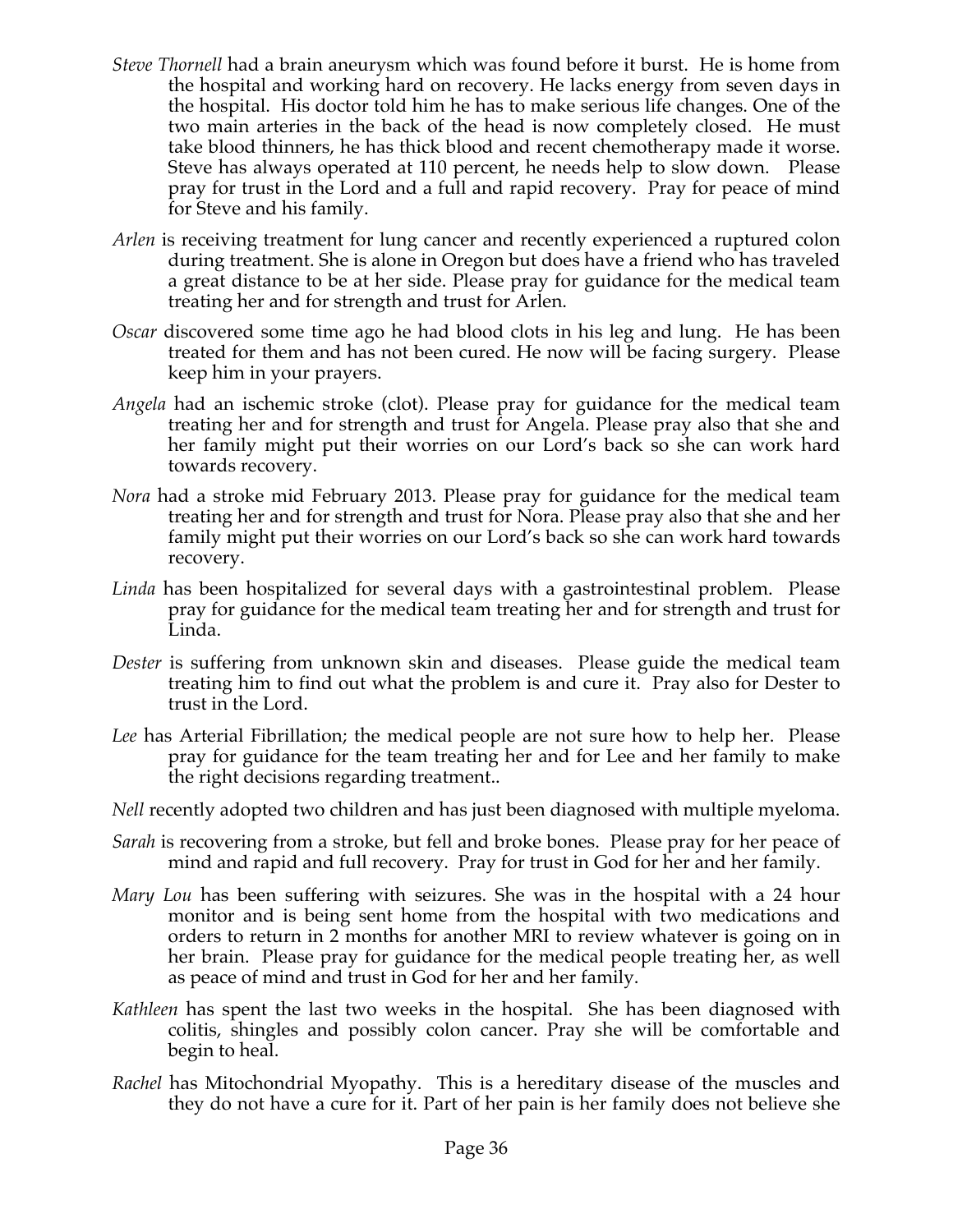*Steve Thornell* had a brain aneurysm which was found before it burst. He is home from the hospital and working hard on recovery. He lacks energy from seven days in the hospital. His doctor told him he has to make serious life changes. One of the two main arteries in the back of the head is now completely closed. He must take blood thinners, he has thick blood and recent chemotherapy made it worse. Steve has always operated at 110 percent, he needs help to slow down. Please pray for trust in the Lord and a full and rapid recovery. Pray for peace of mind for Steve and his family.

*Arlen* is receiving treatment for lung cancer and recently experienced a ruptured colon during treatment. She is alone in Oregon but does have a friend who has traveled a great distance to be at her side. Please pray for guidance for the medical team treating her and for strength and trust for Arlen.

*Oscar* discovered some time ago he had blood clots in his leg and lung. He has been treated for them and has not been cured. He now will be facing surgery. Please keep him in your prayers.

*Angela* had an ischemic stroke (clot). Please pray for guidance for the medical team treating her and for strength and trust for Angela. Please pray also that she and her family might put their worries on our Lord's back so she can work hard towards recovery.

*Nora* had a stroke mid February 2013. Please pray for guidance for the medical team treating her and for strength and trust for Nora. Please pray also that she and her family might put their worries on our Lord's back so she can work hard towards recovery.

*Linda* has been hospitalized for several days with a gastrointestinal problem. Please pray for guidance for the medical team treating her and for strength and trust for Linda.

*Dester* is suffering from unknown skin and diseases. Please guide the medical team treating him to find out what the problem is and cure it. Pray also for Dester to trust in the Lord.

*Lee* has Arterial Fibrillation; the medical people are not sure how to help her. Please pray for guidance for the team treating her and for Lee and her family to make the right decisions regarding treatment..

*Nell* recently adopted two children and has just been diagnosed with multiple myeloma.

*Sarah* is recovering from a stroke, but fell and broke bones. Please pray for her peace of mind and rapid and full recovery. Pray for trust in God for her and her family.

*Mary Lou* has been suffering with seizures. She was in the hospital with a 24 hour monitor and is being sent home from the hospital with two medications and orders to return in 2 months for another MRI to review whatever is going on in her brain. Please pray for guidance for the medical people treating her, as well as peace of mind and trust in God for her and her family.

*Kathleen* has spent the last two weeks in the hospital. She has been diagnosed with colitis, shingles and possibly colon cancer. Pray she will be comfortable and begin to heal.

*Rachel* has Mitochondrial Myopathy. This is a hereditary disease of the muscles and they do not have a cure for it. Part of her pain is her family does not believe she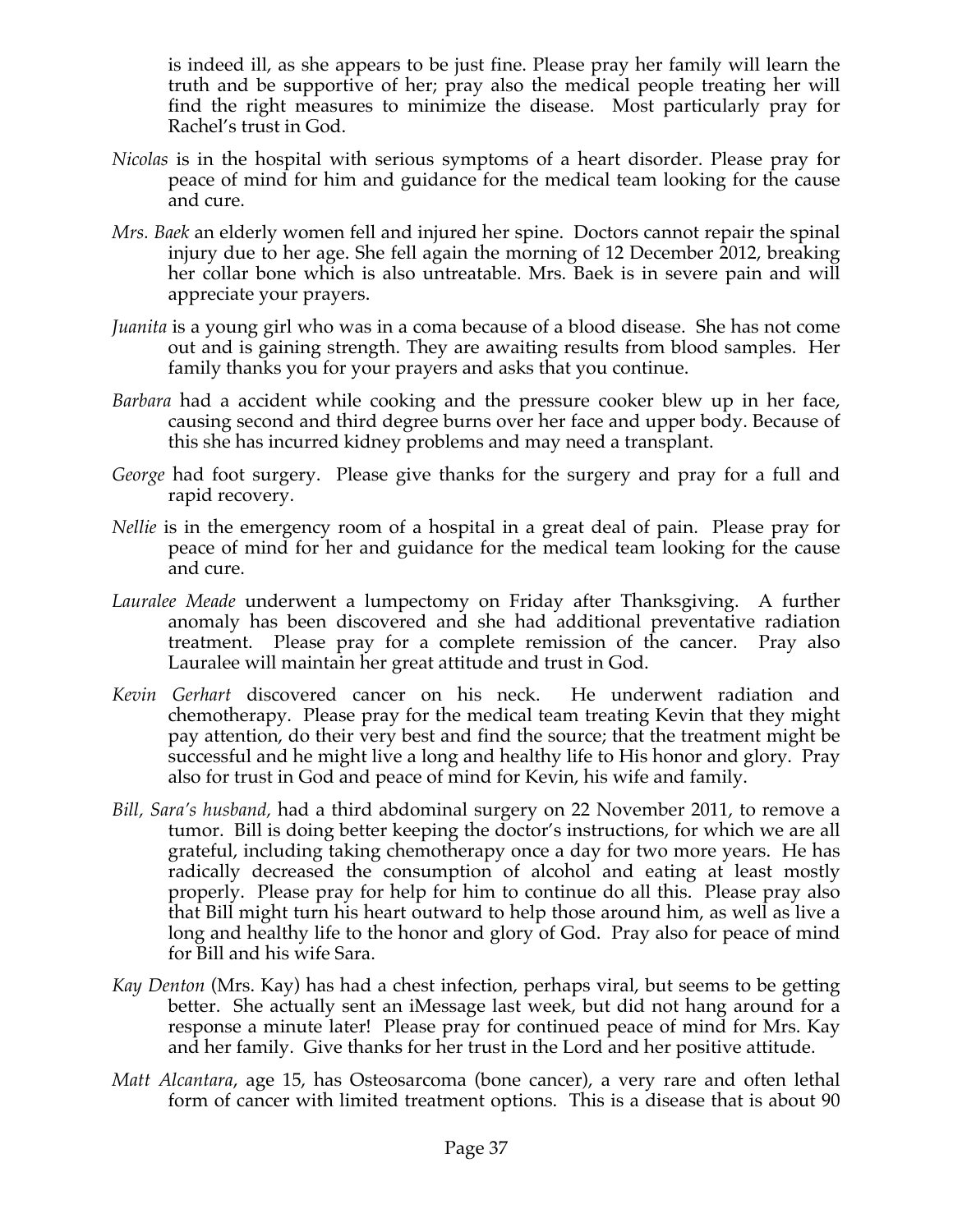is indeed ill, as she appears to be just fine. Please pray her family will learn the truth and be supportive of her; pray also the medical people treating her will find the right measures to minimize the disease. Most particularly pray for Rachel's trust in God.

*Nicolas* is in the hospital with serious symptoms of a heart disorder. Please pray for peace of mind for him and guidance for the medical team looking for the cause and cure.

*Mrs. Baek* an elderly women fell and injured her spine. Doctors cannot repair the spinal injury due to her age. She fell again the morning of 12 December 2012, breaking her collar bone which is also untreatable. Mrs. Baek is in severe pain and will appreciate your prayers.

*Juanita* is a young girl who was in a coma because of a blood disease. She has not come out and is gaining strength. They are awaiting results from blood samples. Her family thanks you for your prayers and asks that you continue.

*Barbara* had a accident while cooking and the pressure cooker blew up in her face, causing second and third degree burns over her face and upper body. Because of this she has incurred kidney problems and may need a transplant.

*George* had foot surgery. Please give thanks for the surgery and pray for a full and rapid recovery.

*Nellie* is in the emergency room of a hospital in a great deal of pain. Please pray for peace of mind for her and guidance for the medical team looking for the cause and cure.

*Lauralee Meade* underwent a lumpectomy on Friday after Thanksgiving. A further anomaly has been discovered and she had additional preventative radiation treatment. Please pray for a complete remission of the cancer. Pray also Lauralee will maintain her great attitude and trust in God.

*Kevin Gerhart* discovered cancer on his neck. He underwent radiation and chemotherapy. Please pray for the medical team treating Kevin that they might pay attention, do their very best and find the source; that the treatment might be successful and he might live a long and healthy life to His honor and glory. Pray also for trust in God and peace of mind for Kevin, his wife and family.

*Bill, Sara's husband,* had a third abdominal surgery on 22 November 2011, to remove a tumor. Bill is doing better keeping the doctor's instructions, for which we are all grateful, including taking chemotherapy once a day for two more years. He has radically decreased the consumption of alcohol and eating at least mostly properly. Please pray for help for him to continue do all this. Please pray also that Bill might turn his heart outward to help those around him, as well as live a long and healthy life to the honor and glory of God. Pray also for peace of mind for Bill and his wife Sara.

*Kay Denton* (Mrs. Kay) has had a chest infection, perhaps viral, but seems to be getting better. She actually sent an iMessage last week, but did not hang around for a response a minute later! Please pray for continued peace of mind for Mrs. Kay and her family. Give thanks for her trust in the Lord and her positive attitude.

*Matt Alcantara*, age 15, has Osteosarcoma (bone cancer), a very rare and often lethal form of cancer with limited treatment options. This is a disease that is about 90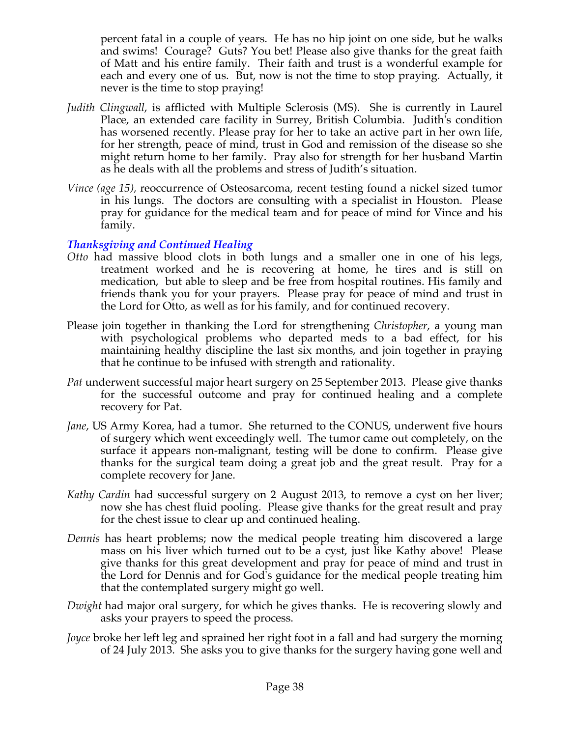percent fatal in a couple of years. He has no hip joint on one side, but he walks and swims! Courage? Guts? You bet! Please also give thanks for the great faith of Matt and his entire family. Their faith and trust is a wonderful example for each and every one of us. But, now is not the time to stop praying. Actually, it never is the time to stop praying!

*Judith Clingwall*, is afflicted with Multiple Sclerosis (MS). She is currently in Laurel Place, an extended care facility in Surrey, British Columbia. Judith's condition has worsened recently. Please pray for her to take an active part in her own life, for her strength, peace of mind, trust in God and remission of the disease so she might return home to her family. Pray also for strength for her husband Martin as he deals with all the problems and stress of Judith's situation.

*Vince (age 15),* reoccurrence of Osteosarcoma, recent testing found a nickel sized tumor in his lungs. The doctors are consulting with a specialist in Houston. Please pray for guidance for the medical team and for peace of mind for Vince and his family.

### *Thanksgiving and Continued Healing*

*Otto* had massive blood clots in both lungs and a smaller one in one of his legs, treatment worked and he is recovering at home, he tires and is still on medication, but able to sleep and be free from hospital routines. His family and friends thank you for your prayers. Please pray for peace of mind and trust in the Lord for Otto, as well as for his family, and for continued recovery.

Please join together in thanking the Lord for strengthening *Christopher*, a young man with psychological problems who departed meds to a bad effect, for his maintaining healthy discipline the last six months, and join together in praying that he continue to be infused with strength and rationality.

*Pat* underwent successful major heart surgery on 25 September 2013. Please give thanks for the successful outcome and pray for continued healing and a complete recovery for Pat.

*Jane*, US Army Korea, had a tumor. She returned to the CONUS, underwent five hours of surgery which went exceedingly well. The tumor came out completely, on the surface it appears non-malignant, testing will be done to confirm. Please give thanks for the surgical team doing a great job and the great result. Pray for a complete recovery for Jane.

*Kathy Cardin* had successful surgery on 2 August 2013, to remove a cyst on her liver; now she has chest fluid pooling. Please give thanks for the great result and pray for the chest issue to clear up and continued healing.

*Dennis* has heart problems; now the medical people treating him discovered a large mass on his liver which turned out to be a cyst, just like Kathy above! Please give thanks for this great development and pray for peace of mind and trust in the Lord for Dennis and for God's guidance for the medical people treating him that the contemplated surgery might go well.

*Dwight* had major oral surgery, for which he gives thanks. He is recovering slowly and asks your prayers to speed the process.

*Joyce* broke her left leg and sprained her right foot in a fall and had surgery the morning of 24 July 2013. She asks you to give thanks for the surgery having gone well and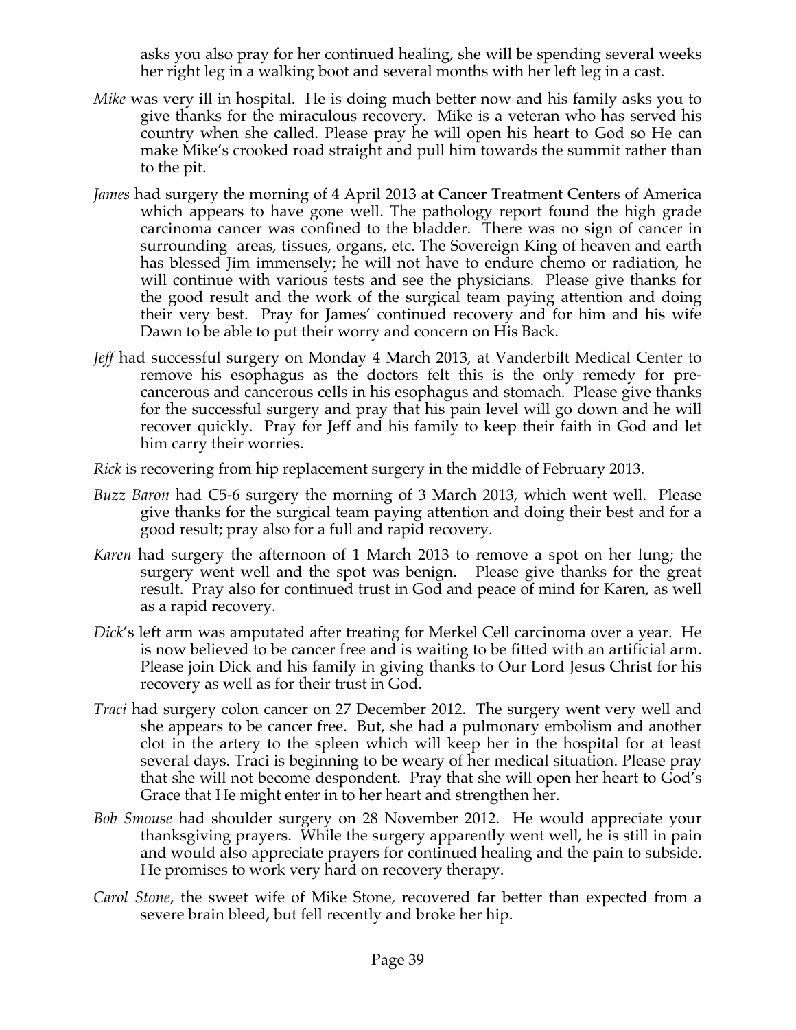asks you also pray for her continued healing, she will be spending several weeks her right leg in a walking boot and several months with her left leg in a cast.

*Mike* was very ill in hospital. He is doing much better now and his family asks you to give thanks for the miraculous recovery. Mike is a veteran who has served his country when she called. Please pray he will open his heart to God so He can make Mike's crooked road straight and pull him towards the summit rather than to the pit.

*James* had surgery the morning of 4 April 2013 at Cancer Treatment Centers of America which appears to have gone well. The pathology report found the high grade carcinoma cancer was confined to the bladder. There was no sign of cancer in surrounding areas, tissues, organs, etc. The Sovereign King of heaven and earth has blessed Jim immensely; he will not have to endure chemo or radiation, he will continue with various tests and see the physicians. Please give thanks for the good result and the work of the surgical team paying attention and doing their very best. Pray for James' continued recovery and for him and his wife Dawn to be able to put their worry and concern on His Back.

*Jeff* had successful surgery on Monday 4 March 2013, at Vanderbilt Medical Center to remove his esophagus as the doctors felt this is the only remedy for pre-cancerous and cancerous cells in his esophagus and stomach. Please give thanks for the successful surgery and pray that his pain level will go down and he will recover quickly. Pray for Jeff and his family to keep their faith in God and let him carry their worries.

*Rick* is recovering from hip replacement surgery in the middle of February 2013.

*Buzz Baron* had C5-6 surgery the morning of 3 March 2013, which went well. Please give thanks for the surgical team paying attention and doing their best and for a good result; pray also for a full and rapid recovery.

*Karen* had surgery the afternoon of 1 March 2013 to remove a spot on her lung; the surgery went well and the spot was benign. Please give thanks for the great result. Pray also for continued trust in God and peace of mind for Karen, as well as a rapid recovery.

*Dick*'s left arm was amputated after treating for Merkel Cell carcinoma over a year. He is now believed to be cancer free and is waiting to be fitted with an artificial arm. Please join Dick and his family in giving thanks to Our Lord Jesus Christ for his recovery as well as for their trust in God.

*Traci* had surgery colon cancer on 27 December 2012. The surgery went very well and she appears to be cancer free. But, she had a pulmonary embolism and another clot in the artery to the spleen which will keep her in the hospital for at least several days. Traci is beginning to be weary of her medical situation. Please pray that she will not become despondent. Pray that she will open her heart to God's Grace that He might enter in to her heart and strengthen her.

*Bob Smouse* had shoulder surgery on 28 November 2012. He would appreciate your thanksgiving prayers. While the surgery apparently went well, he is still in pain and would also appreciate prayers for continued healing and the pain to subside. He promises to work very hard on recovery therapy.

*Carol Stone*, the sweet wife of Mike Stone, recovered far better than expected from a severe brain bleed, but fell recently and broke her hip.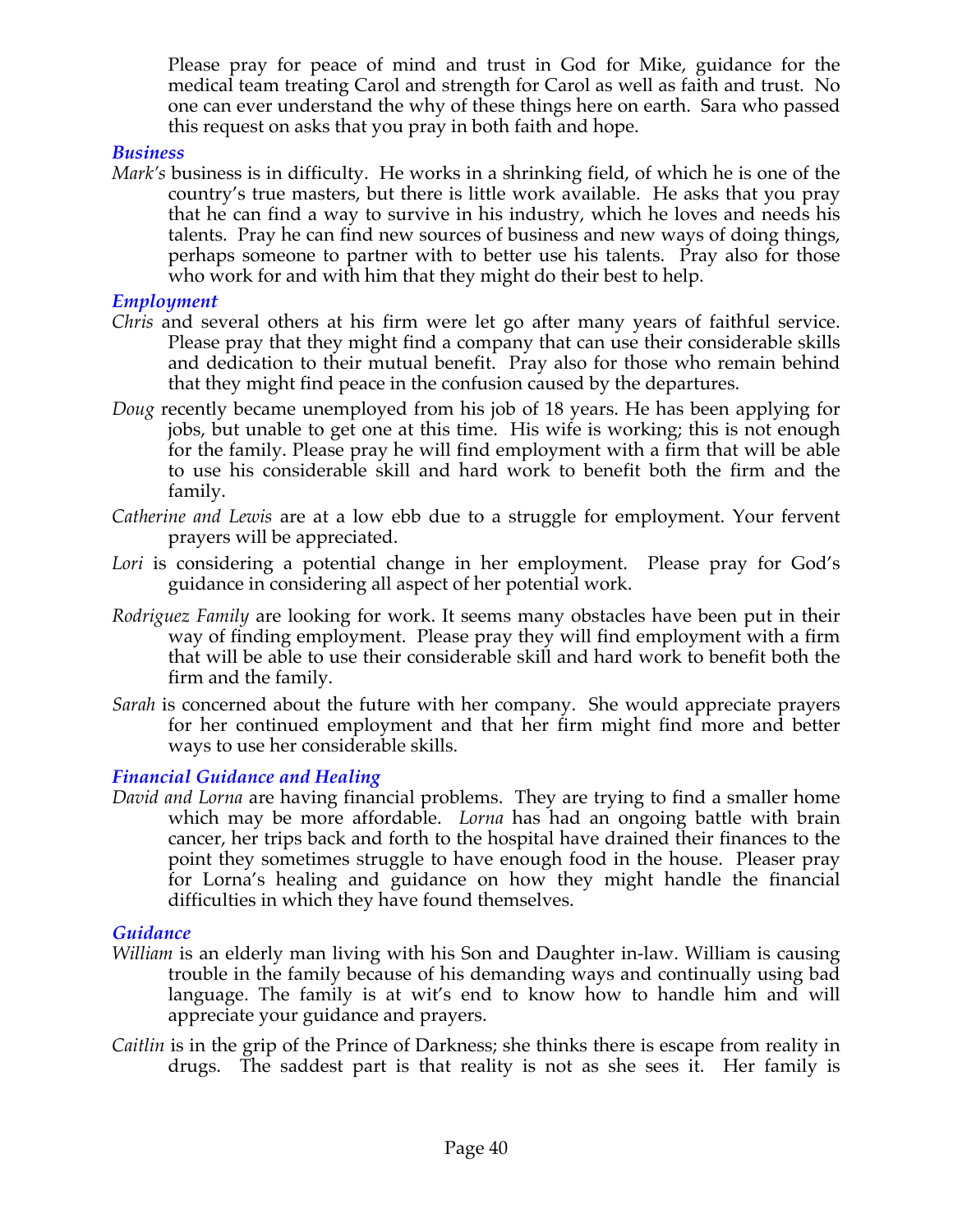Please pray for peace of mind and trust in God for Mike, guidance for the medical team treating Carol and strength for Carol as well as faith and trust. No one can ever understand the why of these things here on earth. Sara who passed this request on asks that you pray in both faith and hope.

### *Business*

*Mark's* business is in difficulty. He works in a shrinking field, of which he is one of the country's true masters, but there is little work available. He asks that you pray that he can find a way to survive in his industry, which he loves and needs his talents. Pray he can find new sources of business and new ways of doing things, perhaps someone to partner with to better use his talents. Pray also for those who work for and with him that they might do their best to help.

### *Employment*

*Chris* and several others at his firm were let go after many years of faithful service. Please pray that they might find a company that can use their considerable skills and dedication to their mutual benefit. Pray also for those who remain behind that they might find peace in the confusion caused by the departures.

*Doug* recently became unemployed from his job of 18 years. He has been applying for jobs, but unable to get one at this time. His wife is working; this is not enough for the family. Please pray he will find employment with a firm that will be able to use his considerable skill and hard work to benefit both the firm and the family.

*Catherine and Lewis* are at a low ebb due to a struggle for employment. Your fervent prayers will be appreciated.

*Lori* is considering a potential change in her employment. Please pray for God's guidance in considering all aspect of her potential work.

*Rodriguez Family* are looking for work. It seems many obstacles have been put in their way of finding employment. Please pray they will find employment with a firm that will be able to use their considerable skill and hard work to benefit both the firm and the family.

*Sarah* is concerned about the future with her company. She would appreciate prayers for her continued employment and that her firm might find more and better ways to use her considerable skills.

### *Financial Guidance and Healing*

*David and Lorna* are having financial problems. They are trying to find a smaller home which may be more affordable. *Lorna* has had an ongoing battle with brain cancer, her trips back and forth to the hospital have drained their finances to the point they sometimes struggle to have enough food in the house. Pleaser pray for Lorna's healing and guidance on how they might handle the financial difficulties in which they have found themselves.

### *Guidance*

*William* is an elderly man living with his Son and Daughter in-law. William is causing trouble in the family because of his demanding ways and continually using bad language. The family is at wit's end to know how to handle him and will appreciate your guidance and prayers.

*Caitlin* is in the grip of the Prince of Darkness; she thinks there is escape from reality in drugs. The saddest part is that reality is not as she sees it. Her family is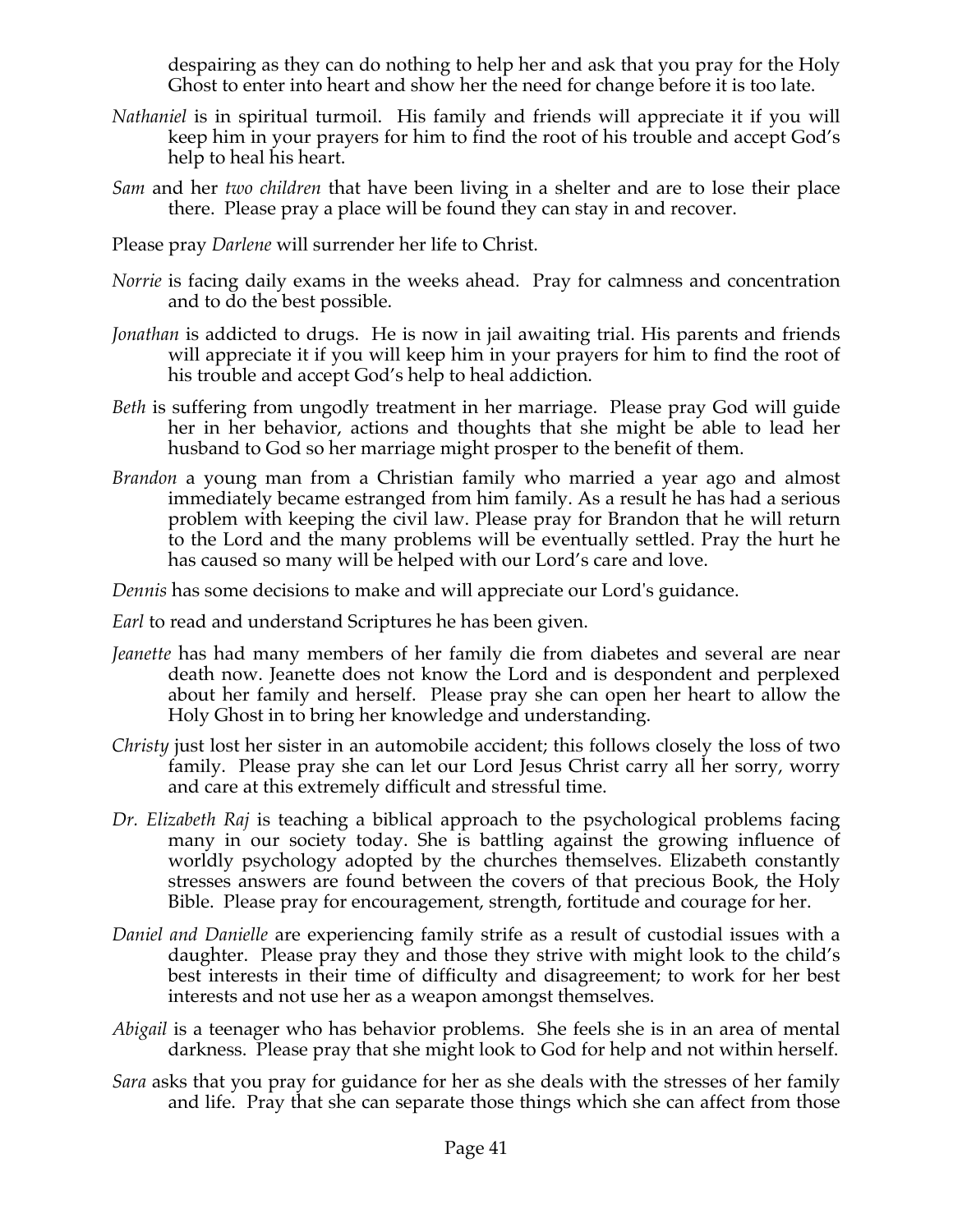despairing as they can do nothing to help her and ask that you pray for the Holy Ghost to enter into heart and show her the need for change before it is too late.

*Nathaniel* is in spiritual turmoil. His family and friends will appreciate it if you will keep him in your prayers for him to find the root of his trouble and accept God's help to heal his heart.

*Sam* and her *two children* that have been living in a shelter and are to lose their place there. Please pray a place will be found they can stay in and recover.

Please pray *Darlene* will surrender her life to Christ.

*Norrie* is facing daily exams in the weeks ahead. Pray for calmness and concentration and to do the best possible.

*Jonathan* is addicted to drugs. He is now in jail awaiting trial. His parents and friends will appreciate it if you will keep him in your prayers for him to find the root of his trouble and accept God's help to heal addiction.

*Beth* is suffering from ungodly treatment in her marriage. Please pray God will guide her in her behavior, actions and thoughts that she might be able to lead her husband to God so her marriage might prosper to the benefit of them.

*Brandon* a young man from a Christian family who married a year ago and almost immediately became estranged from him family. As a result he has had a serious problem with keeping the civil law. Please pray for Brandon that he will return to the Lord and the many problems will be eventually settled. Pray the hurt he has caused so many will be helped with our Lord's care and love.

*Dennis* has some decisions to make and will appreciate our Lord's guidance.

*Earl* to read and understand Scriptures he has been given.

*Jeanette* has had many members of her family die from diabetes and several are near death now. Jeanette does not know the Lord and is despondent and perplexed about her family and herself. Please pray she can open her heart to allow the Holy Ghost in to bring her knowledge and understanding.

*Christy* just lost her sister in an automobile accident; this follows closely the loss of two family. Please pray she can let our Lord Jesus Christ carry all her sorry, worry and care at this extremely difficult and stressful time.

*Dr. Elizabeth Raj* is teaching a biblical approach to the psychological problems facing many in our society today. She is battling against the growing influence of worldly psychology adopted by the churches themselves. Elizabeth constantly stresses answers are found between the covers of that precious Book, the Holy Bible. Please pray for encouragement, strength, fortitude and courage for her.

*Daniel and Danielle* are experiencing family strife as a result of custodial issues with a daughter. Please pray they and those they strive with might look to the child's best interests in their time of difficulty and disagreement; to work for her best interests and not use her as a weapon amongst themselves.

*Abigail* is a teenager who has behavior problems. She feels she is in an area of mental darkness. Please pray that she might look to God for help and not within herself.

*Sara* asks that you pray for guidance for her as she deals with the stresses of her family and life. Pray that she can separate those things which she can affect from those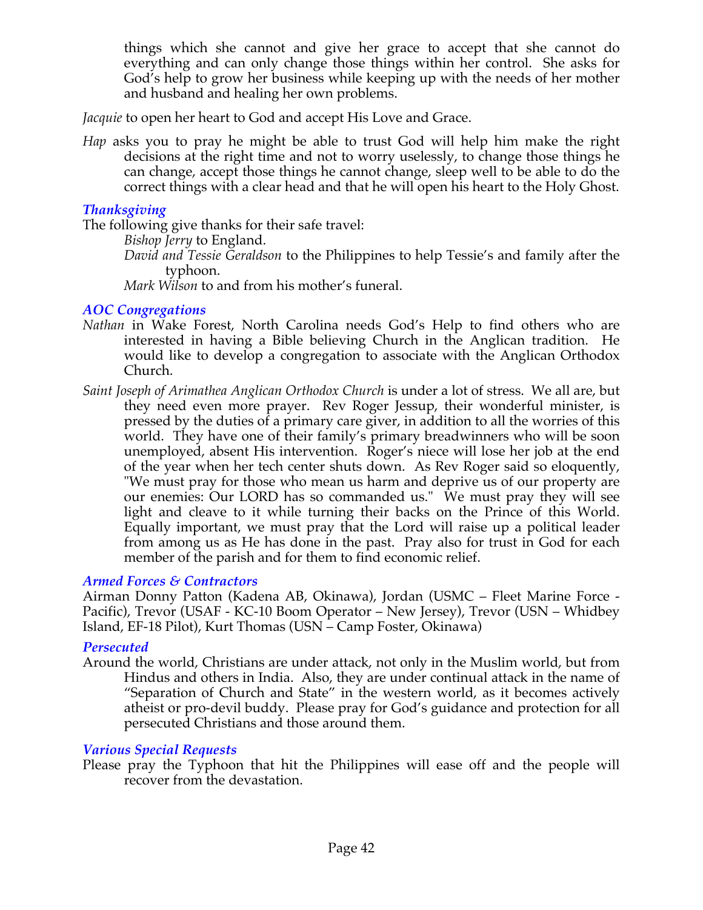things which she cannot and give her grace to accept that she cannot do everything and can only change those things within her control. She asks for God's help to grow her business while keeping up with the needs of her mother and husband and healing her own problems.

*Jacquie* to open her heart to God and accept His Love and Grace.

*Hap* asks you to pray he might be able to trust God will help him make the right decisions at the right time and not to worry uselessly, to change those things he can change, accept those things he cannot change, sleep well to be able to do the correct things with a clear head and that he will open his heart to the Holy Ghost.

### *Thanksgiving*

The following give thanks for their safe travel:

*Bishop Jerry* to England.

*David and Tessie Geraldson* to the Philippines to help Tessie's and family after the typhoon.

*Mark Wilson* to and from his mother's funeral.

### *AOC Congregations*

*Nathan* in Wake Forest, North Carolina needs God's Help to find others who are interested in having a Bible believing Church in the Anglican tradition. He would like to develop a congregation to associate with the Anglican Orthodox Church.

*Saint Joseph of Arimathea Anglican Orthodox Church* is under a lot of stress. We all are, but they need even more prayer. Rev Roger Jessup, their wonderful minister, is pressed by the duties of a primary care giver, in addition to all the worries of this world. They have one of their family's primary breadwinners who will be soon unemployed, absent His intervention. Roger's niece will lose her job at the end of the year when her tech center shuts down. As Rev Roger said so eloquently, "We must pray for those who mean us harm and deprive us of our property are our enemies: Our LORD has so commanded us." We must pray they will see light and cleave to it while turning their backs on the Prince of this World. Equally important, we must pray that the Lord will raise up a political leader from among us as He has done in the past. Pray also for trust in God for each member of the parish and for them to find economic relief.

### *Armed Forces & Contractors*

Airman Donny Patton (Kadena AB, Okinawa), Jordan (USMC – Fleet Marine Force - Pacific), Trevor (USAF - KC-10 Boom Operator – New Jersey), Trevor (USN – Whidbey Island, EF-18 Pilot), Kurt Thomas (USN – Camp Foster, Okinawa)

### *Persecuted*

Around the world, Christians are under attack, not only in the Muslim world, but from Hindus and others in India. Also, they are under continual attack in the name of "Separation of Church and State" in the western world, as it becomes actively atheist or pro-devil buddy. Please pray for God's guidance and protection for all persecuted Christians and those around them.

### *Various Special Requests*

Please pray the Typhoon that hit the Philippines will ease off and the people will recover from the devastation.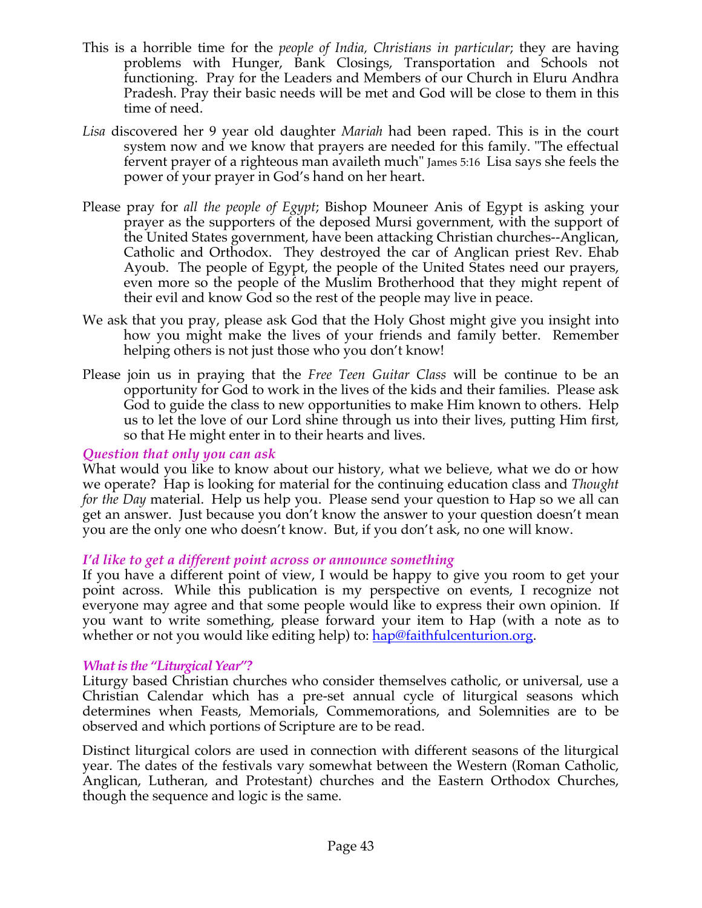This is a horrible time for the *people of India, Christians in particular*; they are having problems with Hunger, Bank Closings, Transportation and Schools not functioning. Pray for the Leaders and Members of our Church in Eluru Andhra Pradesh. Pray their basic needs will be met and God will be close to them in this time of need.

*Lisa* discovered her 9 year old daughter *Mariah* had been raped. This is in the court system now and we know that prayers are needed for this family. "The effectual fervent prayer of a righteous man availeth much" James 5:16 Lisa says she feels the power of your prayer in God's hand on her heart.

Please pray for *all the people of Egypt*; Bishop Mouneer Anis of Egypt is asking your prayer as the supporters of the deposed Mursi government, with the support of the United States government, have been attacking Christian churches--Anglican, Catholic and Orthodox. They destroyed the car of Anglican priest Rev. Ehab Ayoub. The people of Egypt, the people of the United States need our prayers, even more so the people of the Muslim Brotherhood that they might repent of their evil and know God so the rest of the people may live in peace.

We ask that you pray, please ask God that the Holy Ghost might give you insight into how you might make the lives of your friends and family better. Remember helping others is not just those who you don't know!

Please join us in praying that the *Free Teen Guitar Class* will be continue to be an opportunity for God to work in the lives of the kids and their families. Please ask God to guide the class to new opportunities to make Him known to others. Help us to let the love of our Lord shine through us into their lives, putting Him first, so that He might enter in to their hearts and lives.

### *Question that only you can ask*

What would you like to know about our history, what we believe, what we do or how we operate? Hap is looking for material for the continuing education class and *Thought for the Day* material. Help us help you. Please send your question to Hap so we all can get an answer. Just because you don't know the answer to your question doesn't mean you are the only one who doesn't know. But, if you don't ask, no one will know.

### *I'd like to get a different point across or announce something*

If you have a different point of view, I would be happy to give you room to get your point across. While this publication is my perspective on events, I recognize not everyone may agree and that some people would like to express their own opinion. If you want to write something, please forward your item to Hap (with a note as to whether or not you would like editing help) to: hap@faithfulcenturion.org.

### *What is the "Liturgical Year"?*

Liturgy based Christian churches who consider themselves catholic, or universal, use a Christian Calendar which has a pre-set annual cycle of liturgical seasons which determines when Feasts, Memorials, Commemorations, and Solemnities are to be observed and which portions of Scripture are to be read.

Distinct liturgical colors are used in connection with different seasons of the liturgical year. The dates of the festivals vary somewhat between the Western (Roman Catholic, Anglican, Lutheran, and Protestant) churches and the Eastern Orthodox Churches, though the sequence and logic is the same.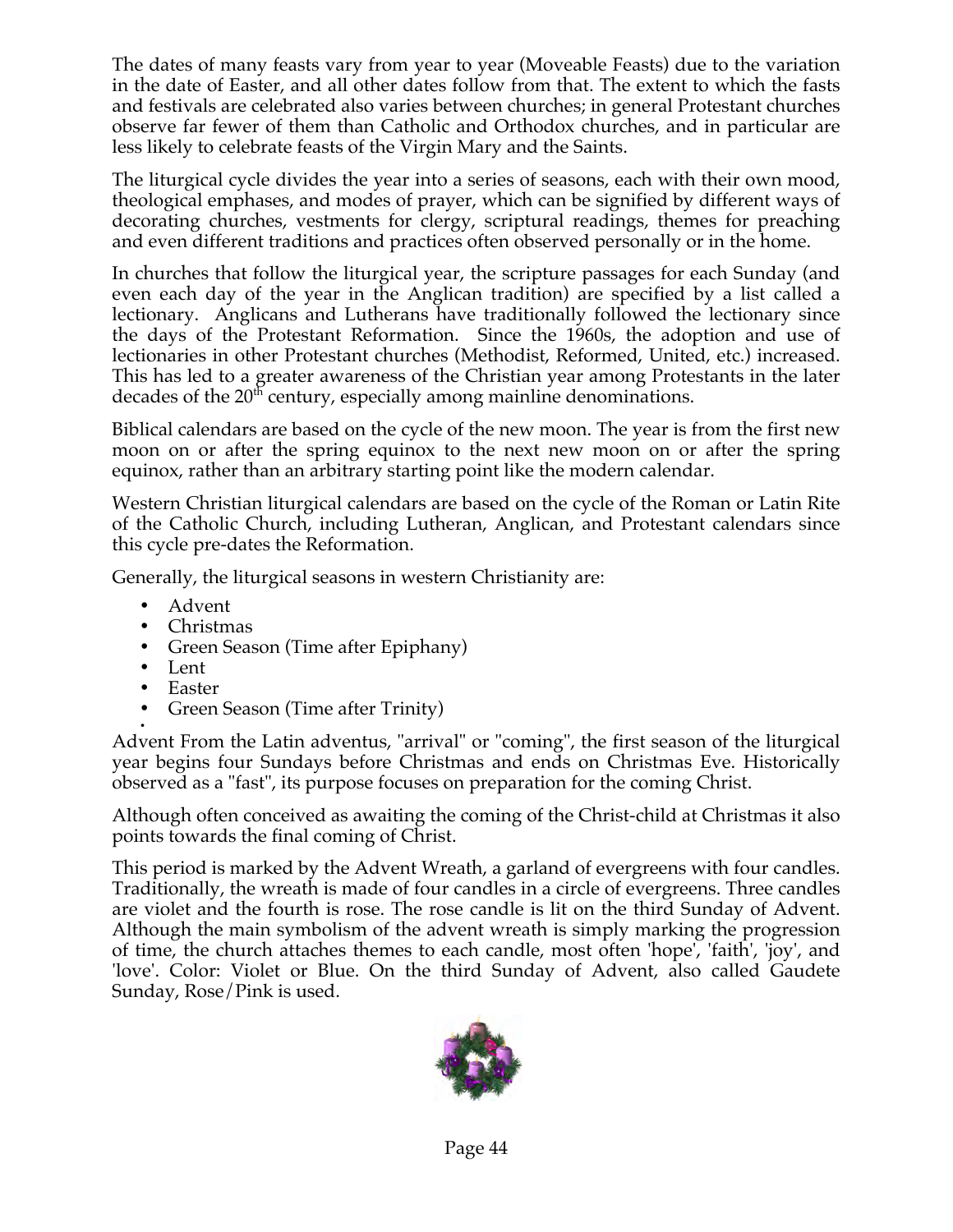The dates of many feasts vary from year to year (Moveable Feasts) due to the variation in the date of Easter, and all other dates follow from that. The extent to which the fasts and festivals are celebrated also varies between churches; in general Protestant churches observe far fewer of them than Catholic and Orthodox churches, and in particular are less likely to celebrate feasts of the Virgin Mary and the Saints.

The liturgical cycle divides the year into a series of seasons, each with their own mood, theological emphases, and modes of prayer, which can be signified by different ways of decorating churches, vestments for clergy, scriptural readings, themes for preaching and even different traditions and practices often observed personally or in the home.

In churches that follow the liturgical year, the scripture passages for each Sunday (and even each day of the year in the Anglican tradition) are specified by a list called a lectionary. Anglicans and Lutherans have traditionally followed the lectionary since the days of the Protestant Reformation. Since the 1960s, the adoption and use of lectionaries in other Protestant churches (Methodist, Reformed, United, etc.) increased. This has led to a greater awareness of the Christian year among Protestants in the later decades of the 20th century, especially among mainline denominations.

Biblical calendars are based on the cycle of the new moon. The year is from the first new moon on or after the spring equinox to the next new moon on or after the spring equinox, rather than an arbitrary starting point like the modern calendar.

Western Christian liturgical calendars are based on the cycle of the Roman or Latin Rite of the Catholic Church, including Lutheran, Anglican, and Protestant calendars since this cycle pre-dates the Reformation.

Generally, the liturgical seasons in western Christianity are:

- Advent
- Christmas
- Green Season (Time after Epiphany)
- Lent
- Easter
- Green Season (Time after Trinity)

Advent From the Latin adventus, "arrival" or "coming", the first season of the liturgical year begins four Sundays before Christmas and ends on Christmas Eve. Historically observed as a "fast", its purpose focuses on preparation for the coming Christ.

Although often conceived as awaiting the coming of the Christ-child at Christmas it also points towards the final coming of Christ.

This period is marked by the Advent Wreath, a garland of evergreens with four candles. Traditionally, the wreath is made of four candles in a circle of evergreens. Three candles are violet and the fourth is rose. The rose candle is lit on the third Sunday of Advent. Although the main symbolism of the advent wreath is simply marking the progression of time, the church attaches themes to each candle, most often 'hope', 'faith', 'joy', and 'love'. Color: Violet or Blue. On the third Sunday of Advent, also called Gaudete Sunday, Rose/Pink is used.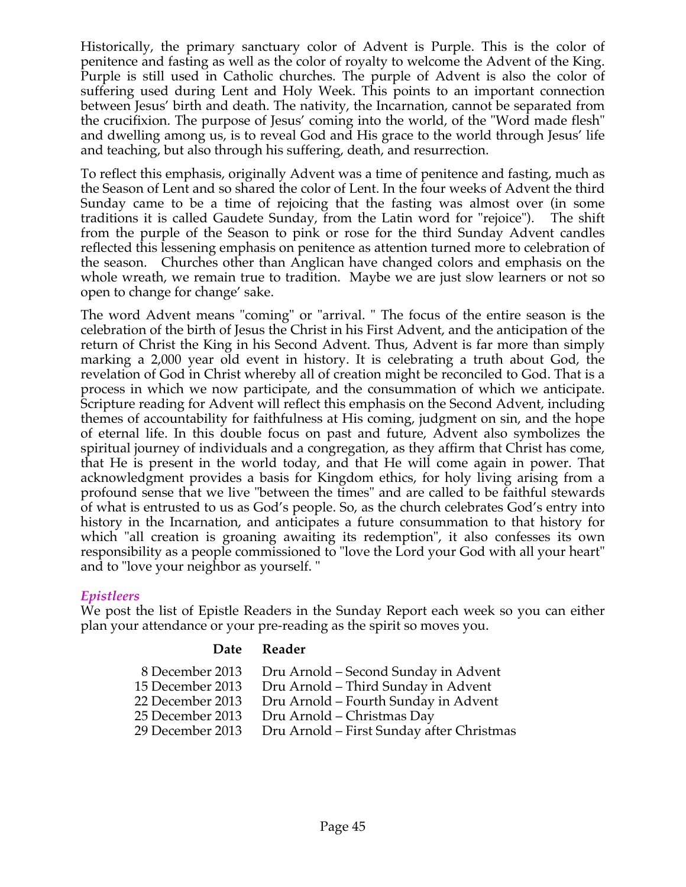Historically, the primary sanctuary color of Advent is Purple. This is the color of penitence and fasting as well as the color of royalty to welcome the Advent of the King. Purple is still used in Catholic churches. The purple of Advent is also the color of suffering used during Lent and Holy Week. This points to an important connection between Jesus' birth and death. The nativity, the Incarnation, cannot be separated from the crucifixion. The purpose of Jesus' coming into the world, of the "Word made flesh" and dwelling among us, is to reveal God and His grace to the world through Jesus' life and teaching, but also through his suffering, death, and resurrection.

To reflect this emphasis, originally Advent was a time of penitence and fasting, much as the Season of Lent and so shared the color of Lent. In the four weeks of Advent the third Sunday came to be a time of rejoicing that the fasting was almost over (in some traditions it is called Gaudete Sunday, from the Latin word for "rejoice"). The shift from the purple of the Season to pink or rose for the third Sunday Advent candles reflected this lessening emphasis on penitence as attention turned more to celebration of the season. Churches other than Anglican have changed colors and emphasis on the whole wreath, we remain true to tradition. Maybe we are just slow learners or not so open to change for change' sake.

The word Advent means "coming" or "arrival. " The focus of the entire season is the celebration of the birth of Jesus the Christ in his First Advent, and the anticipation of the return of Christ the King in his Second Advent. Thus, Advent is far more than simply marking a 2,000 year old event in history. It is celebrating a truth about God, the revelation of God in Christ whereby all of creation might be reconciled to God. That is a process in which we now participate, and the consummation of which we anticipate. Scripture reading for Advent will reflect this emphasis on the Second Advent, including themes of accountability for faithfulness at His coming, judgment on sin, and the hope of eternal life. In this double focus on past and future, Advent also symbolizes the spiritual journey of individuals and a congregation, as they affirm that Christ has come, that He is present in the world today, and that He will come again in power. That acknowledgment provides a basis for Kingdom ethics, for holy living arising from a profound sense that we live "between the times" and are called to be faithful stewards of what is entrusted to us as God's people. So, as the church celebrates God's entry into history in the Incarnation, and anticipates a future consummation to that history for which "all creation is groaning awaiting its redemption", it also confesses its own responsibility as a people commissioned to "love the Lord your God with all your heart" and to "love your neighbor as yourself. "

### *Epistleers*

We post the list of Epistle Readers in the Sunday Report each week so you can either plan your attendance or your pre-reading as the spirit so moves you.

| Date | Reader |
|---:|---|
| 8 December 2013 | Dru Arnold – Second Sunday in Advent |
| 15 December 2013 | Dru Arnold – Third Sunday in Advent |
| 22 December 2013 | Dru Arnold – Fourth Sunday in Advent |
| 25 December 2013 | Dru Arnold – Christmas Day |
| 29 December 2013 | Dru Arnold – First Sunday after Christmas |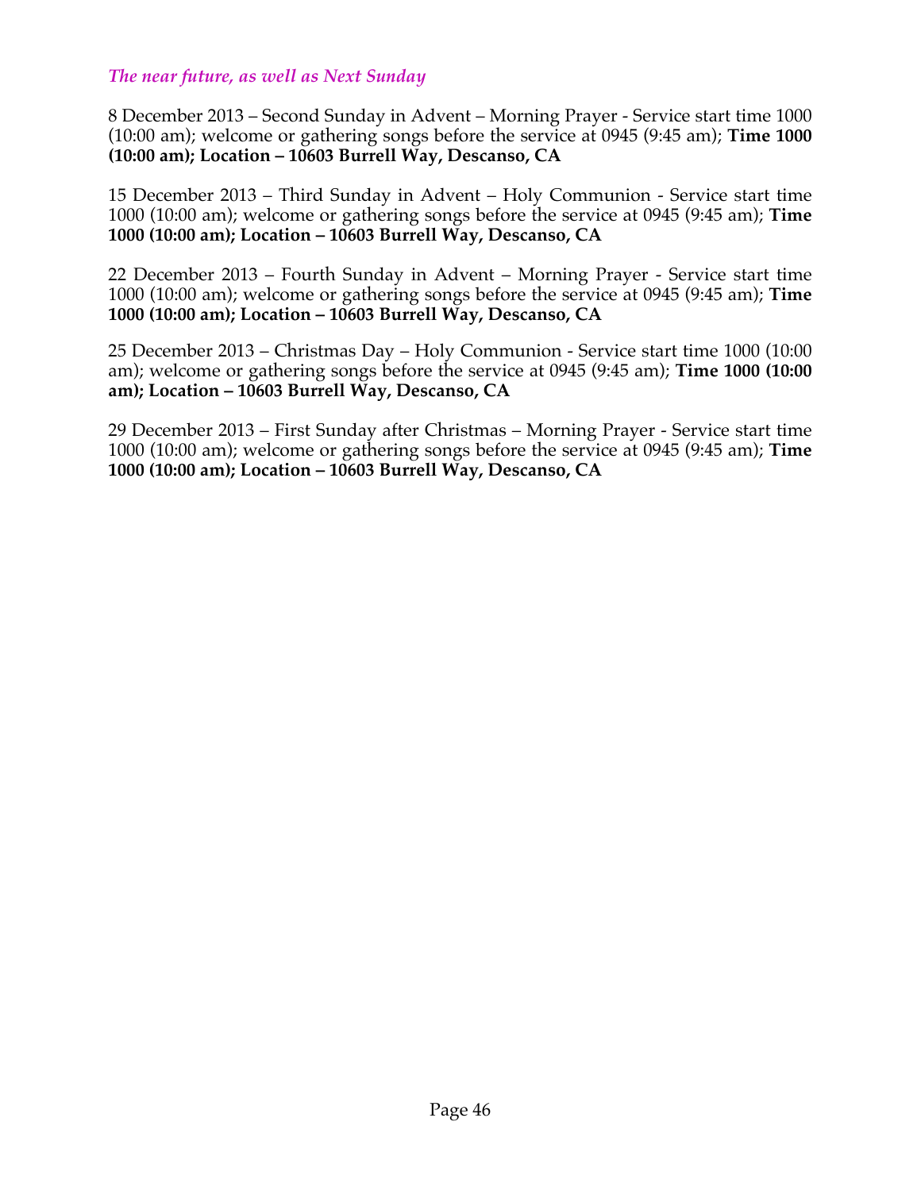*The near future, as well as Next Sunday*

8 December 2013 – Second Sunday in Advent – Morning Prayer - Service start time 1000 (10:00 am); welcome or gathering songs before the service at 0945 (9:45 am); **Time 1000 (10:00 am); Location – 10603 Burrell Way, Descanso, CA**

15 December 2013 – Third Sunday in Advent – Holy Communion - Service start time 1000 (10:00 am); welcome or gathering songs before the service at 0945 (9:45 am); **Time 1000 (10:00 am); Location – 10603 Burrell Way, Descanso, CA**

22 December 2013 – Fourth Sunday in Advent – Morning Prayer - Service start time 1000 (10:00 am); welcome or gathering songs before the service at 0945 (9:45 am); **Time 1000 (10:00 am); Location – 10603 Burrell Way, Descanso, CA**

25 December 2013 – Christmas Day – Holy Communion - Service start time 1000 (10:00 am); welcome or gathering songs before the service at 0945 (9:45 am); **Time 1000 (10:00 am); Location – 10603 Burrell Way, Descanso, CA**

29 December 2013 – First Sunday after Christmas – Morning Prayer - Service start time 1000 (10:00 am); welcome or gathering songs before the service at 0945 (9:45 am); **Time 1000 (10:00 am); Location – 10603 Burrell Way, Descanso, CA**